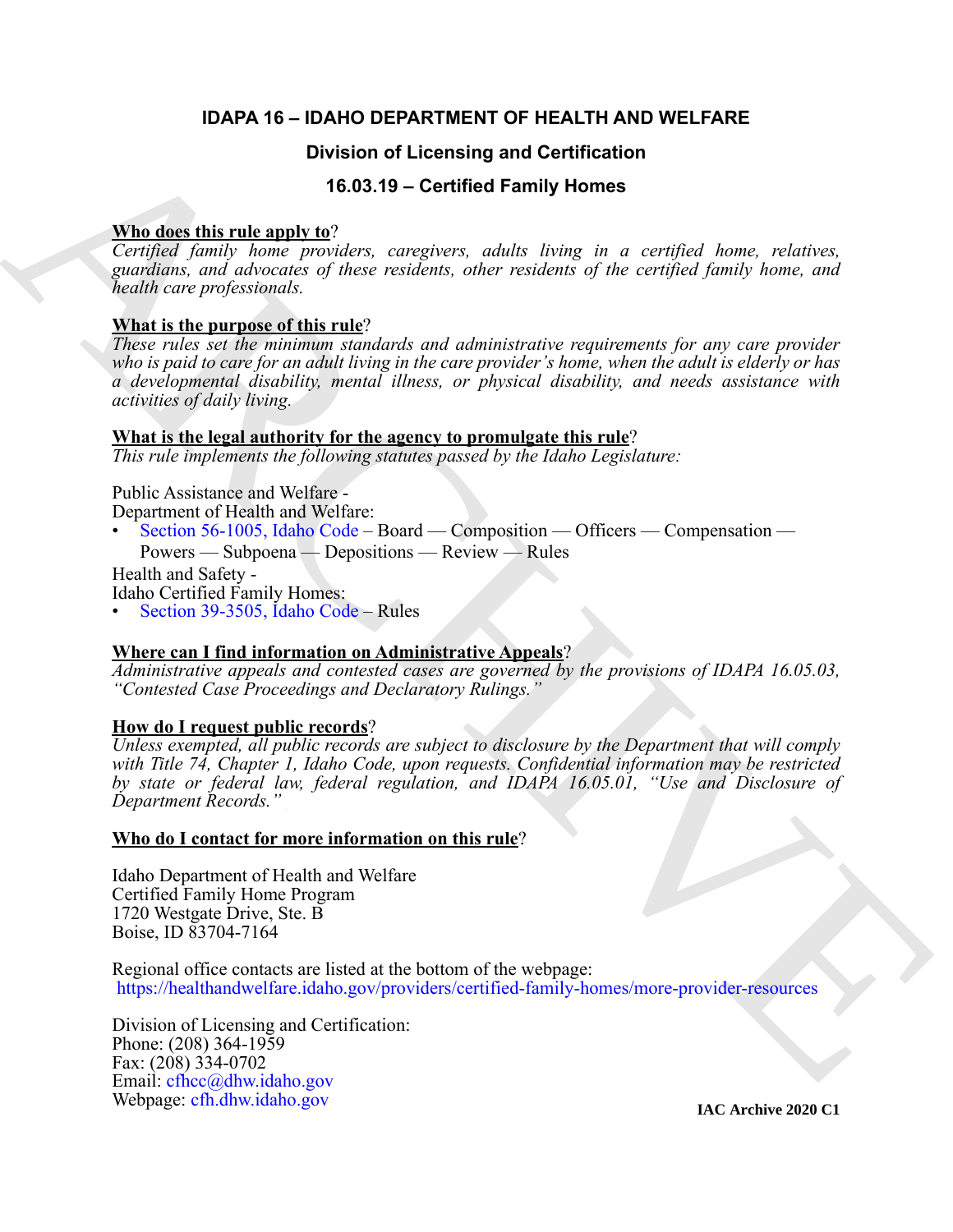# IDAPA 16 – IDAHO DEPARTMENT OF HEALTH AND WELFARE

## Division of Licensing and Certification

## 16.03.19 – Certified Family Homes

**Who does this rule apply to**?

*Certified family home providers, caregivers, adults living in a certified home, relatives, guardians, and advocates of these residents, other residents of the certified family home, and health care professionals.*

**What is the purpose of this rule**?

*These rules set the minimum standards and administrative requirements for any care provider who is paid to care for an adult living in the care provider's home, when the adult is elderly or has a developmental disability, mental illness, or physical disability, and needs assistance with activities of daily living.*

**What is the legal authority for the agency to promulgate this rule**?

*This rule implements the following statutes passed by the Idaho Legislature:*

Public Assistance and Welfare -
Department of Health and Welfare:
- Section 56-1005, Idaho Code – Board — Composition — Officers — Compensation — Powers — Subpoena — Depositions — Review — Rules

Health and Safety -
Idaho Certified Family Homes:
- Section 39-3505, Idaho Code – Rules

**Where can I find information on Administrative Appeals**?

*Administrative appeals and contested cases are governed by the provisions of IDAPA 16.05.03, "Contested Case Proceedings and Declaratory Rulings."*

**How do I request public records**?

*Unless exempted, all public records are subject to disclosure by the Department that will comply with Title 74, Chapter 1, Idaho Code, upon requests. Confidential information may be restricted by state or federal law, federal regulation, and IDAPA 16.05.01, "Use and Disclosure of Department Records."*

**Who do I contact for more information on this rule**?

Idaho Department of Health and Welfare
Certified Family Home Program
1720 Westgate Drive, Ste. B
Boise, ID 83704-7164

Regional office contacts are listed at the bottom of the webpage:
https://healthandwelfare.idaho.gov/providers/certified-family-homes/more-provider-resources

Division of Licensing and Certification:
Phone: (208) 364-1959
Fax: (208) 334-0702
Email: cfhcc@dhw.idaho.gov
Webpage: cfh.dhw.idaho.gov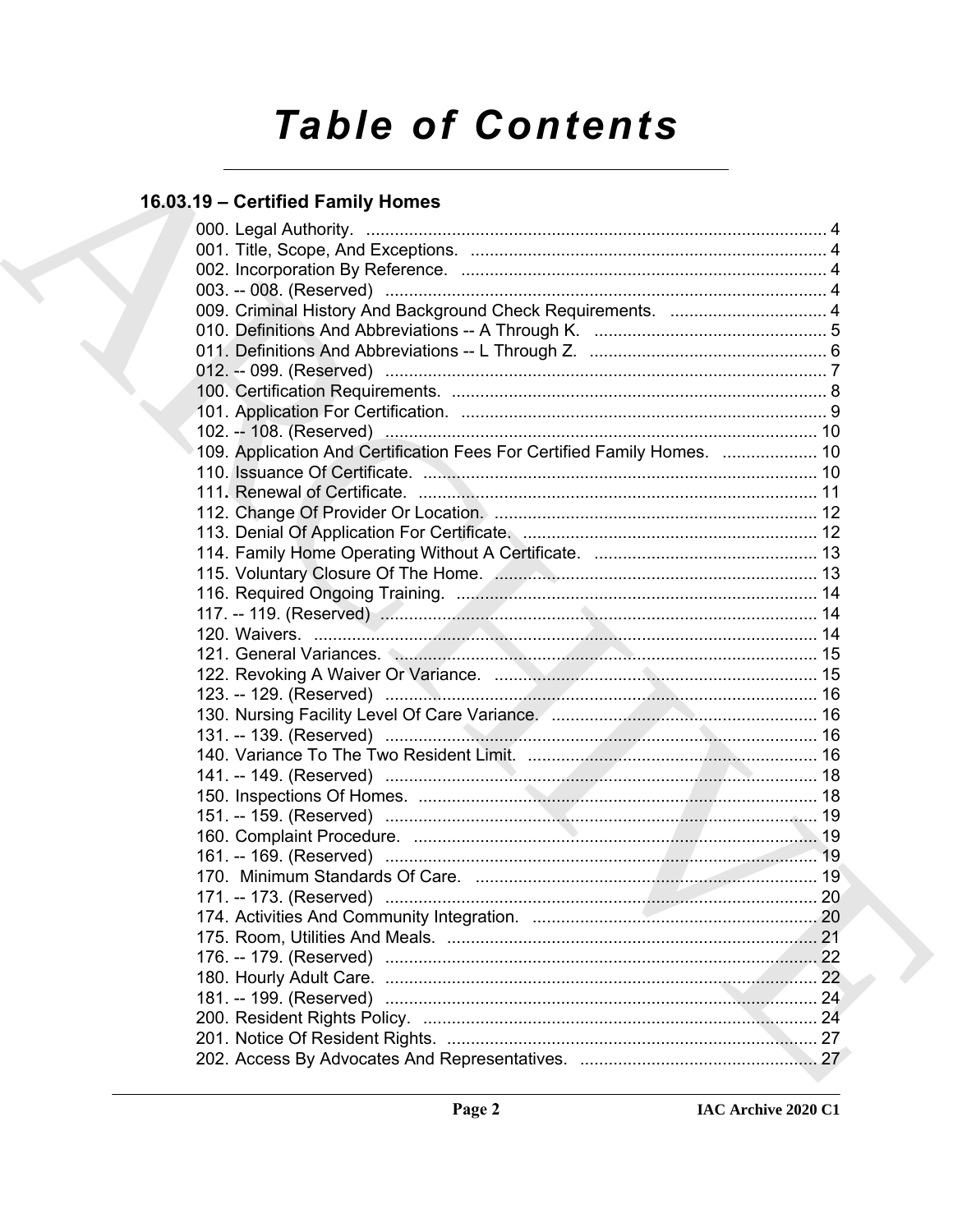# Table of Contents

## 16.03.19 – Certified Family Homes

000. Legal Authority. ........................................................................................................ 4
001. Title, Scope, And Exceptions. ................................................................................... 4
002. Incorporation By Reference. ..................................................................................... 4
003. -- 008. (Reserved) ...................................................................................................... 4
009. Criminal History And Background Check Requirements. ........................................ 4
010. Definitions And Abbreviations -- A Through K. ........................................................ 5
011. Definitions And Abbreviations -- L Through Z. ......................................................... 6
012. -- 099. (Reserved) ...................................................................................................... 7
100. Certification Requirements. ....................................................................................... 8
101. Application For Certification. ..................................................................................... 9
102. -- 108. (Reserved) .................................................................................................... 10
109. Application And Certification Fees For Certified Family Homes. .......................... 10
110. Issuance Of Certificate. ........................................................................................... 10
111. Renewal of Certificate. ............................................................................................ 11
112. Change Of Provider Or Location. ............................................................................ 12
113. Denial Of Application For Certificate. ...................................................................... 12
114. Family Home Operating Without A Certificate. ........................................................ 13
115. Voluntary Closure Of The Home. ............................................................................ 13
116. Required Ongoing Training. ..................................................................................... 14
117. -- 119. (Reserved) .................................................................................................... 14
120. Waivers. ................................................................................................................... 14
121. General Variances. .................................................................................................. 15
122. Revoking A Waiver Or Variance. ............................................................................. 15
123. -- 129. (Reserved) .................................................................................................... 16
130. Nursing Facility Level Of Care Variance. ................................................................ 16
131. -- 139. (Reserved) .................................................................................................... 16
140. Variance To The Two Resident Limit. ...................................................................... 16
141. -- 149. (Reserved) .................................................................................................... 18
150. Inspections Of Homes. ............................................................................................. 18
151. -- 159. (Reserved) .................................................................................................... 19
160. Complaint Procedure. .............................................................................................. 19
161. -- 169. (Reserved) .................................................................................................... 19
170. Minimum Standards Of Care. .................................................................................. 19
171. -- 173. (Reserved) .................................................................................................... 20
174. Activities And Community Integration. ..................................................................... 20
175. Room, Utilities And Meals. ....................................................................................... 21
176. -- 179. (Reserved) .................................................................................................... 22
180. Hourly Adult Care. .................................................................................................... 22
181. -- 199. (Reserved) .................................................................................................... 24
200. Resident Rights Policy. ............................................................................................. 24
201. Notice Of Resident Rights. ........................................................................................ 27
202. Access By Advocates And Representatives. ............................................................ 27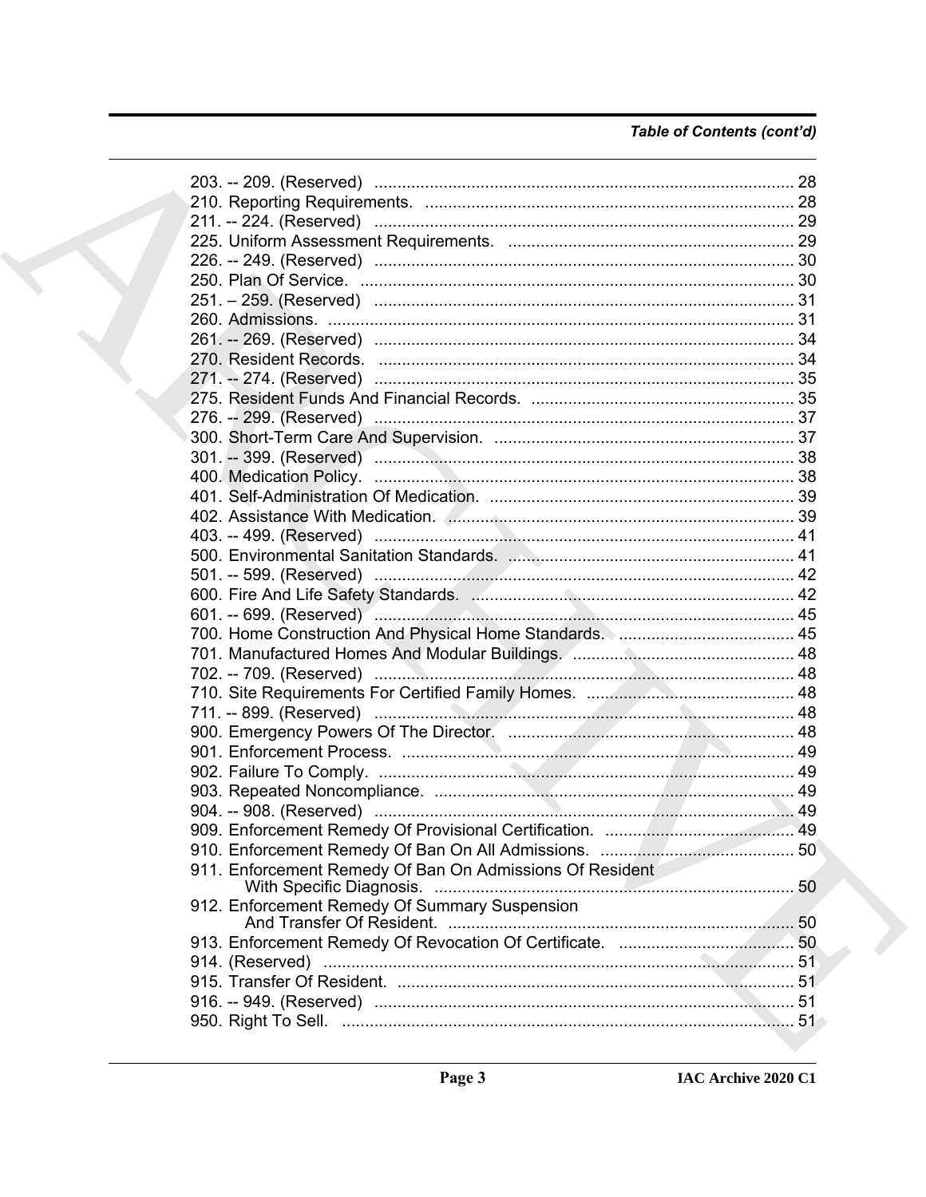*Table of Contents (cont'd)*

203. -- 209. (Reserved) .......... 28
210. Reporting Requirements. .......... 28
211. -- 224. (Reserved) .......... 29
225. Uniform Assessment Requirements. .......... 29
226. -- 249. (Reserved) .......... 30
250. Plan Of Service. .......... 30
251. – 259. (Reserved) .......... 31
260. Admissions. .......... 31
261. -- 269. (Reserved) .......... 34
270. Resident Records. .......... 34
271. -- 274. (Reserved) .......... 35
275. Resident Funds And Financial Records. .......... 35
276. -- 299. (Reserved) .......... 37
300. Short-Term Care And Supervision. .......... 37
301. -- 399. (Reserved) .......... 38
400. Medication Policy. .......... 38
401. Self-Administration Of Medication. .......... 39
402. Assistance With Medication. .......... 39
403. -- 499. (Reserved) .......... 41
500. Environmental Sanitation Standards. .......... 41
501. -- 599. (Reserved) .......... 42
600. Fire And Life Safety Standards. .......... 42
601. -- 699. (Reserved) .......... 45
700. Home Construction And Physical Home Standards. .......... 45
701. Manufactured Homes And Modular Buildings. .......... 48
702. -- 709. (Reserved) .......... 48
710. Site Requirements For Certified Family Homes. .......... 48
711. -- 899. (Reserved) .......... 48
900. Emergency Powers Of The Director. .......... 48
901. Enforcement Process. .......... 49
902. Failure To Comply. .......... 49
903. Repeated Noncompliance. .......... 49
904. -- 908. (Reserved) .......... 49
909. Enforcement Remedy Of Provisional Certification. .......... 49
910. Enforcement Remedy Of Ban On All Admissions. .......... 50
911. Enforcement Remedy Of Ban On Admissions Of Resident With Specific Diagnosis. .......... 50
912. Enforcement Remedy Of Summary Suspension And Transfer Of Resident. .......... 50
913. Enforcement Remedy Of Revocation Of Certificate. .......... 50
914. (Reserved) .......... 51
915. Transfer Of Resident. .......... 51
916. -- 949. (Reserved) .......... 51
950. Right To Sell. .......... 51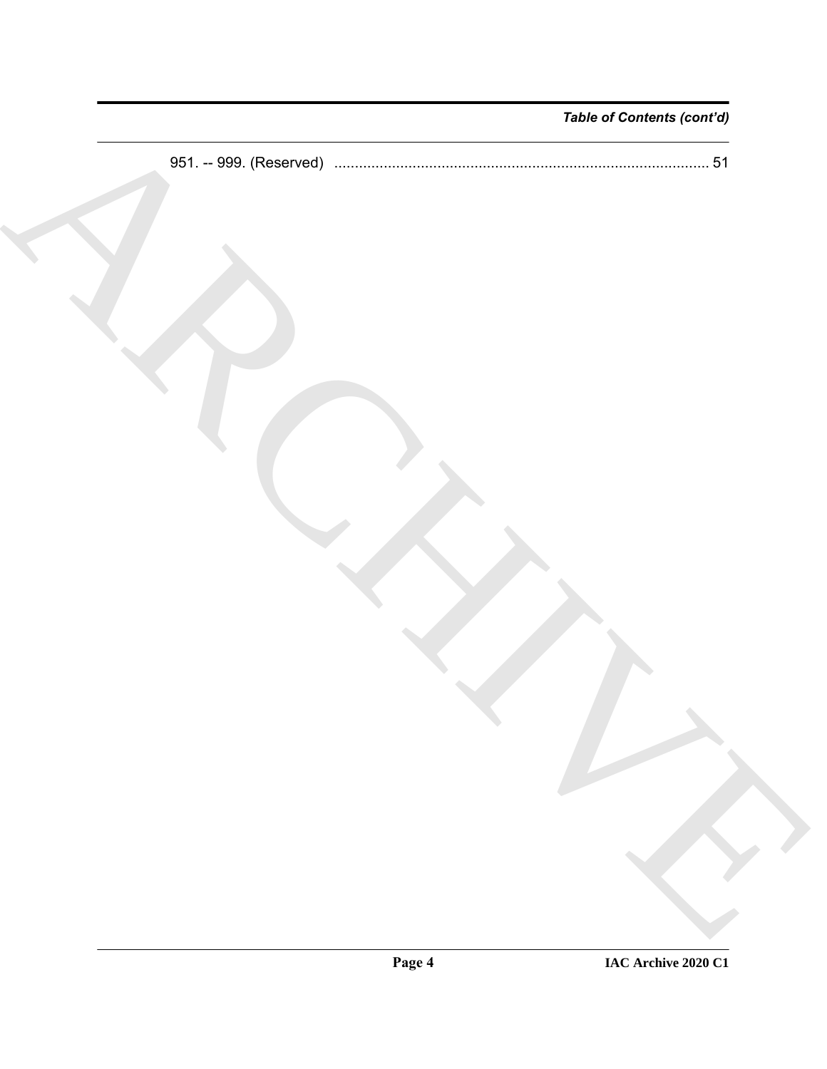951. -- 999. (Reserved) .......................................................................................... 51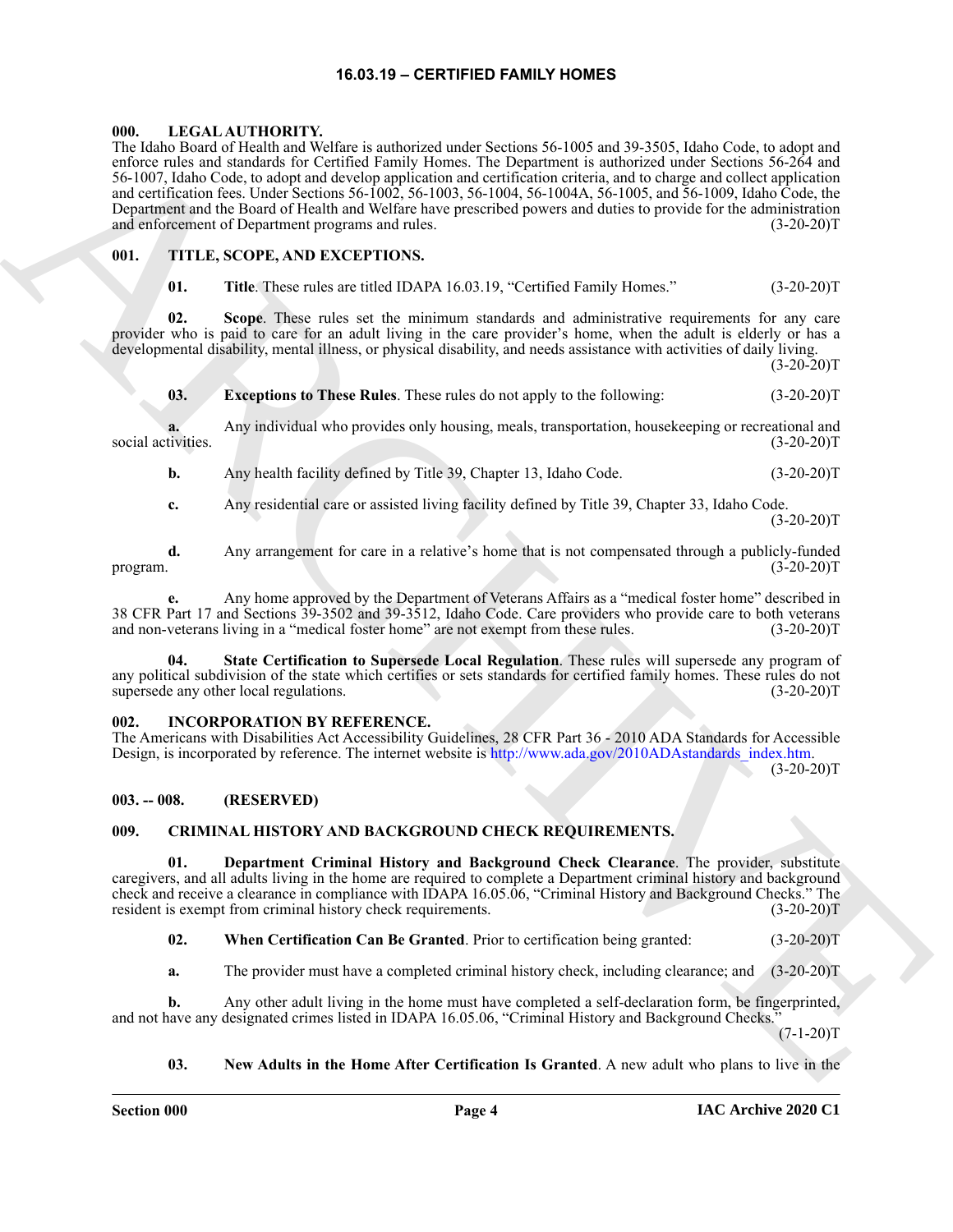# 16.03.19 – CERTIFIED FAMILY HOMES

## 000. LEGAL AUTHORITY.

The Idaho Board of Health and Welfare is authorized under Sections 56-1005 and 39-3505, Idaho Code, to adopt and enforce rules and standards for Certified Family Homes. The Department is authorized under Sections 56-264 and 56-1007, Idaho Code, to adopt and develop application and certification criteria, and to charge and collect application and certification fees. Under Sections 56-1002, 56-1003, 56-1004, 56-1004A, 56-1005, and 56-1009, Idaho Code, the Department and the Board of Health and Welfare have prescribed powers and duties to provide for the administration and enforcement of Department programs and rules. (3-20-20)T

## 001. TITLE, SCOPE, AND EXCEPTIONS.

**01. Title**. These rules are titled IDAPA 16.03.19, "Certified Family Homes." (3-20-20)T

**02. Scope**. These rules set the minimum standards and administrative requirements for any care provider who is paid to care for an adult living in the care provider's home, when the adult is elderly or has a developmental disability, mental illness, or physical disability, and needs assistance with activities of daily living. (3-20-20)T

**03. Exceptions to These Rules**. These rules do not apply to the following: (3-20-20)T

**a.** Any individual who provides only housing, meals, transportation, housekeeping or recreational and social activities. (3-20-20)T

**b.** Any health facility defined by Title 39, Chapter 13, Idaho Code. (3-20-20)T

**c.** Any residential care or assisted living facility defined by Title 39, Chapter 33, Idaho Code. (3-20-20)T

**d.** Any arrangement for care in a relative's home that is not compensated through a publicly-funded program. (3-20-20)T

**e.** Any home approved by the Department of Veterans Affairs as a "medical foster home" described in 38 CFR Part 17 and Sections 39-3502 and 39-3512, Idaho Code. Care providers who provide care to both veterans and non-veterans living in a "medical foster home" are not exempt from these rules. (3-20-20)T

**04. State Certification to Supersede Local Regulation**. These rules will supersede any program of any political subdivision of the state which certifies or sets standards for certified family homes. These rules do not supersede any other local regulations. (3-20-20)T

## 002. INCORPORATION BY REFERENCE.

The Americans with Disabilities Act Accessibility Guidelines, 28 CFR Part 36 - 2010 ADA Standards for Accessible Design, is incorporated by reference. The internet website is http://www.ada.gov/2010ADAstandards_index.htm. (3-20-20)T

## 003. -- 008. (RESERVED)

## 009. CRIMINAL HISTORY AND BACKGROUND CHECK REQUIREMENTS.

**01. Department Criminal History and Background Check Clearance**. The provider, substitute caregivers, and all adults living in the home are required to complete a Department criminal history and background check and receive a clearance in compliance with IDAPA 16.05.06, "Criminal History and Background Checks." The resident is exempt from criminal history check requirements. (3-20-20)T

**02. When Certification Can Be Granted**. Prior to certification being granted: (3-20-20)T

**a.** The provider must have a completed criminal history check, including clearance; and (3-20-20)T

**b.** Any other adult living in the home must have completed a self-declaration form, be fingerprinted, and not have any designated crimes listed in IDAPA 16.05.06, "Criminal History and Background Checks." (7-1-20)T

**03. New Adults in the Home After Certification Is Granted**. A new adult who plans to live in the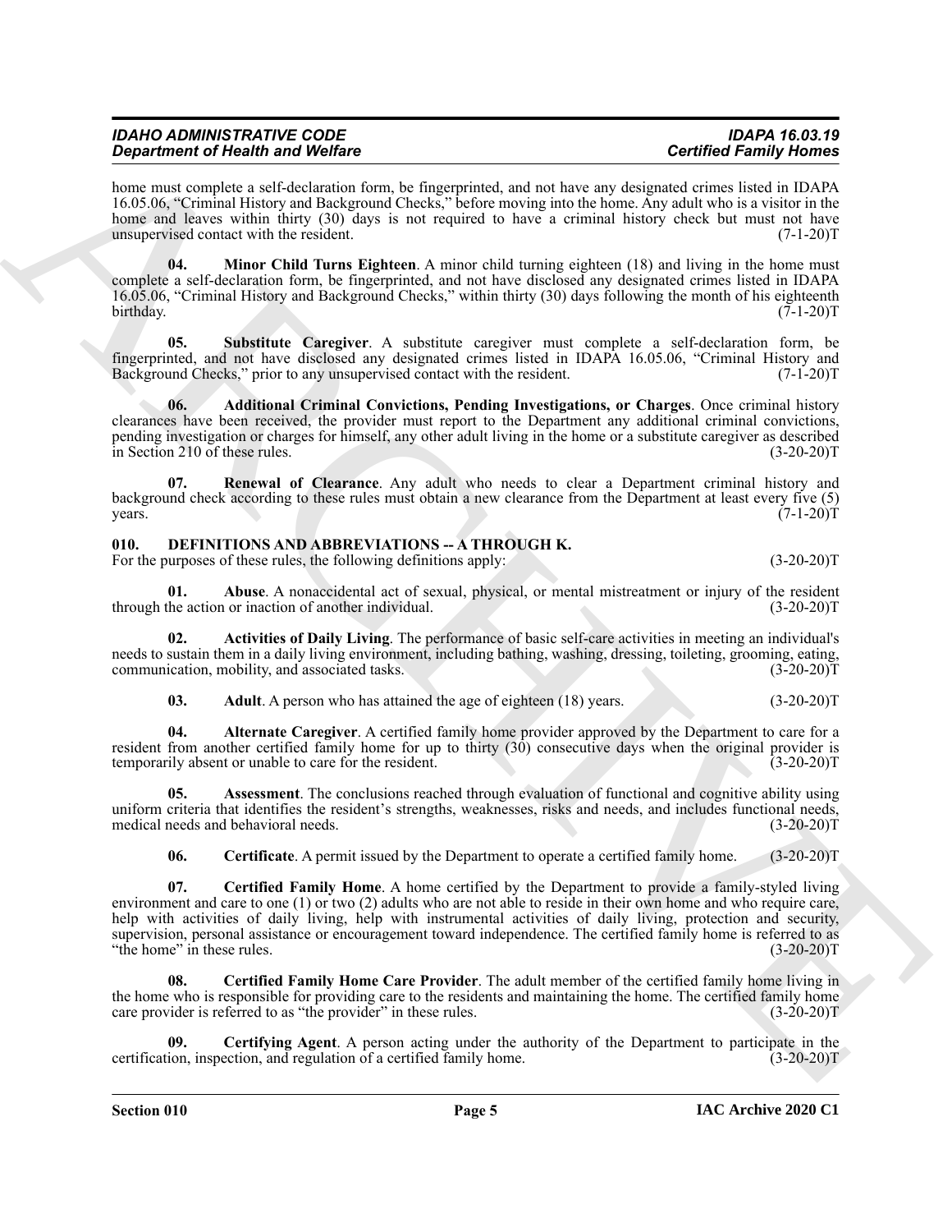home must complete a self-declaration form, be fingerprinted, and not have any designated crimes listed in IDAPA 16.05.06, "Criminal History and Background Checks," before moving into the home. Any adult who is a visitor in the home and leaves within thirty (30) days is not required to have a criminal history check but must not have unsupervised contact with the resident. (7-1-20)T

**04. Minor Child Turns Eighteen**. A minor child turning eighteen (18) and living in the home must complete a self-declaration form, be fingerprinted, and not have disclosed any designated crimes listed in IDAPA 16.05.06, "Criminal History and Background Checks," within thirty (30) days following the month of his eighteenth birthday. (7-1-20)T

**05. Substitute Caregiver**. A substitute caregiver must complete a self-declaration form, be fingerprinted, and not have disclosed any designated crimes listed in IDAPA 16.05.06, "Criminal History and Background Checks," prior to any unsupervised contact with the resident. (7-1-20)T

**06. Additional Criminal Convictions, Pending Investigations, or Charges**. Once criminal history clearances have been received, the provider must report to the Department any additional criminal convictions, pending investigation or charges for himself, any other adult living in the home or a substitute caregiver as described in Section 210 of these rules. (3-20-20)T

**07. Renewal of Clearance**. Any adult who needs to clear a Department criminal history and background check according to these rules must obtain a new clearance from the Department at least every five (5) years. (7-1-20)T

## 010. DEFINITIONS AND ABBREVIATIONS -- A THROUGH K.

For the purposes of these rules, the following definitions apply: (3-20-20)T

**01. Abuse**. A nonaccidental act of sexual, physical, or mental mistreatment or injury of the resident through the action or inaction of another individual. (3-20-20)T

**02. Activities of Daily Living**. The performance of basic self-care activities in meeting an individual's needs to sustain them in a daily living environment, including bathing, washing, dressing, toileting, grooming, eating, communication, mobility, and associated tasks. (3-20-20)T

**03. Adult**. A person who has attained the age of eighteen (18) years. (3-20-20)T

**04. Alternate Caregiver**. A certified family home provider approved by the Department to care for a resident from another certified family home for up to thirty (30) consecutive days when the original provider is temporarily absent or unable to care for the resident. (3-20-20)T

**05. Assessment**. The conclusions reached through evaluation of functional and cognitive ability using uniform criteria that identifies the resident's strengths, weaknesses, risks and needs, and includes functional needs, medical needs and behavioral needs. (3-20-20)T

**06. Certificate**. A permit issued by the Department to operate a certified family home. (3-20-20)T

**07. Certified Family Home**. A home certified by the Department to provide a family-styled living environment and care to one (1) or two (2) adults who are not able to reside in their own home and who require care, help with activities of daily living, help with instrumental activities of daily living, protection and security, supervision, personal assistance or encouragement toward independence. The certified family home is referred to as "the home" in these rules. (3-20-20)T

**08. Certified Family Home Care Provider**. The adult member of the certified family home living in the home who is responsible for providing care to the residents and maintaining the home. The certified family home care provider is referred to as "the provider" in these rules. (3-20-20)T

**09. Certifying Agent**. A person acting under the authority of the Department to participate in the certification, inspection, and regulation of a certified family home. (3-20-20)T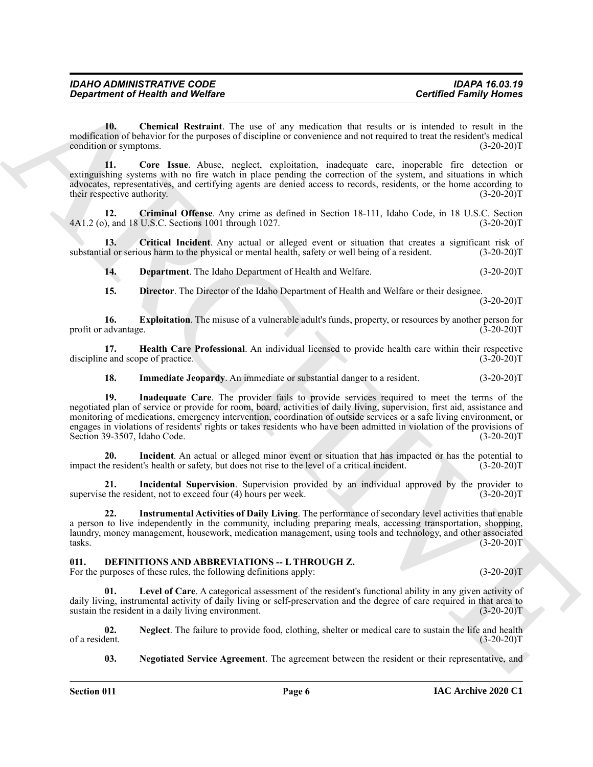**10. Chemical Restraint**. The use of any medication that results or is intended to result in the modification of behavior for the purposes of discipline or convenience and not required to treat the resident's medical condition or symptoms. (3-20-20)T

**11. Core Issue**. Abuse, neglect, exploitation, inadequate care, inoperable fire detection or extinguishing systems with no fire watch in place pending the correction of the system, and situations in which advocates, representatives, and certifying agents are denied access to records, residents, or the home according to their respective authority. (3-20-20)T

**12. Criminal Offense**. Any crime as defined in Section 18-111, Idaho Code, in 18 U.S.C. Section 4A1.2 (o), and 18 U.S.C. Sections 1001 through 1027. (3-20-20)T

**13. Critical Incident**. Any actual or alleged event or situation that creates a significant risk of substantial or serious harm to the physical or mental health, safety or well being of a resident. (3-20-20)T

**14. Department**. The Idaho Department of Health and Welfare. (3-20-20)T

**15. Director**. The Director of the Idaho Department of Health and Welfare or their designee. (3-20-20)T

**16. Exploitation**. The misuse of a vulnerable adult's funds, property, or resources by another person for profit or advantage. (3-20-20)T

**17. Health Care Professional**. An individual licensed to provide health care within their respective discipline and scope of practice. (3-20-20)T

**18. Immediate Jeopardy**. An immediate or substantial danger to a resident. (3-20-20)T

**19. Inadequate Care**. The provider fails to provide services required to meet the terms of the negotiated plan of service or provide for room, board, activities of daily living, supervision, first aid, assistance and monitoring of medications, emergency intervention, coordination of outside services or a safe living environment, or engages in violations of residents' rights or takes residents who have been admitted in violation of the provisions of Section 39-3507, Idaho Code. (3-20-20)T

**20. Incident**. An actual or alleged minor event or situation that has impacted or has the potential to impact the resident's health or safety, but does not rise to the level of a critical incident. (3-20-20)T

**21. Incidental Supervision**. Supervision provided by an individual approved by the provider to supervise the resident, not to exceed four (4) hours per week. (3-20-20)T

**22. Instrumental Activities of Daily Living**. The performance of secondary level activities that enable a person to live independently in the community, including preparing meals, accessing transportation, shopping, laundry, money management, housework, medication management, using tools and technology, and other associated tasks. (3-20-20)T

## 011. DEFINITIONS AND ABBREVIATIONS -- L THROUGH Z.

For the purposes of these rules, the following definitions apply: (3-20-20)T

**01. Level of Care**. A categorical assessment of the resident's functional ability in any given activity of daily living, instrumental activity of daily living or self-preservation and the degree of care required in that area to sustain the resident in a daily living environment. (3-20-20)T

**02. Neglect**. The failure to provide food, clothing, shelter or medical care to sustain the life and health of a resident. (3-20-20)T

**03. Negotiated Service Agreement**. The agreement between the resident or their representative, and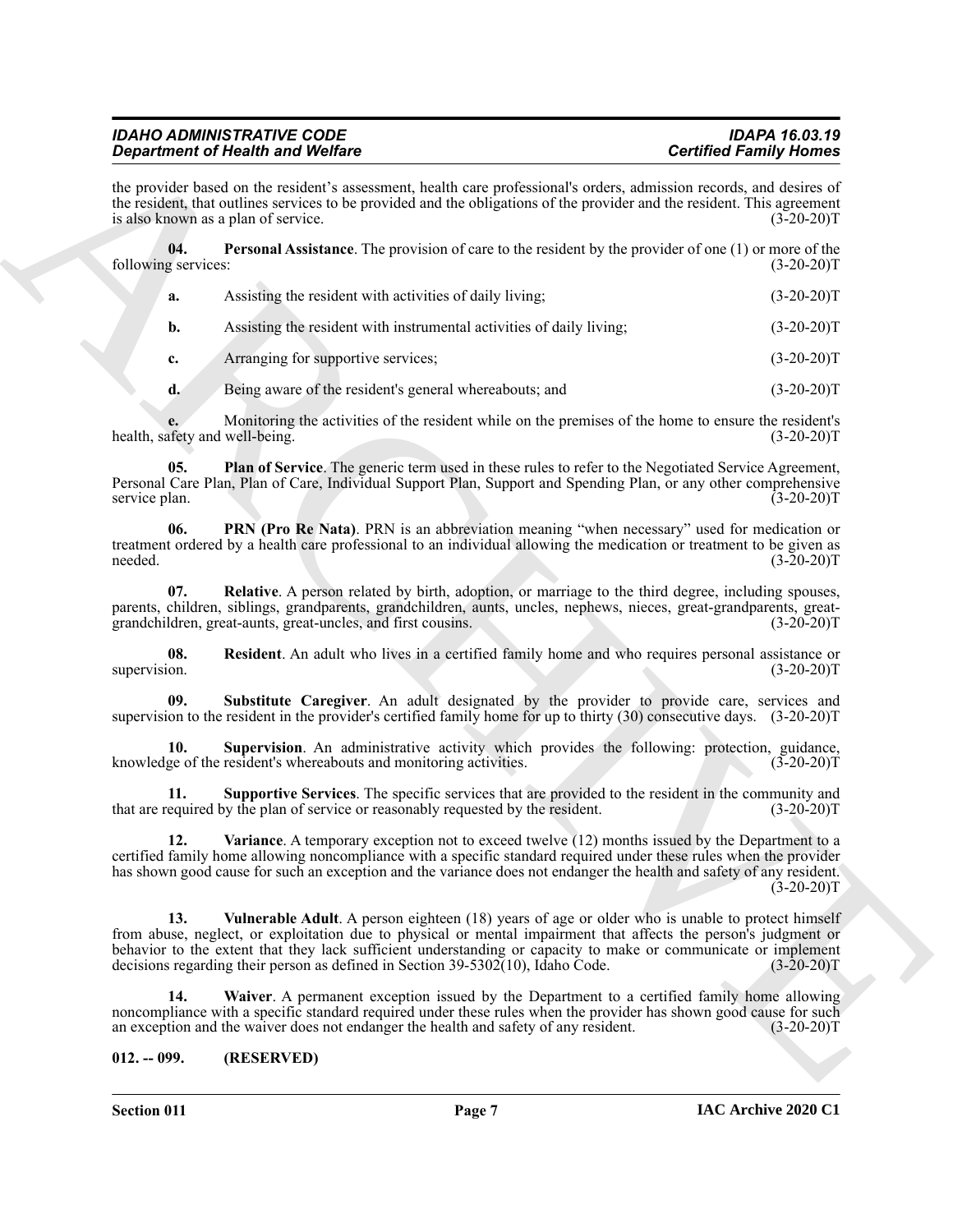the provider based on the resident's assessment, health care professional's orders, admission records, and desires of the resident, that outlines services to be provided and the obligations of the provider and the resident. This agreement is also known as a plan of service. (3-20-20)T

**04. Personal Assistance**. The provision of care to the resident by the provider of one (1) or more of the following services: (3-20-20)T

**a.** Assisting the resident with activities of daily living; (3-20-20)T

**b.** Assisting the resident with instrumental activities of daily living; (3-20-20)T

**c.** Arranging for supportive services; (3-20-20)T

**d.** Being aware of the resident's general whereabouts; and (3-20-20)T

**e.** Monitoring the activities of the resident while on the premises of the home to ensure the resident's health, safety and well-being. (3-20-20)T

**05. Plan of Service**. The generic term used in these rules to refer to the Negotiated Service Agreement, Personal Care Plan, Plan of Care, Individual Support Plan, Support and Spending Plan, or any other comprehensive service plan. (3-20-20)T

**06. PRN (Pro Re Nata)**. PRN is an abbreviation meaning "when necessary" used for medication or treatment ordered by a health care professional to an individual allowing the medication or treatment to be given as needed. (3-20-20)T

**07. Relative**. A person related by birth, adoption, or marriage to the third degree, including spouses, parents, children, siblings, grandparents, grandchildren, aunts, uncles, nephews, nieces, great-grandparents, great-grandchildren, great-aunts, great-uncles, and first cousins. (3-20-20)T

**08. Resident**. An adult who lives in a certified family home and who requires personal assistance or supervision. (3-20-20)T

**09. Substitute Caregiver**. An adult designated by the provider to provide care, services and supervision to the resident in the provider's certified family home for up to thirty (30) consecutive days. (3-20-20)T

**10. Supervision**. An administrative activity which provides the following: protection, guidance, knowledge of the resident's whereabouts and monitoring activities. (3-20-20)T

**11. Supportive Services**. The specific services that are provided to the resident in the community and that are required by the plan of service or reasonably requested by the resident. (3-20-20)T

**12. Variance**. A temporary exception not to exceed twelve (12) months issued by the Department to a certified family home allowing noncompliance with a specific standard required under these rules when the provider has shown good cause for such an exception and the variance does not endanger the health and safety of any resident. (3-20-20)T

**13. Vulnerable Adult**. A person eighteen (18) years of age or older who is unable to protect himself from abuse, neglect, or exploitation due to physical or mental impairment that affects the person's judgment or behavior to the extent that they lack sufficient understanding or capacity to make or communicate or implement decisions regarding their person as defined in Section 39-5302(10), Idaho Code. (3-20-20)T

**14. Waiver**. A permanent exception issued by the Department to a certified family home allowing noncompliance with a specific standard required under these rules when the provider has shown good cause for such an exception and the waiver does not endanger the health and safety of any resident. (3-20-20)T

## 012. -- 099. (RESERVED)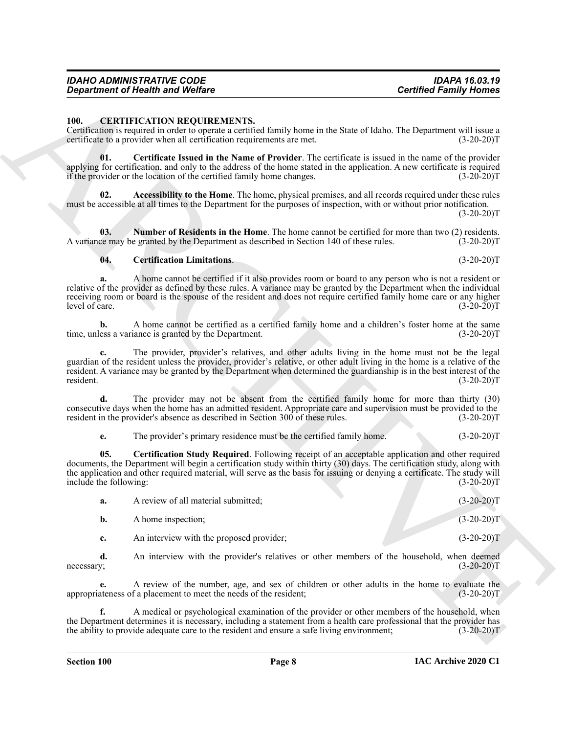## 100. CERTIFICATION REQUIREMENTS.

Certification is required in order to operate a certified family home in the State of Idaho. The Department will issue a certificate to a provider when all certification requirements are met. (3-20-20)T

**01. Certificate Issued in the Name of Provider**. The certificate is issued in the name of the provider applying for certification, and only to the address of the home stated in the application. A new certificate is required if the provider or the location of the certified family home changes. (3-20-20)T

**02. Accessibility to the Home**. The home, physical premises, and all records required under these rules must be accessible at all times to the Department for the purposes of inspection, with or without prior notification. (3-20-20)T

**03. Number of Residents in the Home**. The home cannot be certified for more than two (2) residents. A variance may be granted by the Department as described in Section 140 of these rules. (3-20-20)T

**04. Certification Limitations**. (3-20-20)T

**a.** A home cannot be certified if it also provides room or board to any person who is not a resident or relative of the provider as defined by these rules. A variance may be granted by the Department when the individual receiving room or board is the spouse of the resident and does not require certified family home care or any higher level of care. (3-20-20)T

**b.** A home cannot be certified as a certified family home and a children's foster home at the same time, unless a variance is granted by the Department. (3-20-20)T

**c.** The provider, provider's relatives, and other adults living in the home must not be the legal guardian of the resident unless the provider, provider's relative, or other adult living in the home is a relative of the resident. A variance may be granted by the Department when determined the guardianship is in the best interest of the resident. (3-20-20)T

**d.** The provider may not be absent from the certified family home for more than thirty (30) consecutive days when the home has an admitted resident. Appropriate care and supervision must be provided to the resident in the provider's absence as described in Section 300 of these rules. (3-20-20)T

**e.** The provider's primary residence must be the certified family home. (3-20-20)T

**05. Certification Study Required**. Following receipt of an acceptable application and other required documents, the Department will begin a certification study within thirty (30) days. The certification study, along with the application and other required material, will serve as the basis for issuing or denying a certificate. The study will include the following: (3-20-20)T

**a.** A review of all material submitted; (3-20-20)T

**b.** A home inspection; (3-20-20)T

**c.** An interview with the proposed provider; (3-20-20)T

**d.** An interview with the provider's relatives or other members of the household, when deemed necessary; (3-20-20)T

**e.** A review of the number, age, and sex of children or other adults in the home to evaluate the appropriateness of a placement to meet the needs of the resident; (3-20-20)T

**f.** A medical or psychological examination of the provider or other members of the household, when the Department determines it is necessary, including a statement from a health care professional that the provider has the ability to provide adequate care to the resident and ensure a safe living environment; (3-20-20)T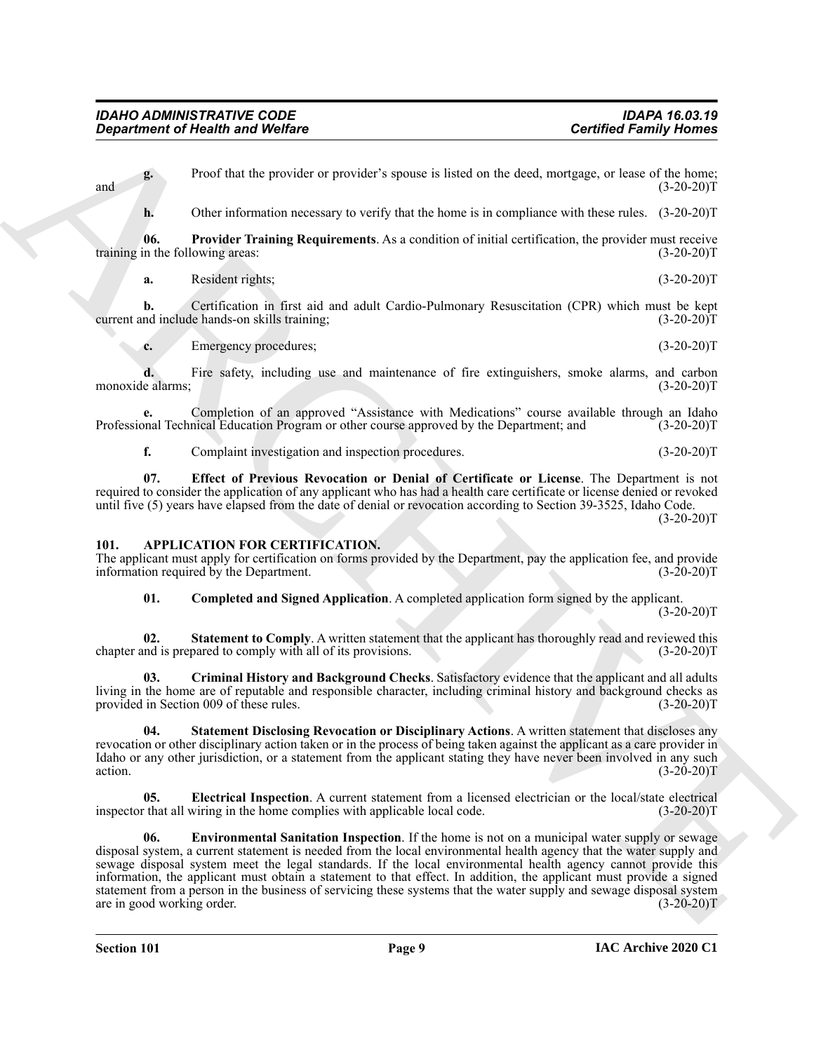**g.** Proof that the provider or provider's spouse is listed on the deed, mortgage, or lease of the home; and (3-20-20)T

**h.** Other information necessary to verify that the home is in compliance with these rules. (3-20-20)T

**06. Provider Training Requirements**. As a condition of initial certification, the provider must receive training in the following areas: (3-20-20)T

**a.** Resident rights; (3-20-20)T

**b.** Certification in first aid and adult Cardio-Pulmonary Resuscitation (CPR) which must be kept current and include hands-on skills training; (3-20-20)T

**c.** Emergency procedures; (3-20-20)T

**d.** Fire safety, including use and maintenance of fire extinguishers, smoke alarms, and carbon monoxide alarms; (3-20-20)T

**e.** Completion of an approved "Assistance with Medications" course available through an Idaho Professional Technical Education Program or other course approved by the Department; and (3-20-20)T

**f.** Complaint investigation and inspection procedures. (3-20-20)T

**07. Effect of Previous Revocation or Denial of Certificate or License**. The Department is not required to consider the application of any applicant who has had a health care certificate or license denied or revoked until five (5) years have elapsed from the date of denial or revocation according to Section 39-3525, Idaho Code. (3-20-20)T

## 101. APPLICATION FOR CERTIFICATION.

The applicant must apply for certification on forms provided by the Department, pay the application fee, and provide information required by the Department. (3-20-20)T

**01. Completed and Signed Application**. A completed application form signed by the applicant. (3-20-20)T

**02. Statement to Comply**. A written statement that the applicant has thoroughly read and reviewed this chapter and is prepared to comply with all of its provisions. (3-20-20)T

**03. Criminal History and Background Checks**. Satisfactory evidence that the applicant and all adults living in the home are of reputable and responsible character, including criminal history and background checks as provided in Section 009 of these rules. (3-20-20)T

**04. Statement Disclosing Revocation or Disciplinary Actions**. A written statement that discloses any revocation or other disciplinary action taken or in the process of being taken against the applicant as a care provider in Idaho or any other jurisdiction, or a statement from the applicant stating they have never been involved in any such action. (3-20-20)T

**05. Electrical Inspection**. A current statement from a licensed electrician or the local/state electrical inspector that all wiring in the home complies with applicable local code. (3-20-20)T

**06. Environmental Sanitation Inspection**. If the home is not on a municipal water supply or sewage disposal system, a current statement is needed from the local environmental health agency that the water supply and sewage disposal system meet the legal standards. If the local environmental health agency cannot provide this information, the applicant must obtain a statement to that effect. In addition, the applicant must provide a signed statement from a person in the business of servicing these systems that the water supply and sewage disposal system are in good working order. (3-20-20)T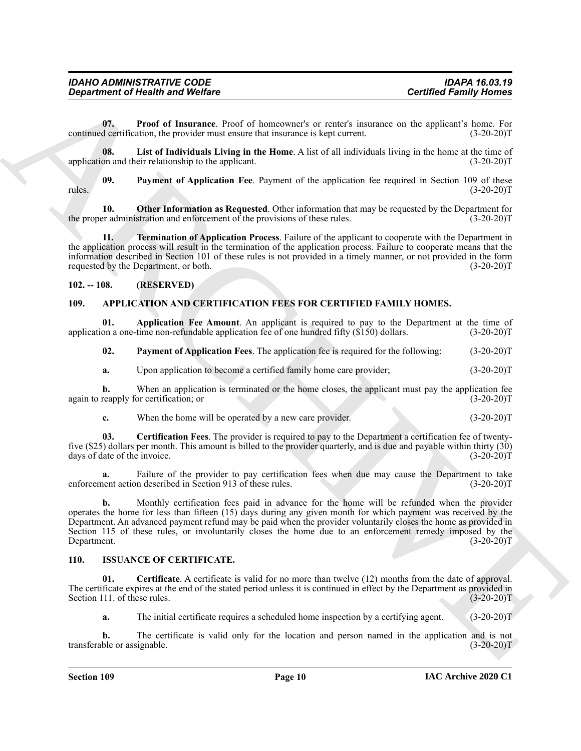**07. Proof of Insurance**. Proof of homeowner's or renter's insurance on the applicant's home. For continued certification, the provider must ensure that insurance is kept current. (3-20-20)T

**08. List of Individuals Living in the Home**. A list of all individuals living in the home at the time of application and their relationship to the applicant. (3-20-20)T

**09. Payment of Application Fee**. Payment of the application fee required in Section 109 of these rules. (3-20-20)T

**10. Other Information as Requested**. Other information that may be requested by the Department for the proper administration and enforcement of the provisions of these rules. (3-20-20)T

**11. Termination of Application Process**. Failure of the applicant to cooperate with the Department in the application process will result in the termination of the application process. Failure to cooperate means that the information described in Section 101 of these rules is not provided in a timely manner, or not provided in the form requested by the Department, or both. (3-20-20)T

## 102. -- 108. (RESERVED)

## 109. APPLICATION AND CERTIFICATION FEES FOR CERTIFIED FAMILY HOMES.

**01. Application Fee Amount**. An applicant is required to pay to the Department at the time of application a one-time non-refundable application fee of one hundred fifty ($150) dollars. (3-20-20)T

**02. Payment of Application Fees**. The application fee is required for the following: (3-20-20)T

**a.** Upon application to become a certified family home care provider; (3-20-20)T

**b.** When an application is terminated or the home closes, the applicant must pay the application fee again to reapply for certification; or (3-20-20)T

**c.** When the home will be operated by a new care provider. (3-20-20)T

**03. Certification Fees**. The provider is required to pay to the Department a certification fee of twenty-five ($25) dollars per month. This amount is billed to the provider quarterly, and is due and payable within thirty (30) days of date of the invoice. (3-20-20)T

**a.** Failure of the provider to pay certification fees when due may cause the Department to take enforcement action described in Section 913 of these rules. (3-20-20)T

**b.** Monthly certification fees paid in advance for the home will be refunded when the provider operates the home for less than fifteen (15) days during any given month for which payment was received by the Department. An advanced payment refund may be paid when the provider voluntarily closes the home as provided in Section 115 of these rules, or involuntarily closes the home due to an enforcement remedy imposed by the Department. (3-20-20)T

## 110. ISSUANCE OF CERTIFICATE.

**01. Certificate**. A certificate is valid for no more than twelve (12) months from the date of approval. The certificate expires at the end of the stated period unless it is continued in effect by the Department as provided in Section 111. of these rules. (3-20-20)T

**a.** The initial certificate requires a scheduled home inspection by a certifying agent. (3-20-20)T

**b.** The certificate is valid only for the location and person named in the application and is not transferable or assignable. (3-20-20)T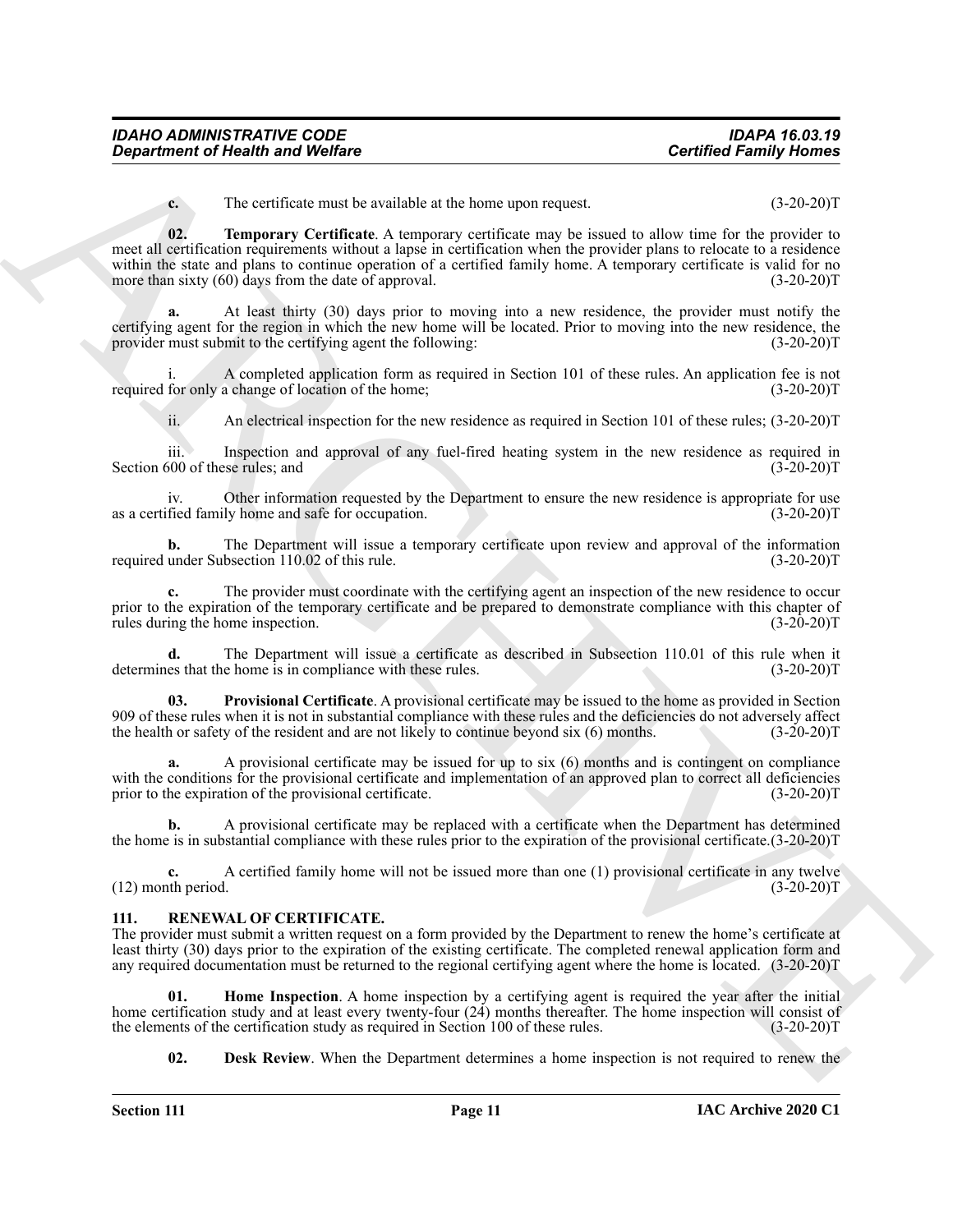**c.** The certificate must be available at the home upon request. (3-20-20)T

**02. Temporary Certificate**. A temporary certificate may be issued to allow time for the provider to meet all certification requirements without a lapse in certification when the provider plans to relocate to a residence within the state and plans to continue operation of a certified family home. A temporary certificate is valid for no more than sixty (60) days from the date of approval. (3-20-20)T

**a.** At least thirty (30) days prior to moving into a new residence, the provider must notify the certifying agent for the region in which the new home will be located. Prior to moving into the new residence, the provider must submit to the certifying agent the following: (3-20-20)T

i. A completed application form as required in Section 101 of these rules. An application fee is not required for only a change of location of the home; (3-20-20)T

ii. An electrical inspection for the new residence as required in Section 101 of these rules; (3-20-20)T

iii. Inspection and approval of any fuel-fired heating system in the new residence as required in Section 600 of these rules; and (3-20-20)T

iv. Other information requested by the Department to ensure the new residence is appropriate for use as a certified family home and safe for occupation. (3-20-20)T

**b.** The Department will issue a temporary certificate upon review and approval of the information required under Subsection 110.02 of this rule. (3-20-20)T

**c.** The provider must coordinate with the certifying agent an inspection of the new residence to occur prior to the expiration of the temporary certificate and be prepared to demonstrate compliance with this chapter of rules during the home inspection. (3-20-20)T

**d.** The Department will issue a certificate as described in Subsection 110.01 of this rule when it determines that the home is in compliance with these rules. (3-20-20)T

**03. Provisional Certificate**. A provisional certificate may be issued to the home as provided in Section 909 of these rules when it is not in substantial compliance with these rules and the deficiencies do not adversely affect the health or safety of the resident and are not likely to continue beyond six (6) months. (3-20-20)T

**a.** A provisional certificate may be issued for up to six (6) months and is contingent on compliance with the conditions for the provisional certificate and implementation of an approved plan to correct all deficiencies prior to the expiration of the provisional certificate. (3-20-20)T

**b.** A provisional certificate may be replaced with a certificate when the Department has determined the home is in substantial compliance with these rules prior to the expiration of the provisional certificate.(3-20-20)T

**c.** A certified family home will not be issued more than one (1) provisional certificate in any twelve (12) month period. (3-20-20)T

## 111. RENEWAL OF CERTIFICATE.

The provider must submit a written request on a form provided by the Department to renew the home's certificate at least thirty (30) days prior to the expiration of the existing certificate. The completed renewal application form and any required documentation must be returned to the regional certifying agent where the home is located. (3-20-20)T

**01. Home Inspection**. A home inspection by a certifying agent is required the year after the initial home certification study and at least every twenty-four (24) months thereafter. The home inspection will consist of the elements of the certification study as required in Section 100 of these rules. (3-20-20)T

**02. Desk Review**. When the Department determines a home inspection is not required to renew the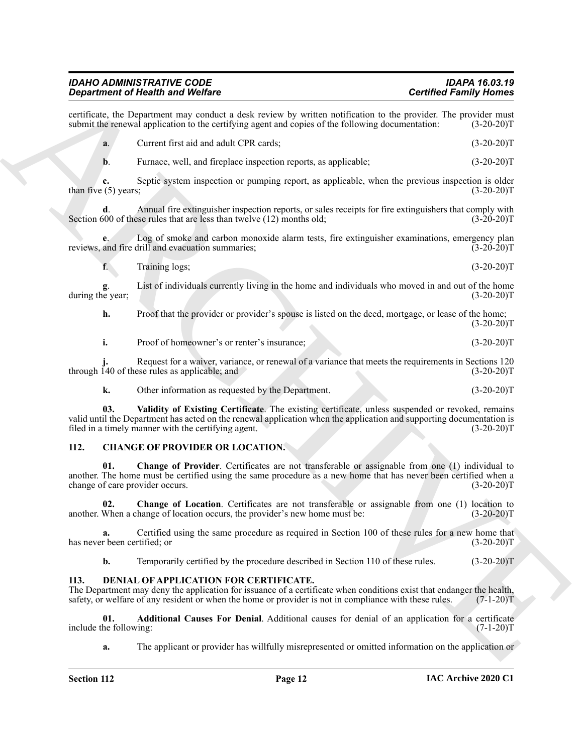certificate, the Department may conduct a desk review by written notification to the provider. The provider must submit the renewal application to the certifying agent and copies of the following documentation: (3-20-20)T

**a**. Current first aid and adult CPR cards; (3-20-20)T

**b**. Furnace, well, and fireplace inspection reports, as applicable; (3-20-20)T

**c.** Septic system inspection or pumping report, as applicable, when the previous inspection is older than five (5) years; (3-20-20)T

**d**. Annual fire extinguisher inspection reports, or sales receipts for fire extinguishers that comply with Section 600 of these rules that are less than twelve (12) months old; (3-20-20)T

**e**. Log of smoke and carbon monoxide alarm tests, fire extinguisher examinations, emergency plan reviews, and fire drill and evacuation summaries; (3-20-20)T

**f**. Training logs; (3-20-20)T

**g**. List of individuals currently living in the home and individuals who moved in and out of the home during the year; (3-20-20)T

**h.** Proof that the provider or provider's spouse is listed on the deed, mortgage, or lease of the home; (3-20-20)T

**i.** Proof of homeowner's or renter's insurance; (3-20-20)T

**j.** Request for a waiver, variance, or renewal of a variance that meets the requirements in Sections 120 through 140 of these rules as applicable; and (3-20-20)T

**k.** Other information as requested by the Department. (3-20-20)T

**03. Validity of Existing Certificate**. The existing certificate, unless suspended or revoked, remains valid until the Department has acted on the renewal application when the application and supporting documentation is filed in a timely manner with the certifying agent. (3-20-20)T

## 112. CHANGE OF PROVIDER OR LOCATION.

**01. Change of Provider**. Certificates are not transferable or assignable from one (1) individual to another. The home must be certified using the same procedure as a new home that has never been certified when a change of care provider occurs. (3-20-20)T

**02. Change of Location**. Certificates are not transferable or assignable from one (1) location to another. When a change of location occurs, the provider's new home must be: (3-20-20)T

**a.** Certified using the same procedure as required in Section 100 of these rules for a new home that has never been certified; or (3-20-20)T

**b.** Temporarily certified by the procedure described in Section 110 of these rules. (3-20-20)T

## 113. DENIAL OF APPLICATION FOR CERTIFICATE.

The Department may deny the application for issuance of a certificate when conditions exist that endanger the health, safety, or welfare of any resident or when the home or provider is not in compliance with these rules. (7-1-20)T

**01. Additional Causes For Denial**. Additional causes for denial of an application for a certificate include the following: (7-1-20)T

**a.** The applicant or provider has willfully misrepresented or omitted information on the application or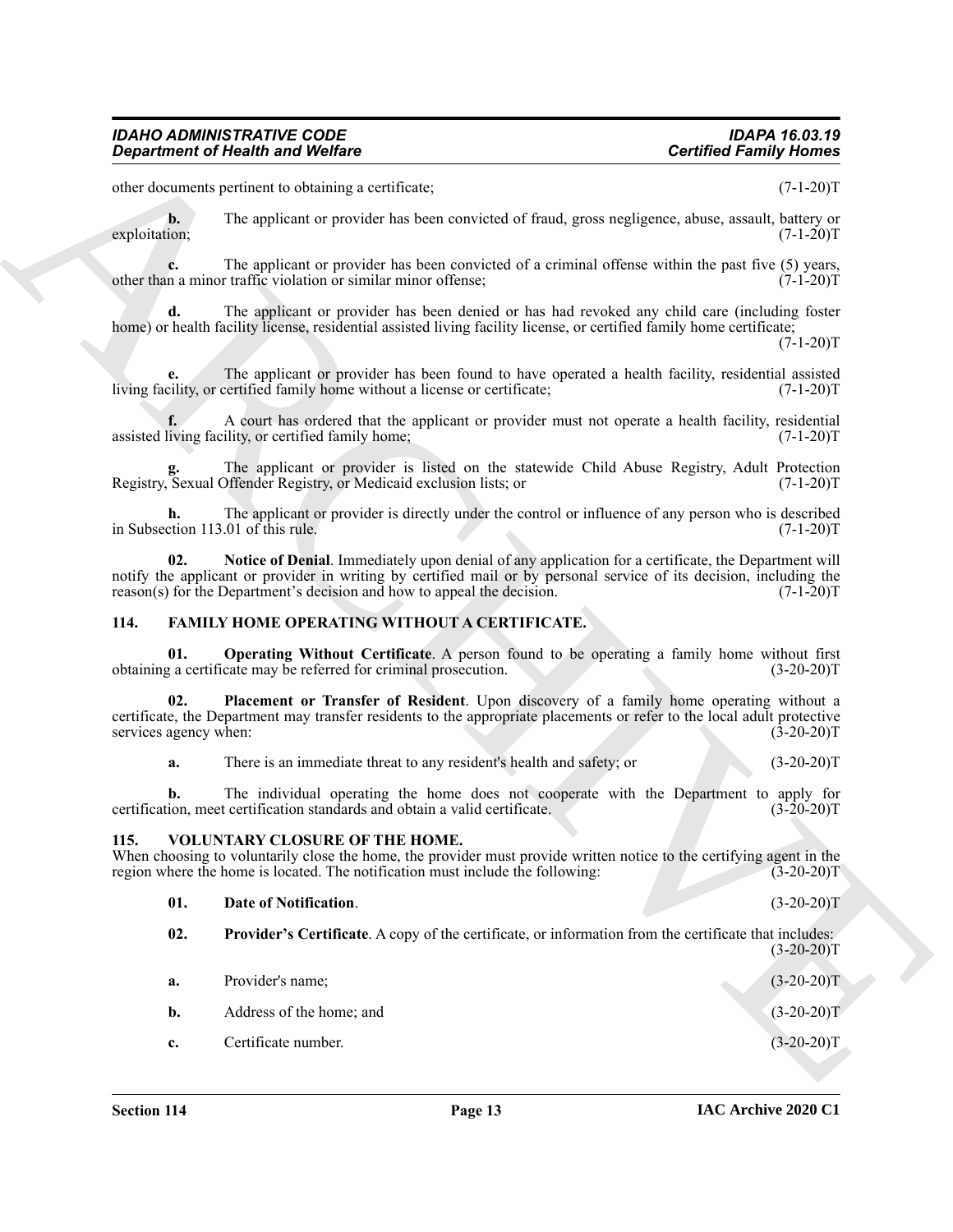other documents pertinent to obtaining a certificate; (7-1-20)T

**b.** The applicant or provider has been convicted of fraud, gross negligence, abuse, assault, battery or exploitation; (7-1-20)T

**c.** The applicant or provider has been convicted of a criminal offense within the past five (5) years, other than a minor traffic violation or similar minor offense; (7-1-20)T

**d.** The applicant or provider has been denied or has had revoked any child care (including foster home) or health facility license, residential assisted living facility license, or certified family home certificate; (7-1-20)T

**e.** The applicant or provider has been found to have operated a health facility, residential assisted living facility, or certified family home without a license or certificate; (7-1-20)T

**f.** A court has ordered that the applicant or provider must not operate a health facility, residential assisted living facility, or certified family home; (7-1-20)T

**g.** The applicant or provider is listed on the statewide Child Abuse Registry, Adult Protection Registry, Sexual Offender Registry, or Medicaid exclusion lists; or (7-1-20)T

**h.** The applicant or provider is directly under the control or influence of any person who is described in Subsection 113.01 of this rule. (7-1-20)T

**02. Notice of Denial**. Immediately upon denial of any application for a certificate, the Department will notify the applicant or provider in writing by certified mail or by personal service of its decision, including the reason(s) for the Department's decision and how to appeal the decision. (7-1-20)T

## 114. FAMILY HOME OPERATING WITHOUT A CERTIFICATE.

**01. Operating Without Certificate**. A person found to be operating a family home without first obtaining a certificate may be referred for criminal prosecution. (3-20-20)T

**02. Placement or Transfer of Resident**. Upon discovery of a family home operating without a certificate, the Department may transfer residents to the appropriate placements or refer to the local adult protective services agency when: (3-20-20)T

**a.** There is an immediate threat to any resident's health and safety; or (3-20-20)T

**b.** The individual operating the home does not cooperate with the Department to apply for certification, meet certification standards and obtain a valid certificate. (3-20-20)T

## 115. VOLUNTARY CLOSURE OF THE HOME.

When choosing to voluntarily close the home, the provider must provide written notice to the certifying agent in the region where the home is located. The notification must include the following: (3-20-20)T

**01. Date of Notification**. (3-20-20)T

**02. Provider's Certificate**. A copy of the certificate, or information from the certificate that includes: (3-20-20)T

**a.** Provider's name; (3-20-20)T

**b.** Address of the home; and (3-20-20)T

**c.** Certificate number. (3-20-20)T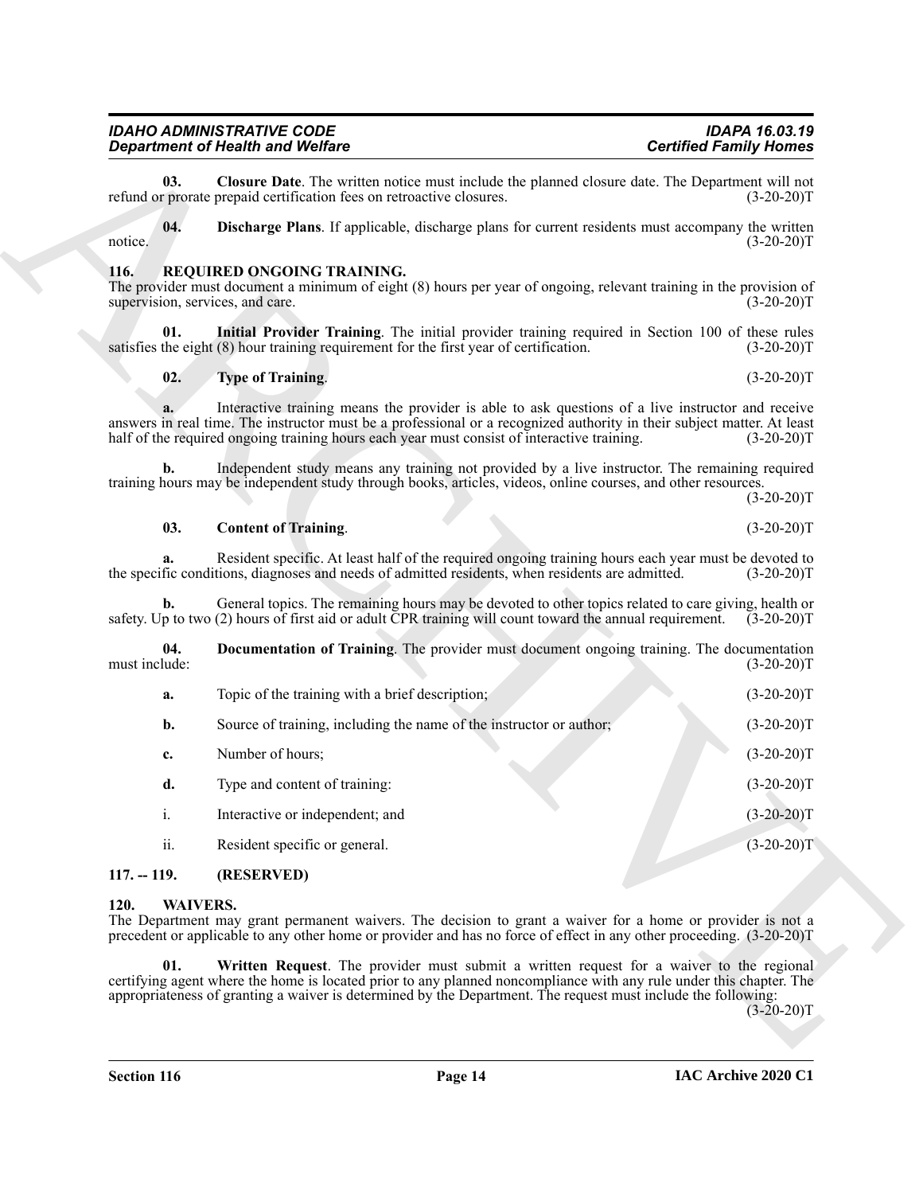**03. Closure Date**. The written notice must include the planned closure date. The Department will not refund or prorate prepaid certification fees on retroactive closures. (3-20-20)T

**04. Discharge Plans**. If applicable, discharge plans for current residents must accompany the written notice. (3-20-20)T

## 116. REQUIRED ONGOING TRAINING.

The provider must document a minimum of eight (8) hours per year of ongoing, relevant training in the provision of supervision, services, and care. (3-20-20)T

**01. Initial Provider Training**. The initial provider training required in Section 100 of these rules satisfies the eight (8) hour training requirement for the first year of certification. (3-20-20)T

**02. Type of Training**. (3-20-20)T

**a.** Interactive training means the provider is able to ask questions of a live instructor and receive answers in real time. The instructor must be a professional or a recognized authority in their subject matter. At least half of the required ongoing training hours each year must consist of interactive training. (3-20-20)T

**b.** Independent study means any training not provided by a live instructor. The remaining required training hours may be independent study through books, articles, videos, online courses, and other resources. (3-20-20)T

**03. Content of Training**. (3-20-20)T

**a.** Resident specific. At least half of the required ongoing training hours each year must be devoted to the specific conditions, diagnoses and needs of admitted residents, when residents are admitted. (3-20-20)T

**b.** General topics. The remaining hours may be devoted to other topics related to care giving, health or safety. Up to two (2) hours of first aid or adult CPR training will count toward the annual requirement. (3-20-20)T

**04. Documentation of Training**. The provider must document ongoing training. The documentation must include: (3-20-20)T

**a.** Topic of the training with a brief description; (3-20-20)T

**b.** Source of training, including the name of the instructor or author; (3-20-20)T

**c.** Number of hours; (3-20-20)T

**d.** Type and content of training: (3-20-20)T

i. Interactive or independent; and (3-20-20)T

ii. Resident specific or general. (3-20-20)T

## 117. -- 119. (RESERVED)

## 120. WAIVERS.

The Department may grant permanent waivers. The decision to grant a waiver for a home or provider is not a precedent or applicable to any other home or provider and has no force of effect in any other proceeding. (3-20-20)T

**01. Written Request**. The provider must submit a written request for a waiver to the regional certifying agent where the home is located prior to any planned noncompliance with any rule under this chapter. The appropriateness of granting a waiver is determined by the Department. The request must include the following: (3-20-20)T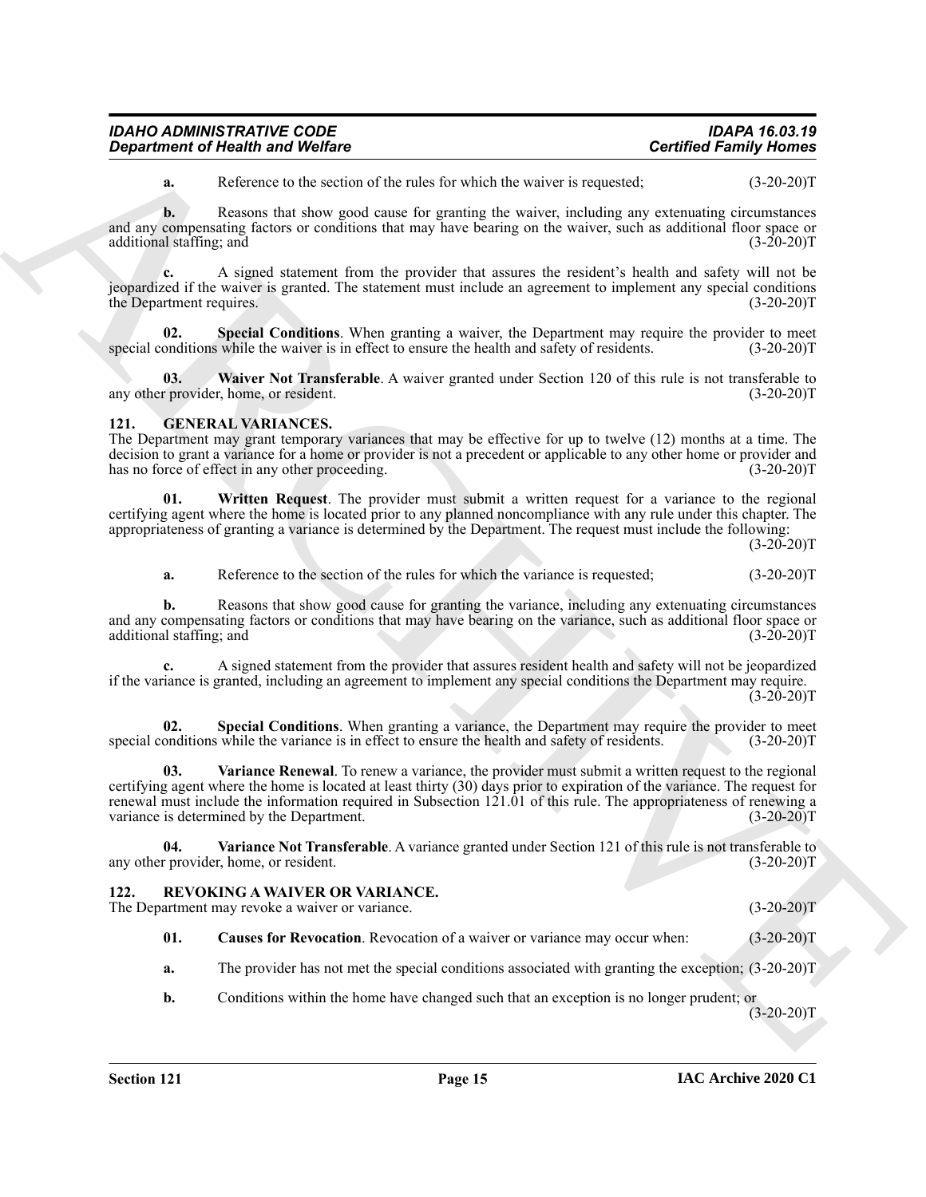**a.** Reference to the section of the rules for which the waiver is requested; (3-20-20)T

**b.** Reasons that show good cause for granting the waiver, including any extenuating circumstances and any compensating factors or conditions that may have bearing on the waiver, such as additional floor space or additional staffing; and (3-20-20)T

**c.** A signed statement from the provider that assures the resident's health and safety will not be jeopardized if the waiver is granted. The statement must include an agreement to implement any special conditions the Department requires. (3-20-20)T

**02. Special Conditions**. When granting a waiver, the Department may require the provider to meet special conditions while the waiver is in effect to ensure the health and safety of residents. (3-20-20)T

**03. Waiver Not Transferable**. A waiver granted under Section 120 of this rule is not transferable to any other provider, home, or resident. (3-20-20)T

## 121. GENERAL VARIANCES.

The Department may grant temporary variances that may be effective for up to twelve (12) months at a time. The decision to grant a variance for a home or provider is not a precedent or applicable to any other home or provider and has no force of effect in any other proceeding. (3-20-20)T

**01. Written Request**. The provider must submit a written request for a variance to the regional certifying agent where the home is located prior to any planned noncompliance with any rule under this chapter. The appropriateness of granting a variance is determined by the Department. The request must include the following: (3-20-20)T

**a.** Reference to the section of the rules for which the variance is requested; (3-20-20)T

**b.** Reasons that show good cause for granting the variance, including any extenuating circumstances and any compensating factors or conditions that may have bearing on the variance, such as additional floor space or additional staffing; and (3-20-20)T

**c.** A signed statement from the provider that assures resident health and safety will not be jeopardized if the variance is granted, including an agreement to implement any special conditions the Department may require. (3-20-20)T

**02. Special Conditions**. When granting a variance, the Department may require the provider to meet special conditions while the variance is in effect to ensure the health and safety of residents. (3-20-20)T

**03. Variance Renewal**. To renew a variance, the provider must submit a written request to the regional certifying agent where the home is located at least thirty (30) days prior to expiration of the variance. The request for renewal must include the information required in Subsection 121.01 of this rule. The appropriateness of renewing a variance is determined by the Department. (3-20-20)T

**04. Variance Not Transferable**. A variance granted under Section 121 of this rule is not transferable to any other provider, home, or resident. (3-20-20)T

## 122. REVOKING A WAIVER OR VARIANCE.

The Department may revoke a waiver or variance. (3-20-20)T

**01. Causes for Revocation**. Revocation of a waiver or variance may occur when: (3-20-20)T

**a.** The provider has not met the special conditions associated with granting the exception; (3-20-20)T

**b.** Conditions within the home have changed such that an exception is no longer prudent; or (3-20-20)T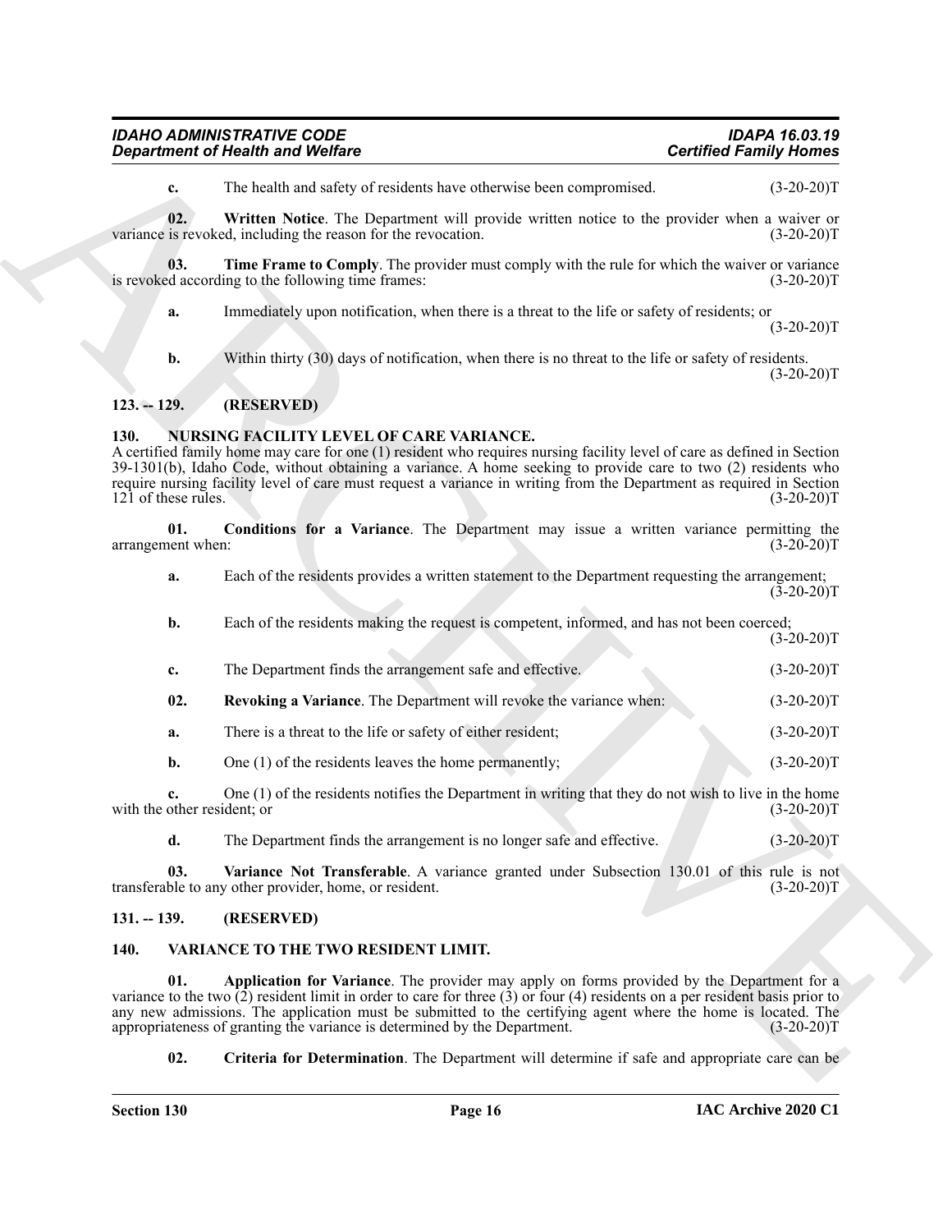**c.** The health and safety of residents have otherwise been compromised. (3-20-20)T

**02. Written Notice**. The Department will provide written notice to the provider when a waiver or variance is revoked, including the reason for the revocation. (3-20-20)T

**03. Time Frame to Comply**. The provider must comply with the rule for which the waiver or variance is revoked according to the following time frames: (3-20-20)T

**a.** Immediately upon notification, when there is a threat to the life or safety of residents; or (3-20-20)T

**b.** Within thirty (30) days of notification, when there is no threat to the life or safety of residents. (3-20-20)T

## 123. -- 129. (RESERVED)

## 130. NURSING FACILITY LEVEL OF CARE VARIANCE.

A certified family home may care for one (1) resident who requires nursing facility level of care as defined in Section 39-1301(b), Idaho Code, without obtaining a variance. A home seeking to provide care to two (2) residents who require nursing facility level of care must request a variance in writing from the Department as required in Section 121 of these rules. (3-20-20)T

**01. Conditions for a Variance**. The Department may issue a written variance permitting the arrangement when: (3-20-20)T

**a.** Each of the residents provides a written statement to the Department requesting the arrangement; (3-20-20)T

**b.** Each of the residents making the request is competent, informed, and has not been coerced; (3-20-20)T

**c.** The Department finds the arrangement safe and effective. (3-20-20)T

**02. Revoking a Variance**. The Department will revoke the variance when: (3-20-20)T

**a.** There is a threat to the life or safety of either resident; (3-20-20)T

**b.** One (1) of the residents leaves the home permanently; (3-20-20)T

**c.** One (1) of the residents notifies the Department in writing that they do not wish to live in the home with the other resident; or (3-20-20)T

**d.** The Department finds the arrangement is no longer safe and effective. (3-20-20)T

**03. Variance Not Transferable**. A variance granted under Subsection 130.01 of this rule is not transferable to any other provider, home, or resident. (3-20-20)T

## 131. -- 139. (RESERVED)

## 140. VARIANCE TO THE TWO RESIDENT LIMIT.

**01. Application for Variance**. The provider may apply on forms provided by the Department for a variance to the two (2) resident limit in order to care for three (3) or four (4) residents on a per resident basis prior to any new admissions. The application must be submitted to the certifying agent where the home is located. The appropriateness of granting the variance is determined by the Department. (3-20-20)T

**02. Criteria for Determination**. The Department will determine if safe and appropriate care can be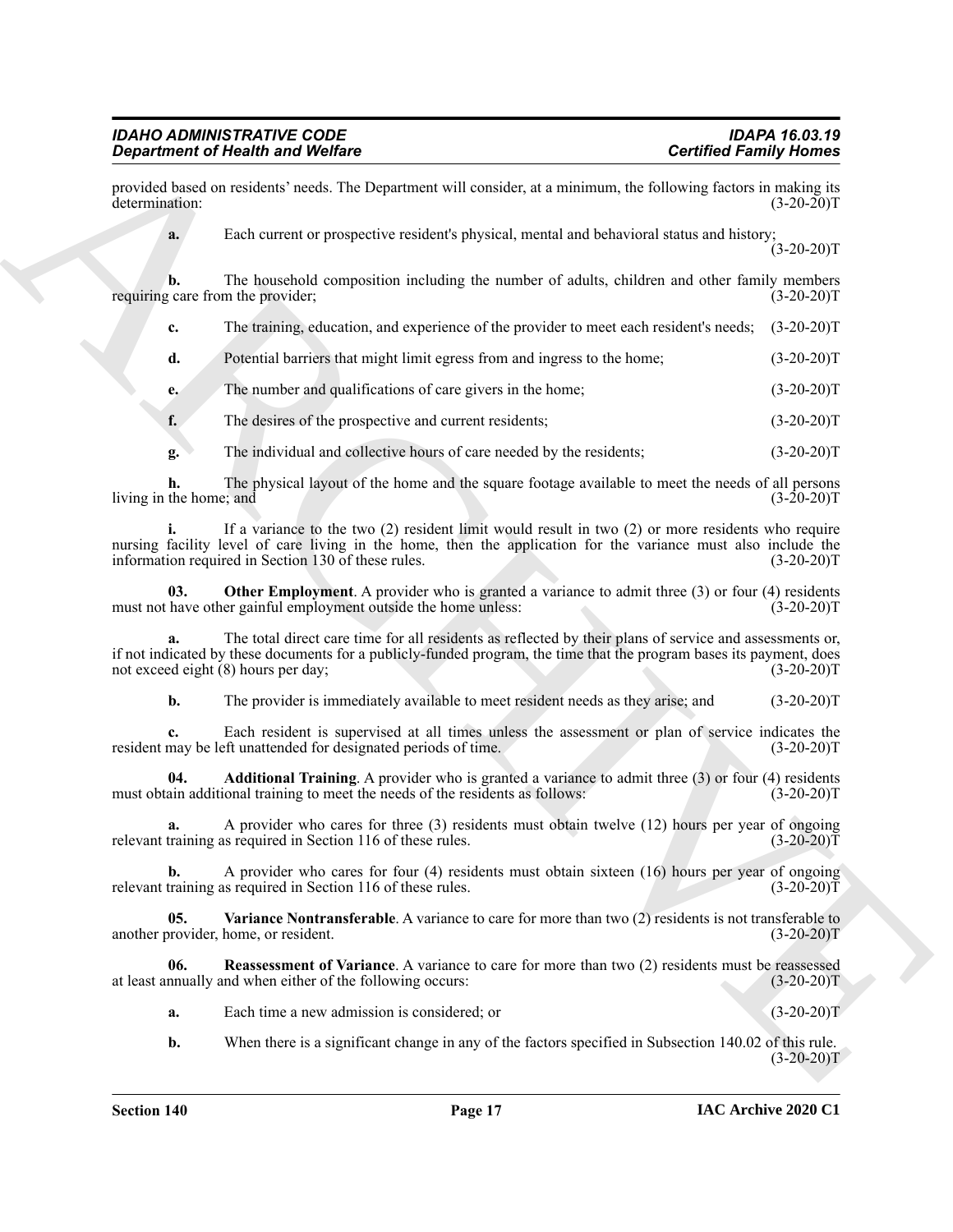provided based on residents' needs. The Department will consider, at a minimum, the following factors in making its determination: (3-20-20)T

**a.** Each current or prospective resident's physical, mental and behavioral status and history; (3-20-20)T

**b.** The household composition including the number of adults, children and other family members requiring care from the provider; (3-20-20)T

**c.** The training, education, and experience of the provider to meet each resident's needs; (3-20-20)T

**d.** Potential barriers that might limit egress from and ingress to the home; (3-20-20)T

**e.** The number and qualifications of care givers in the home; (3-20-20)T

**f.** The desires of the prospective and current residents; (3-20-20)T

**g.** The individual and collective hours of care needed by the residents; (3-20-20)T

**h.** The physical layout of the home and the square footage available to meet the needs of all persons living in the home; and (3-20-20)T

**i.** If a variance to the two (2) resident limit would result in two (2) or more residents who require nursing facility level of care living in the home, then the application for the variance must also include the information required in Section 130 of these rules. (3-20-20)T

**03. Other Employment**. A provider who is granted a variance to admit three (3) or four (4) residents must not have other gainful employment outside the home unless: (3-20-20)T

**a.** The total direct care time for all residents as reflected by their plans of service and assessments or, if not indicated by these documents for a publicly-funded program, the time that the program bases its payment, does not exceed eight (8) hours per day; (3-20-20)T

**b.** The provider is immediately available to meet resident needs as they arise; and (3-20-20)T

**c.** Each resident is supervised at all times unless the assessment or plan of service indicates the resident may be left unattended for designated periods of time. (3-20-20)T

**04. Additional Training**. A provider who is granted a variance to admit three (3) or four (4) residents must obtain additional training to meet the needs of the residents as follows: (3-20-20)T

**a.** A provider who cares for three (3) residents must obtain twelve (12) hours per year of ongoing relevant training as required in Section 116 of these rules. (3-20-20)T

**b.** A provider who cares for four (4) residents must obtain sixteen (16) hours per year of ongoing relevant training as required in Section 116 of these rules. (3-20-20)T

**05. Variance Nontransferable**. A variance to care for more than two (2) residents is not transferable to another provider, home, or resident. (3-20-20)T

**06. Reassessment of Variance**. A variance to care for more than two (2) residents must be reassessed at least annually and when either of the following occurs: (3-20-20)T

**a.** Each time a new admission is considered; or (3-20-20)T

**b.** When there is a significant change in any of the factors specified in Subsection 140.02 of this rule. (3-20-20)T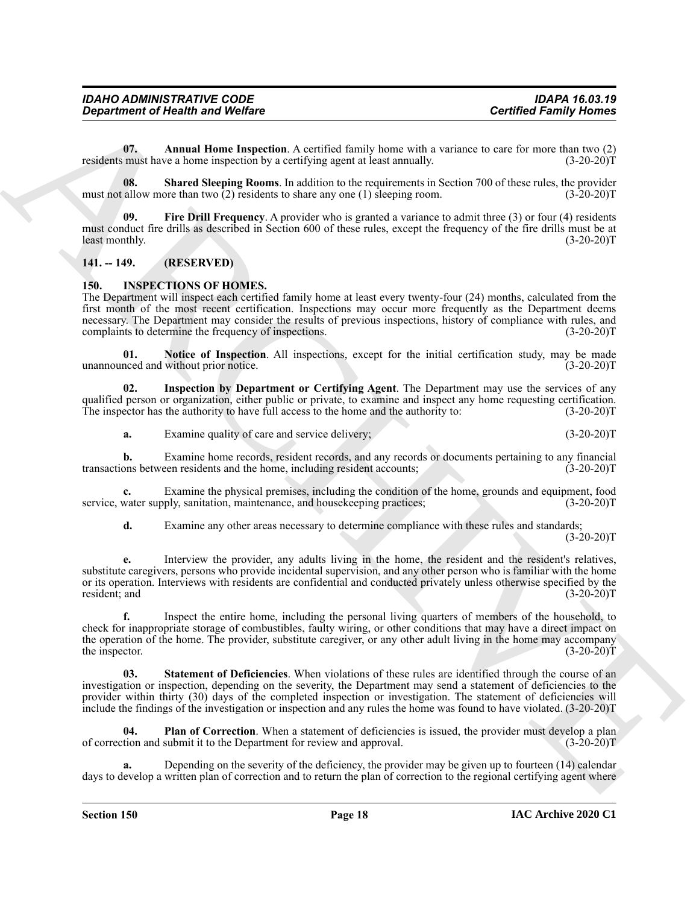**07. Annual Home Inspection**. A certified family home with a variance to care for more than two (2) residents must have a home inspection by a certifying agent at least annually. (3-20-20)T

**08. Shared Sleeping Rooms**. In addition to the requirements in Section 700 of these rules, the provider must not allow more than two (2) residents to share any one (1) sleeping room. (3-20-20)T

**09. Fire Drill Frequency**. A provider who is granted a variance to admit three (3) or four (4) residents must conduct fire drills as described in Section 600 of these rules, except the frequency of the fire drills must be at least monthly. (3-20-20)T

## 141. -- 149. (RESERVED)

## 150. INSPECTIONS OF HOMES.

The Department will inspect each certified family home at least every twenty-four (24) months, calculated from the first month of the most recent certification. Inspections may occur more frequently as the Department deems necessary. The Department may consider the results of previous inspections, history of compliance with rules, and complaints to determine the frequency of inspections. (3-20-20)T

**01. Notice of Inspection**. All inspections, except for the initial certification study, may be made unannounced and without prior notice. (3-20-20)T

**02. Inspection by Department or Certifying Agent**. The Department may use the services of any qualified person or organization, either public or private, to examine and inspect any home requesting certification. The inspector has the authority to have full access to the home and the authority to: (3-20-20)T

**a.** Examine quality of care and service delivery; (3-20-20)T

**b.** Examine home records, resident records, and any records or documents pertaining to any financial transactions between residents and the home, including resident accounts; (3-20-20)T

**c.** Examine the physical premises, including the condition of the home, grounds and equipment, food service, water supply, sanitation, maintenance, and housekeeping practices; (3-20-20)T

**d.** Examine any other areas necessary to determine compliance with these rules and standards; (3-20-20)T

**e.** Interview the provider, any adults living in the home, the resident and the resident's relatives, substitute caregivers, persons who provide incidental supervision, and any other person who is familiar with the home or its operation. Interviews with residents are confidential and conducted privately unless otherwise specified by the resident; and (3-20-20)T

**f.** Inspect the entire home, including the personal living quarters of members of the household, to check for inappropriate storage of combustibles, faulty wiring, or other conditions that may have a direct impact on the operation of the home. The provider, substitute caregiver, or any other adult living in the home may accompany the inspector. (3-20-20)T

**03. Statement of Deficiencies**. When violations of these rules are identified through the course of an investigation or inspection, depending on the severity, the Department may send a statement of deficiencies to the provider within thirty (30) days of the completed inspection or investigation. The statement of deficiencies will include the findings of the investigation or inspection and any rules the home was found to have violated. (3-20-20)T

**04. Plan of Correction**. When a statement of deficiencies is issued, the provider must develop a plan of correction and submit it to the Department for review and approval. (3-20-20)T

**a.** Depending on the severity of the deficiency, the provider may be given up to fourteen (14) calendar days to develop a written plan of correction and to return the plan of correction to the regional certifying agent where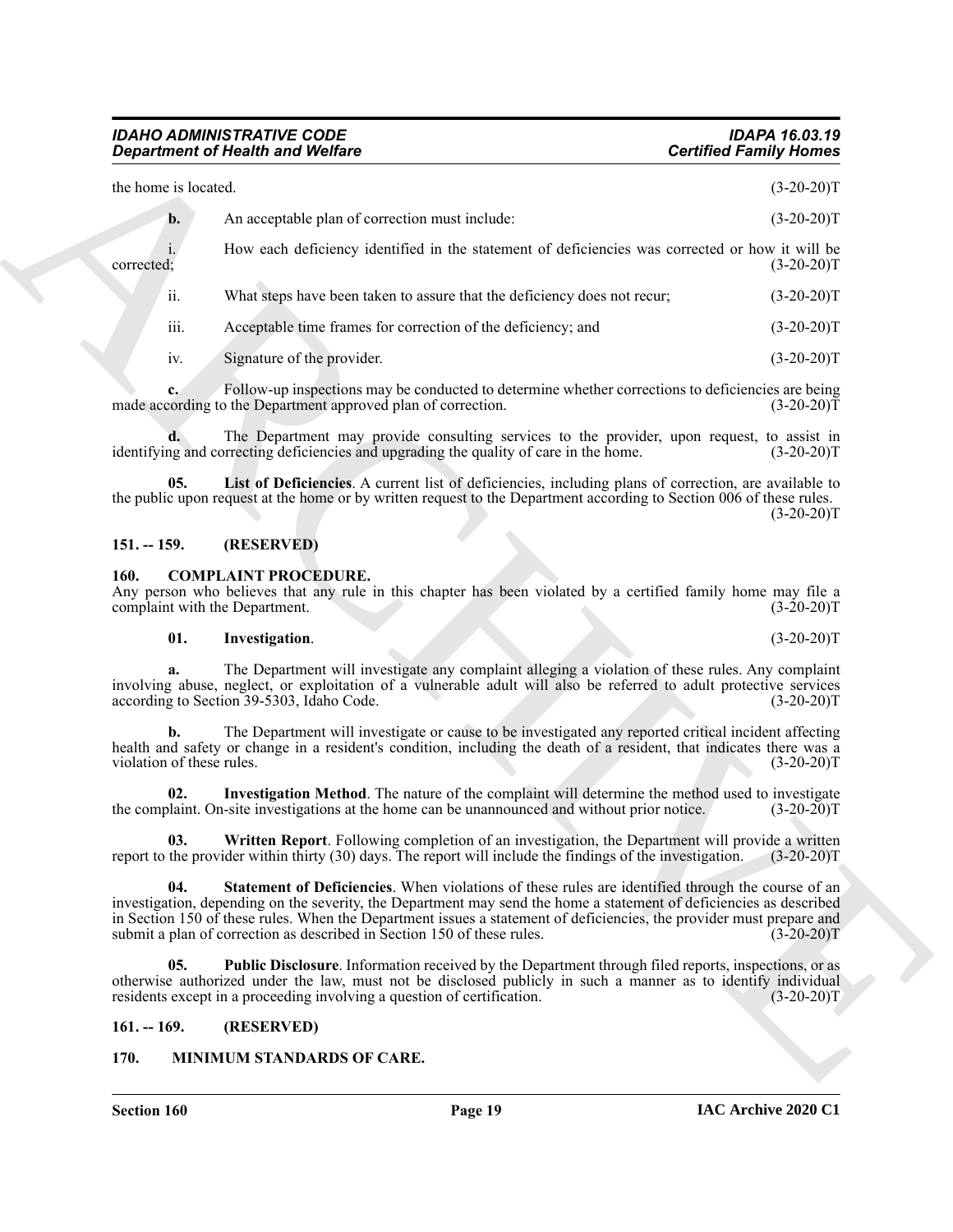the home is located. (3-20-20)T

**b.** An acceptable plan of correction must include: (3-20-20)T

i. How each deficiency identified in the statement of deficiencies was corrected or how it will be corrected; (3-20-20)T

ii. What steps have been taken to assure that the deficiency does not recur; (3-20-20)T

iii. Acceptable time frames for correction of the deficiency; and (3-20-20)T

iv. Signature of the provider. (3-20-20)T

**c.** Follow-up inspections may be conducted to determine whether corrections to deficiencies are being made according to the Department approved plan of correction. (3-20-20)T

**d.** The Department may provide consulting services to the provider, upon request, to assist in identifying and correcting deficiencies and upgrading the quality of care in the home. (3-20-20)T

**05. List of Deficiencies**. A current list of deficiencies, including plans of correction, are available to the public upon request at the home or by written request to the Department according to Section 006 of these rules. (3-20-20)T

## 151. -- 159. (RESERVED)

## 160. COMPLAINT PROCEDURE.

Any person who believes that any rule in this chapter has been violated by a certified family home may file a complaint with the Department. (3-20-20)T

**01. Investigation**. (3-20-20)T

**a.** The Department will investigate any complaint alleging a violation of these rules. Any complaint involving abuse, neglect, or exploitation of a vulnerable adult will also be referred to adult protective services according to Section 39-5303, Idaho Code. (3-20-20)T

**b.** The Department will investigate or cause to be investigated any reported critical incident affecting health and safety or change in a resident's condition, including the death of a resident, that indicates there was a violation of these rules. (3-20-20)T

**02. Investigation Method**. The nature of the complaint will determine the method used to investigate the complaint. On-site investigations at the home can be unannounced and without prior notice. (3-20-20)T

**03. Written Report**. Following completion of an investigation, the Department will provide a written report to the provider within thirty (30) days. The report will include the findings of the investigation. (3-20-20)T

**04. Statement of Deficiencies**. When violations of these rules are identified through the course of an investigation, depending on the severity, the Department may send the home a statement of deficiencies as described in Section 150 of these rules. When the Department issues a statement of deficiencies, the provider must prepare and submit a plan of correction as described in Section 150 of these rules. (3-20-20)T

**05. Public Disclosure**. Information received by the Department through filed reports, inspections, or as otherwise authorized under the law, must not be disclosed publicly in such a manner as to identify individual residents except in a proceeding involving a question of certification. (3-20-20)T

## 161. -- 169. (RESERVED)

## 170. MINIMUM STANDARDS OF CARE.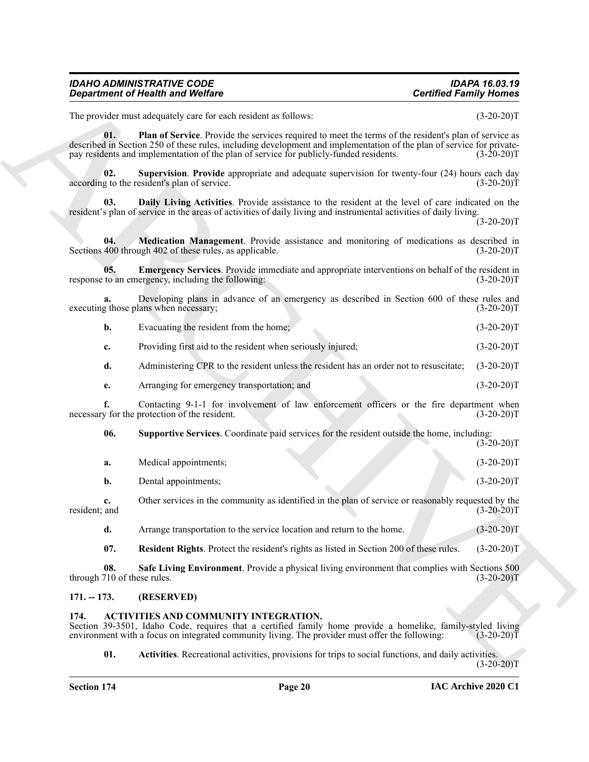The provider must adequately care for each resident as follows: (3-20-20)T

**01. Plan of Service**. Provide the services required to meet the terms of the resident's plan of service as described in Section 250 of these rules, including development and implementation of the plan of service for private-pay residents and implementation of the plan of service for publicly-funded residents. (3-20-20)T

**02. Supervision**. **Provide** appropriate and adequate supervision for twenty-four (24) hours each day according to the resident's plan of service. (3-20-20)T

**03. Daily Living Activities**. Provide assistance to the resident at the level of care indicated on the resident's plan of service in the areas of activities of daily living and instrumental activities of daily living. (3-20-20)T

**04. Medication Management**. Provide assistance and monitoring of medications as described in Sections 400 through 402 of these rules, as applicable. (3-20-20)T

**05. Emergency Services**. Provide immediate and appropriate interventions on behalf of the resident in response to an emergency, including the following: (3-20-20)T

**a.** Developing plans in advance of an emergency as described in Section 600 of these rules and executing those plans when necessary; (3-20-20)T

**b.** Evacuating the resident from the home; (3-20-20)T

**c.** Providing first aid to the resident when seriously injured; (3-20-20)T

**d.** Administering CPR to the resident unless the resident has an order not to resuscitate; (3-20-20)T

**e.** Arranging for emergency transportation; and (3-20-20)T

**f.** Contacting 9-1-1 for involvement of law enforcement officers or the fire department when necessary for the protection of the resident. (3-20-20)T

**06. Supportive Services**. Coordinate paid services for the resident outside the home, including: (3-20-20)T

**a.** Medical appointments; (3-20-20)T

**b.** Dental appointments; (3-20-20)T

**c.** Other services in the community as identified in the plan of service or reasonably requested by the resident; and (3-20-20)T

**d.** Arrange transportation to the service location and return to the home. (3-20-20)T

**07. Resident Rights**. Protect the resident's rights as listed in Section 200 of these rules. (3-20-20)T

**08. Safe Living Environment**. Provide a physical living environment that complies with Sections 500 through 710 of these rules. (3-20-20)T

## 171. -- 173. (RESERVED)

## 174. ACTIVITIES AND COMMUNITY INTEGRATION.

Section 39-3501, Idaho Code, requires that a certified family home provide a homelike, family-styled living environment with a focus on integrated community living. The provider must offer the following: (3-20-20)T

**01. Activities**. Recreational activities, provisions for trips to social functions, and daily activities. (3-20-20)T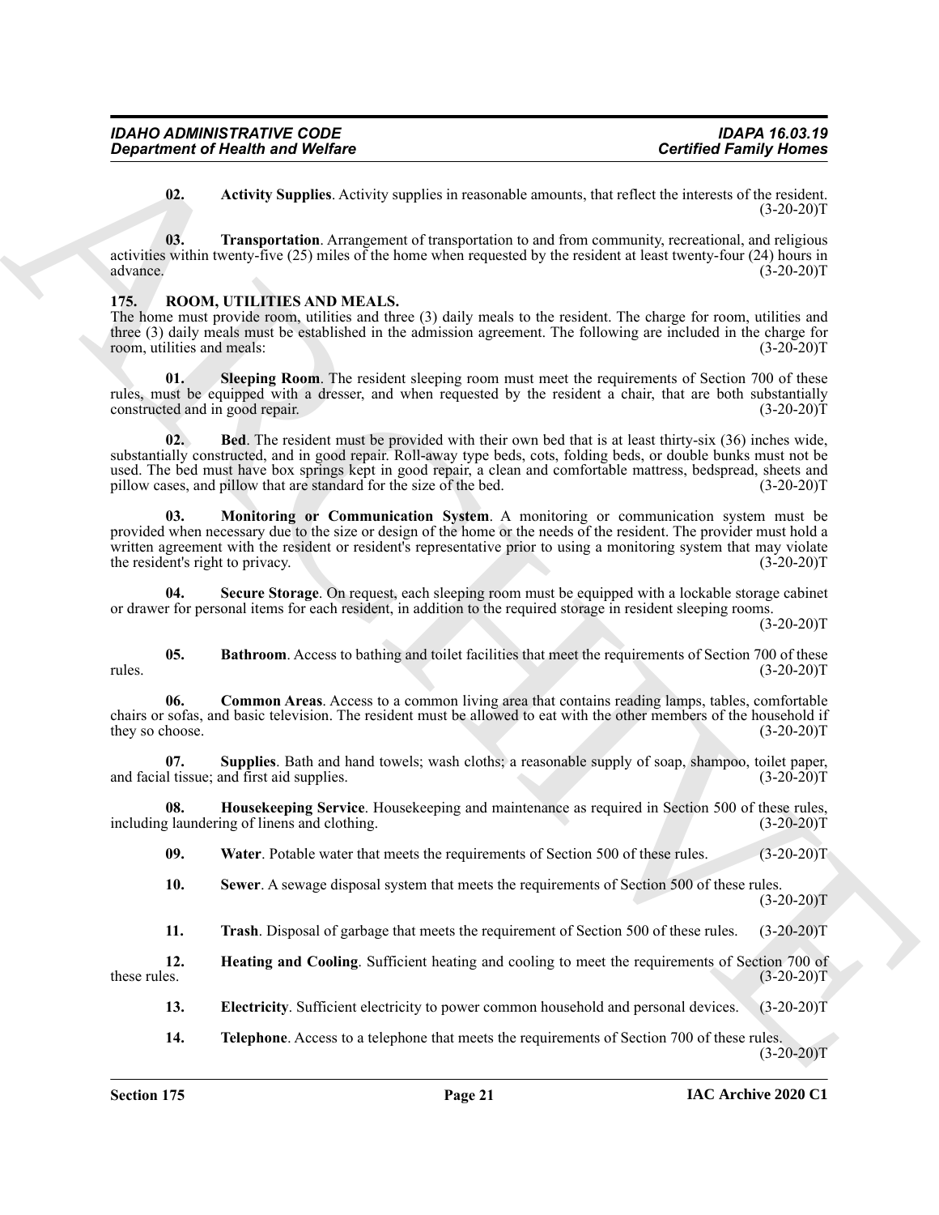**02. Activity Supplies**. Activity supplies in reasonable amounts, that reflect the interests of the resident. (3-20-20)T

**03. Transportation**. Arrangement of transportation to and from community, recreational, and religious activities within twenty-five (25) miles of the home when requested by the resident at least twenty-four (24) hours in advance. (3-20-20)T

## 175. ROOM, UTILITIES AND MEALS.

The home must provide room, utilities and three (3) daily meals to the resident. The charge for room, utilities and three (3) daily meals must be established in the admission agreement. The following are included in the charge for room, utilities and meals: (3-20-20)T

**01. Sleeping Room**. The resident sleeping room must meet the requirements of Section 700 of these rules, must be equipped with a dresser, and when requested by the resident a chair, that are both substantially constructed and in good repair. (3-20-20)T

**02. Bed**. The resident must be provided with their own bed that is at least thirty-six (36) inches wide, substantially constructed, and in good repair. Roll-away type beds, cots, folding beds, or double bunks must not be used. The bed must have box springs kept in good repair, a clean and comfortable mattress, bedspread, sheets and pillow cases, and pillow that are standard for the size of the bed. (3-20-20)T

**03. Monitoring or Communication System**. A monitoring or communication system must be provided when necessary due to the size or design of the home or the needs of the resident. The provider must hold a written agreement with the resident or resident's representative prior to using a monitoring system that may violate the resident's right to privacy. (3-20-20)T

**04. Secure Storage**. On request, each sleeping room must be equipped with a lockable storage cabinet or drawer for personal items for each resident, in addition to the required storage in resident sleeping rooms. (3-20-20)T

**05. Bathroom**. Access to bathing and toilet facilities that meet the requirements of Section 700 of these rules. (3-20-20)T

**06. Common Areas**. Access to a common living area that contains reading lamps, tables, comfortable chairs or sofas, and basic television. The resident must be allowed to eat with the other members of the household if they so choose. (3-20-20)T

**07. Supplies**. Bath and hand towels; wash cloths; a reasonable supply of soap, shampoo, toilet paper, and facial tissue; and first aid supplies. (3-20-20)T

**08. Housekeeping Service**. Housekeeping and maintenance as required in Section 500 of these rules, including laundering of linens and clothing. (3-20-20)T

**09. Water**. Potable water that meets the requirements of Section 500 of these rules. (3-20-20)T

**10. Sewer**. A sewage disposal system that meets the requirements of Section 500 of these rules. (3-20-20)T

**11. Trash**. Disposal of garbage that meets the requirement of Section 500 of these rules. (3-20-20)T

**12. Heating and Cooling**. Sufficient heating and cooling to meet the requirements of Section 700 of these rules. (3-20-20)T

**13. Electricity**. Sufficient electricity to power common household and personal devices. (3-20-20)T

**14. Telephone**. Access to a telephone that meets the requirements of Section 700 of these rules. (3-20-20)T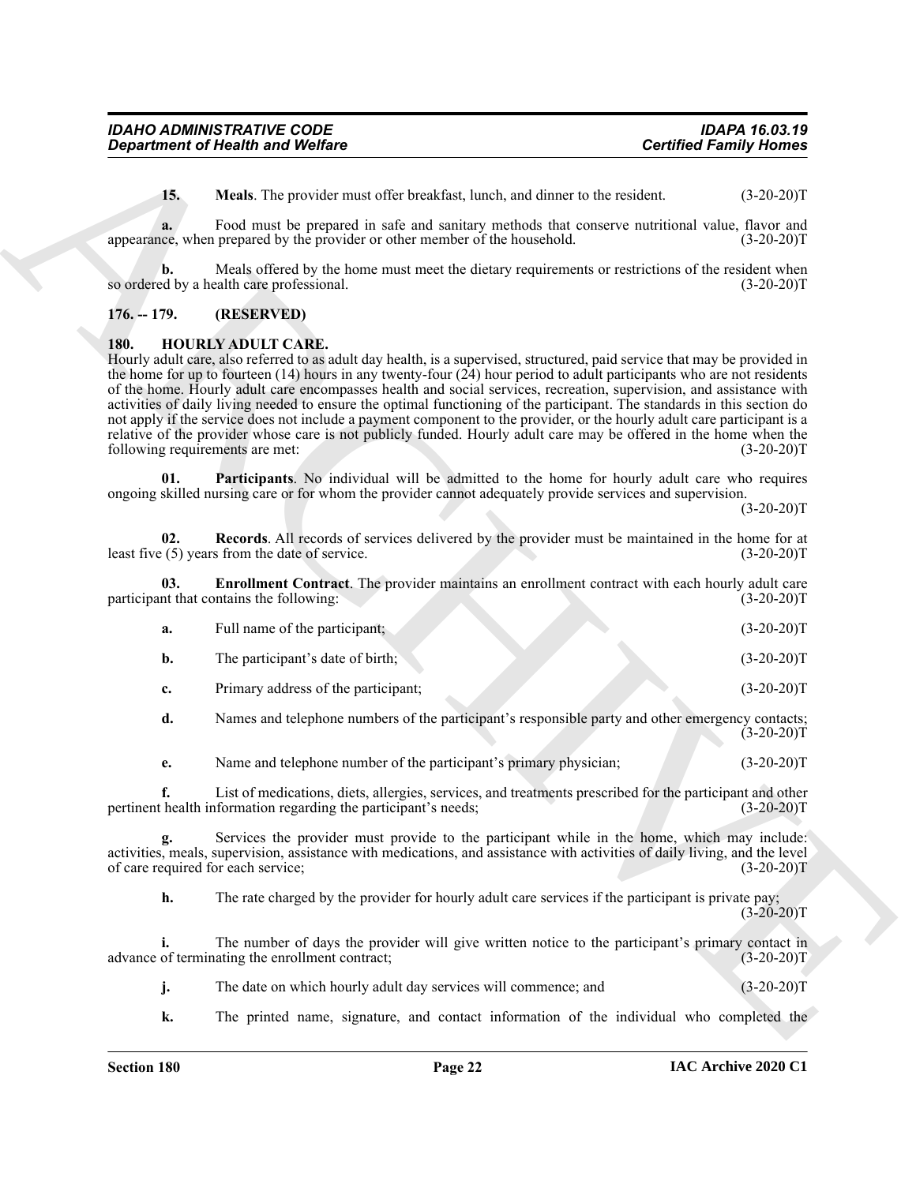**15. Meals**. The provider must offer breakfast, lunch, and dinner to the resident. (3-20-20)T

**a.** Food must be prepared in safe and sanitary methods that conserve nutritional value, flavor and appearance, when prepared by the provider or other member of the household. (3-20-20)T

**b.** Meals offered by the home must meet the dietary requirements or restrictions of the resident when so ordered by a health care professional. (3-20-20)T

## 176. -- 179. (RESERVED)

## 180. HOURLY ADULT CARE.

Hourly adult care, also referred to as adult day health, is a supervised, structured, paid service that may be provided in the home for up to fourteen (14) hours in any twenty-four (24) hour period to adult participants who are not residents of the home. Hourly adult care encompasses health and social services, recreation, supervision, and assistance with activities of daily living needed to ensure the optimal functioning of the participant. The standards in this section do not apply if the service does not include a payment component to the provider, or the hourly adult care participant is a relative of the provider whose care is not publicly funded. Hourly adult care may be offered in the home when the following requirements are met: (3-20-20)T

**01. Participants**. No individual will be admitted to the home for hourly adult care who requires ongoing skilled nursing care or for whom the provider cannot adequately provide services and supervision. (3-20-20)T

**02. Records**. All records of services delivered by the provider must be maintained in the home for at least five (5) years from the date of service. (3-20-20)T

**03. Enrollment Contract**. The provider maintains an enrollment contract with each hourly adult care participant that contains the following: (3-20-20)T

**a.** Full name of the participant; (3-20-20)T

**b.** The participant's date of birth; (3-20-20)T

**c.** Primary address of the participant; (3-20-20)T

**d.** Names and telephone numbers of the participant's responsible party and other emergency contacts; (3-20-20)T

**e.** Name and telephone number of the participant's primary physician; (3-20-20)T

**f.** List of medications, diets, allergies, services, and treatments prescribed for the participant and other pertinent health information regarding the participant's needs; (3-20-20)T

**g.** Services the provider must provide to the participant while in the home, which may include: activities, meals, supervision, assistance with medications, and assistance with activities of daily living, and the level of care required for each service; (3-20-20)T

**h.** The rate charged by the provider for hourly adult care services if the participant is private pay; (3-20-20)T

**i.** The number of days the provider will give written notice to the participant's primary contact in advance of terminating the enrollment contract; (3-20-20)T

**j.** The date on which hourly adult day services will commence; and (3-20-20)T

**k.** The printed name, signature, and contact information of the individual who completed the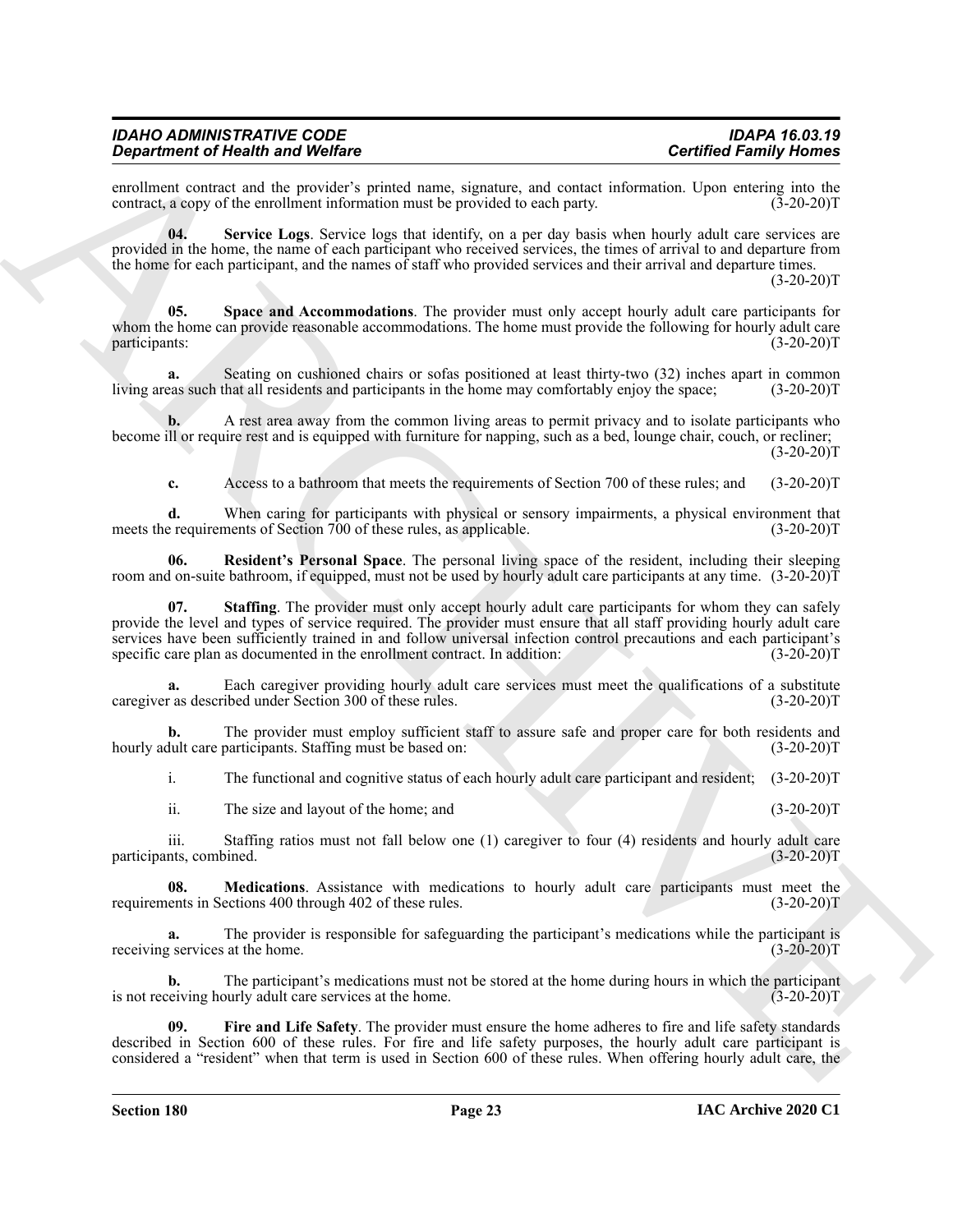enrollment contract and the provider's printed name, signature, and contact information. Upon entering into the contract, a copy of the enrollment information must be provided to each party. (3-20-20)T

**04. Service Logs**. Service logs that identify, on a per day basis when hourly adult care services are provided in the home, the name of each participant who received services, the times of arrival to and departure from the home for each participant, and the names of staff who provided services and their arrival and departure times. (3-20-20)T

**05. Space and Accommodations**. The provider must only accept hourly adult care participants for whom the home can provide reasonable accommodations. The home must provide the following for hourly adult care participants: (3-20-20)T

**a.** Seating on cushioned chairs or sofas positioned at least thirty-two (32) inches apart in common living areas such that all residents and participants in the home may comfortably enjoy the space; (3-20-20)T

**b.** A rest area away from the common living areas to permit privacy and to isolate participants who become ill or require rest and is equipped with furniture for napping, such as a bed, lounge chair, couch, or recliner; (3-20-20)T

**c.** Access to a bathroom that meets the requirements of Section 700 of these rules; and (3-20-20)T

**d.** When caring for participants with physical or sensory impairments, a physical environment that meets the requirements of Section 700 of these rules, as applicable. (3-20-20)T

**06. Resident's Personal Space**. The personal living space of the resident, including their sleeping room and on-suite bathroom, if equipped, must not be used by hourly adult care participants at any time. (3-20-20)T

**07. Staffing**. The provider must only accept hourly adult care participants for whom they can safely provide the level and types of service required. The provider must ensure that all staff providing hourly adult care services have been sufficiently trained in and follow universal infection control precautions and each participant's specific care plan as documented in the enrollment contract. In addition: (3-20-20)T

**a.** Each caregiver providing hourly adult care services must meet the qualifications of a substitute caregiver as described under Section 300 of these rules. (3-20-20)T

**b.** The provider must employ sufficient staff to assure safe and proper care for both residents and hourly adult care participants. Staffing must be based on: (3-20-20)T

i. The functional and cognitive status of each hourly adult care participant and resident; (3-20-20)T

ii. The size and layout of the home; and (3-20-20)T

iii. Staffing ratios must not fall below one (1) caregiver to four (4) residents and hourly adult care participants, combined. (3-20-20)T

**08. Medications**. Assistance with medications to hourly adult care participants must meet the requirements in Sections 400 through 402 of these rules. (3-20-20)T

**a.** The provider is responsible for safeguarding the participant's medications while the participant is receiving services at the home. (3-20-20)T

**b.** The participant's medications must not be stored at the home during hours in which the participant is not receiving hourly adult care services at the home. (3-20-20)T

**09. Fire and Life Safety**. The provider must ensure the home adheres to fire and life safety standards described in Section 600 of these rules. For fire and life safety purposes, the hourly adult care participant is considered a "resident" when that term is used in Section 600 of these rules. When offering hourly adult care, the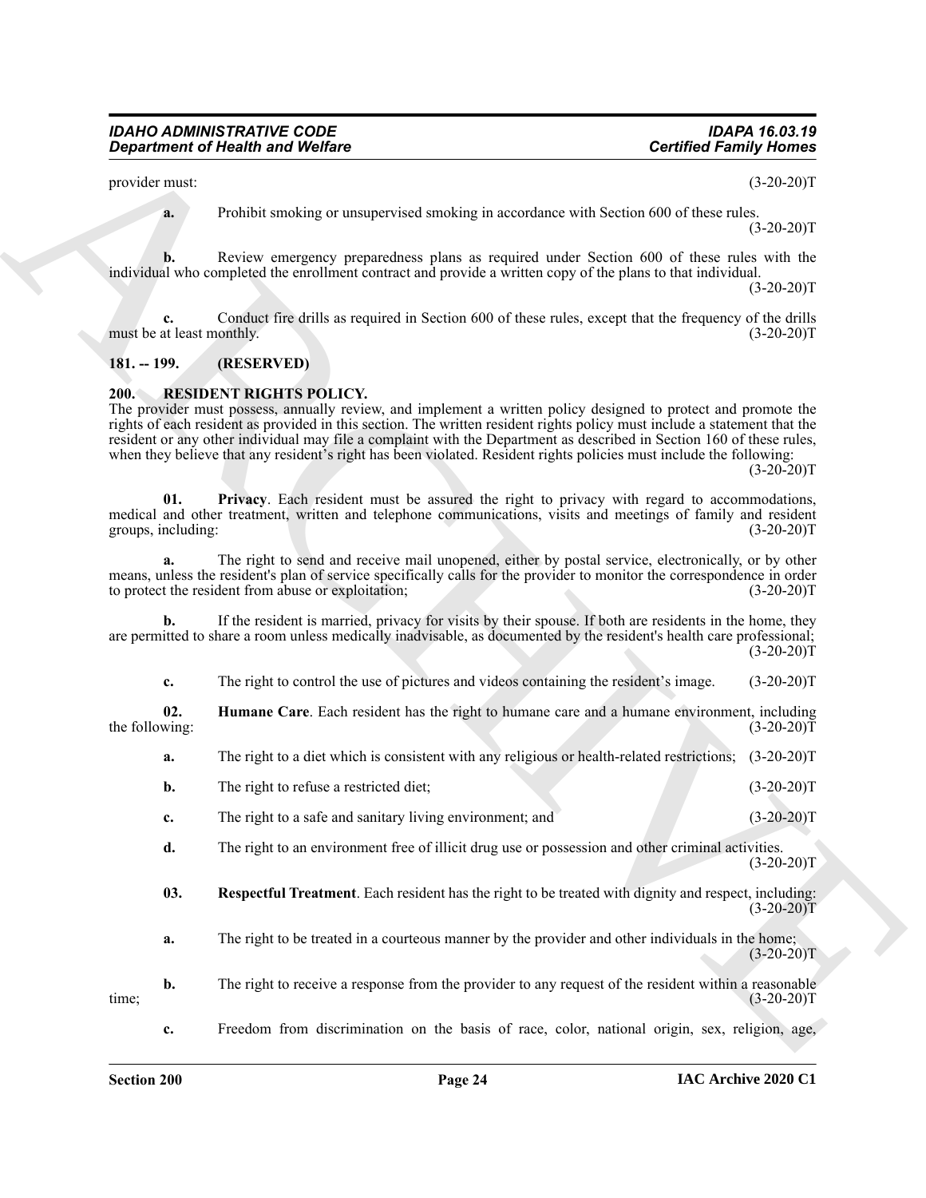provider must: (3-20-20)T

**a.** Prohibit smoking or unsupervised smoking in accordance with Section 600 of these rules. (3-20-20)T

**b.** Review emergency preparedness plans as required under Section 600 of these rules with the individual who completed the enrollment contract and provide a written copy of the plans to that individual. (3-20-20)T

**c.** Conduct fire drills as required in Section 600 of these rules, except that the frequency of the drills must be at least monthly. (3-20-20)T

## 181. -- 199. (RESERVED)

## 200. RESIDENT RIGHTS POLICY.

The provider must possess, annually review, and implement a written policy designed to protect and promote the rights of each resident as provided in this section. The written resident rights policy must include a statement that the resident or any other individual may file a complaint with the Department as described in Section 160 of these rules, when they believe that any resident's right has been violated. Resident rights policies must include the following: (3-20-20)T

**01. Privacy**. Each resident must be assured the right to privacy with regard to accommodations, medical and other treatment, written and telephone communications, visits and meetings of family and resident groups, including: (3-20-20)T

**a.** The right to send and receive mail unopened, either by postal service, electronically, or by other means, unless the resident's plan of service specifically calls for the provider to monitor the correspondence in order to protect the resident from abuse or exploitation; (3-20-20)T

**b.** If the resident is married, privacy for visits by their spouse. If both are residents in the home, they are permitted to share a room unless medically inadvisable, as documented by the resident's health care professional; (3-20-20)T

**c.** The right to control the use of pictures and videos containing the resident's image. (3-20-20)T

**02. Humane Care**. Each resident has the right to humane care and a humane environment, including the following: (3-20-20)T

**a.** The right to a diet which is consistent with any religious or health-related restrictions; (3-20-20)T

**b.** The right to refuse a restricted diet; (3-20-20)T

**c.** The right to a safe and sanitary living environment; and (3-20-20)T

**d.** The right to an environment free of illicit drug use or possession and other criminal activities. (3-20-20)T

**03. Respectful Treatment**. Each resident has the right to be treated with dignity and respect, including: (3-20-20)T

**a.** The right to be treated in a courteous manner by the provider and other individuals in the home; (3-20-20)T

**b.** The right to receive a response from the provider to any request of the resident within a reasonable time; (3-20-20)T

**c.** Freedom from discrimination on the basis of race, color, national origin, sex, religion, age,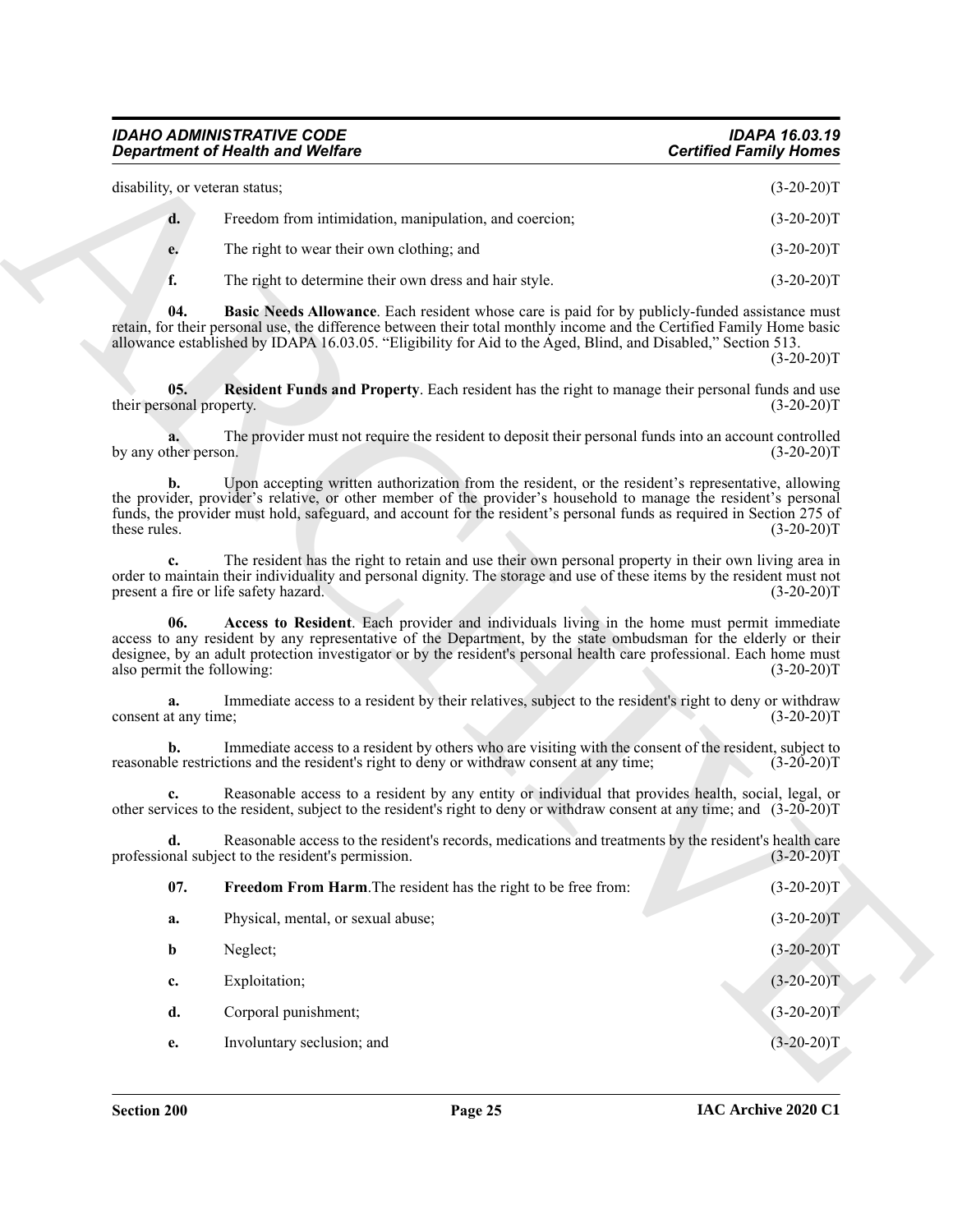disability, or veteran status; (3-20-20)T

**d.** Freedom from intimidation, manipulation, and coercion; (3-20-20)T

**e.** The right to wear their own clothing; and (3-20-20)T

**f.** The right to determine their own dress and hair style. (3-20-20)T

**04. Basic Needs Allowance**. Each resident whose care is paid for by publicly-funded assistance must retain, for their personal use, the difference between their total monthly income and the Certified Family Home basic allowance established by IDAPA 16.03.05. "Eligibility for Aid to the Aged, Blind, and Disabled," Section 513. (3-20-20)T

**05. Resident Funds and Property**. Each resident has the right to manage their personal funds and use their personal property. (3-20-20)T

**a.** The provider must not require the resident to deposit their personal funds into an account controlled by any other person. (3-20-20)T

**b.** Upon accepting written authorization from the resident, or the resident's representative, allowing the provider, provider's relative, or other member of the provider's household to manage the resident's personal funds, the provider must hold, safeguard, and account for the resident's personal funds as required in Section 275 of these rules. (3-20-20)T

**c.** The resident has the right to retain and use their own personal property in their own living area in order to maintain their individuality and personal dignity. The storage and use of these items by the resident must not present a fire or life safety hazard. (3-20-20)T

**06. Access to Resident**. Each provider and individuals living in the home must permit immediate access to any resident by any representative of the Department, by the state ombudsman for the elderly or their designee, by an adult protection investigator or by the resident's personal health care professional. Each home must also permit the following: (3-20-20)T

**a.** Immediate access to a resident by their relatives, subject to the resident's right to deny or withdraw consent at any time; (3-20-20)T

**b.** Immediate access to a resident by others who are visiting with the consent of the resident, subject to reasonable restrictions and the resident's right to deny or withdraw consent at any time; (3-20-20)T

**c.** Reasonable access to a resident by any entity or individual that provides health, social, legal, or other services to the resident, subject to the resident's right to deny or withdraw consent at any time; and (3-20-20)T

**d.** Reasonable access to the resident's records, medications and treatments by the resident's health care professional subject to the resident's permission. (3-20-20)T

**07. Freedom From Harm**. The resident has the right to be free from: (3-20-20)T

**a.** Physical, mental, or sexual abuse; (3-20-20)T

**b** Neglect; (3-20-20)T

**c.** Exploitation; (3-20-20)T

**d.** Corporal punishment; (3-20-20)T

**e.** Involuntary seclusion; and (3-20-20)T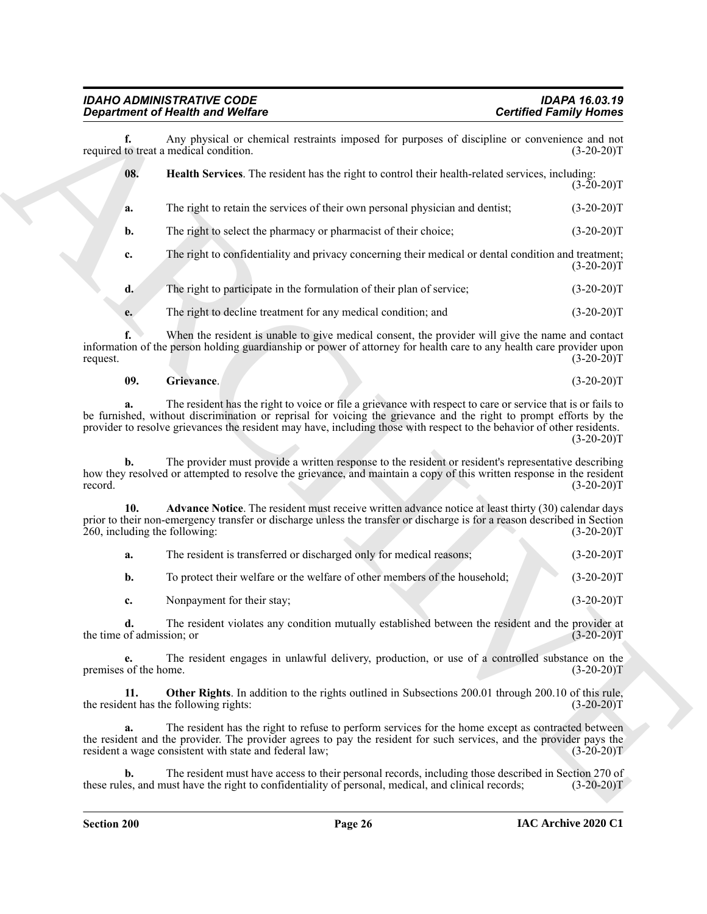**f.** Any physical or chemical restraints imposed for purposes of discipline or convenience and not required to treat a medical condition. (3-20-20)T

**08. Health Services**. The resident has the right to control their health-related services, including: (3-20-20)T

**a.** The right to retain the services of their own personal physician and dentist; (3-20-20)T

**b.** The right to select the pharmacy or pharmacist of their choice; (3-20-20)T

**c.** The right to confidentiality and privacy concerning their medical or dental condition and treatment; (3-20-20)T

**d.** The right to participate in the formulation of their plan of service; (3-20-20)T

**e.** The right to decline treatment for any medical condition; and (3-20-20)T

**f.** When the resident is unable to give medical consent, the provider will give the name and contact information of the person holding guardianship or power of attorney for health care to any health care provider upon request. (3-20-20)T

**09. Grievance**. (3-20-20)T

**a.** The resident has the right to voice or file a grievance with respect to care or service that is or fails to be furnished, without discrimination or reprisal for voicing the grievance and the right to prompt efforts by the provider to resolve grievances the resident may have, including those with respect to the behavior of other residents. (3-20-20)T

**b.** The provider must provide a written response to the resident or resident's representative describing how they resolved or attempted to resolve the grievance, and maintain a copy of this written response in the resident record. (3-20-20)T

**10. Advance Notice**. The resident must receive written advance notice at least thirty (30) calendar days prior to their non-emergency transfer or discharge unless the transfer or discharge is for a reason described in Section 260, including the following: (3-20-20)T

**a.** The resident is transferred or discharged only for medical reasons; (3-20-20)T

**b.** To protect their welfare or the welfare of other members of the household; (3-20-20)T

**c.** Nonpayment for their stay; (3-20-20)T

**d.** The resident violates any condition mutually established between the resident and the provider at the time of admission; or (3-20-20)T

**e.** The resident engages in unlawful delivery, production, or use of a controlled substance on the premises of the home. (3-20-20)T

**11. Other Rights**. In addition to the rights outlined in Subsections 200.01 through 200.10 of this rule, the resident has the following rights: (3-20-20)T

**a.** The resident has the right to refuse to perform services for the home except as contracted between the resident and the provider. The provider agrees to pay the resident for such services, and the provider pays the resident a wage consistent with state and federal law; (3-20-20)T

**b.** The resident must have access to their personal records, including those described in Section 270 of these rules, and must have the right to confidentiality of personal, medical, and clinical records; (3-20-20)T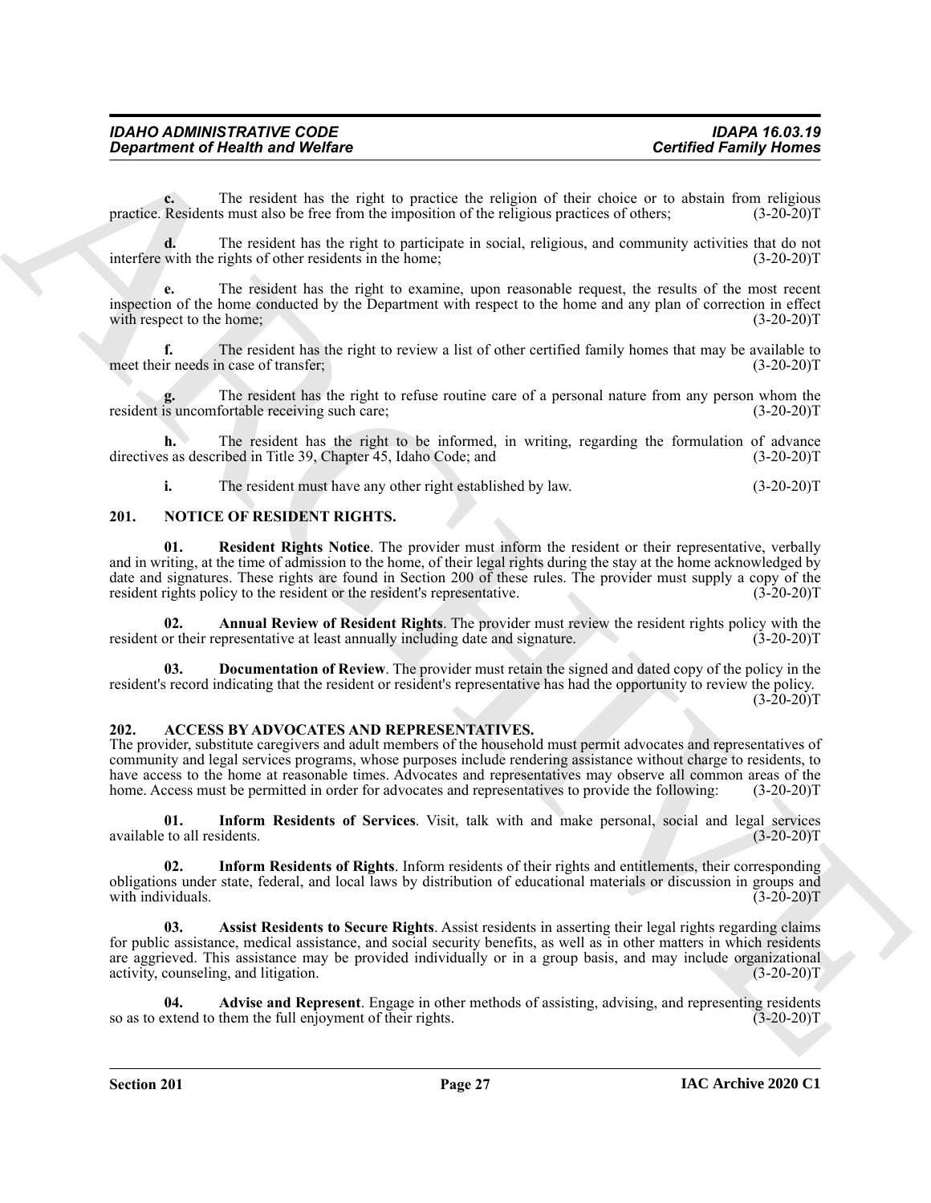**c.** The resident has the right to practice the religion of their choice or to abstain from religious practice. Residents must also be free from the imposition of the religious practices of others; (3-20-20)T

**d.** The resident has the right to participate in social, religious, and community activities that do not interfere with the rights of other residents in the home; (3-20-20)T

**e.** The resident has the right to examine, upon reasonable request, the results of the most recent inspection of the home conducted by the Department with respect to the home and any plan of correction in effect with respect to the home; (3-20-20)T

**f.** The resident has the right to review a list of other certified family homes that may be available to meet their needs in case of transfer; (3-20-20)T

**g.** The resident has the right to refuse routine care of a personal nature from any person whom the resident is uncomfortable receiving such care; (3-20-20)T

**h.** The resident has the right to be informed, in writing, regarding the formulation of advance directives as described in Title 39, Chapter 45, Idaho Code; and (3-20-20)T

**i.** The resident must have any other right established by law. (3-20-20)T

## 201. NOTICE OF RESIDENT RIGHTS.

**01. Resident Rights Notice**. The provider must inform the resident or their representative, verbally and in writing, at the time of admission to the home, of their legal rights during the stay at the home acknowledged by date and signatures. These rights are found in Section 200 of these rules. The provider must supply a copy of the resident rights policy to the resident or the resident's representative. (3-20-20)T

**02. Annual Review of Resident Rights**. The provider must review the resident rights policy with the resident or their representative at least annually including date and signature. (3-20-20)T

**03. Documentation of Review**. The provider must retain the signed and dated copy of the policy in the resident's record indicating that the resident or resident's representative has had the opportunity to review the policy. (3-20-20)T

## 202. ACCESS BY ADVOCATES AND REPRESENTATIVES.

The provider, substitute caregivers and adult members of the household must permit advocates and representatives of community and legal services programs, whose purposes include rendering assistance without charge to residents, to have access to the home at reasonable times. Advocates and representatives may observe all common areas of the home. Access must be permitted in order for advocates and representatives to provide the following: (3-20-20)T

**01. Inform Residents of Services**. Visit, talk with and make personal, social and legal services available to all residents. (3-20-20)T

**02. Inform Residents of Rights**. Inform residents of their rights and entitlements, their corresponding obligations under state, federal, and local laws by distribution of educational materials or discussion in groups and with individuals. (3-20-20)T

**03. Assist Residents to Secure Rights**. Assist residents in asserting their legal rights regarding claims for public assistance, medical assistance, and social security benefits, as well as in other matters in which residents are aggrieved. This assistance may be provided individually or in a group basis, and may include organizational activity, counseling, and litigation. (3-20-20)T

**04. Advise and Represent**. Engage in other methods of assisting, advising, and representing residents so as to extend to them the full enjoyment of their rights. (3-20-20)T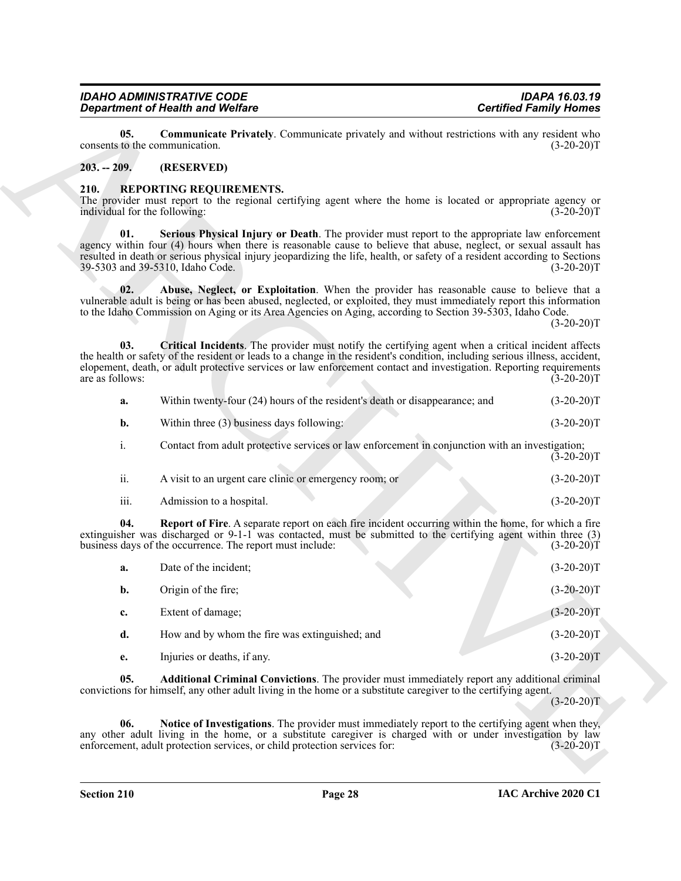**05. Communicate Privately**. Communicate privately and without restrictions with any resident who consents to the communication. (3-20-20)T

## 203. -- 209. (RESERVED)

## 210. REPORTING REQUIREMENTS.

The provider must report to the regional certifying agent where the home is located or appropriate agency or individual for the following: (3-20-20)T

**01. Serious Physical Injury or Death**. The provider must report to the appropriate law enforcement agency within four (4) hours when there is reasonable cause to believe that abuse, neglect, or sexual assault has resulted in death or serious physical injury jeopardizing the life, health, or safety of a resident according to Sections 39-5303 and 39-5310, Idaho Code. (3-20-20)T

**02. Abuse, Neglect, or Exploitation**. When the provider has reasonable cause to believe that a vulnerable adult is being or has been abused, neglected, or exploited, they must immediately report this information to the Idaho Commission on Aging or its Area Agencies on Aging, according to Section 39-5303, Idaho Code. (3-20-20)T

**03. Critical Incidents**. The provider must notify the certifying agent when a critical incident affects the health or safety of the resident or leads to a change in the resident's condition, including serious illness, accident, elopement, death, or adult protective services or law enforcement contact and investigation. Reporting requirements are as follows: (3-20-20)T

**a.** Within twenty-four (24) hours of the resident's death or disappearance; and (3-20-20)T

**b.** Within three (3) business days following: (3-20-20)T

i. Contact from adult protective services or law enforcement in conjunction with an investigation; (3-20-20)T

ii. A visit to an urgent care clinic or emergency room; or (3-20-20)T

iii. Admission to a hospital. (3-20-20)T

**04. Report of Fire**. A separate report on each fire incident occurring within the home, for which a fire extinguisher was discharged or 9-1-1 was contacted, must be submitted to the certifying agent within three (3) business days of the occurrence. The report must include: (3-20-20)T

**a.** Date of the incident; (3-20-20)T

**b.** Origin of the fire; (3-20-20)T

**c.** Extent of damage; (3-20-20)T

**d.** How and by whom the fire was extinguished; and (3-20-20)T

**e.** Injuries or deaths, if any. (3-20-20)T

**05. Additional Criminal Convictions**. The provider must immediately report any additional criminal convictions for himself, any other adult living in the home or a substitute caregiver to the certifying agent. (3-20-20)T

**06. Notice of Investigations**. The provider must immediately report to the certifying agent when they, any other adult living in the home, or a substitute caregiver is charged with or under investigation by law enforcement, adult protection services, or child protection services for: (3-20-20)T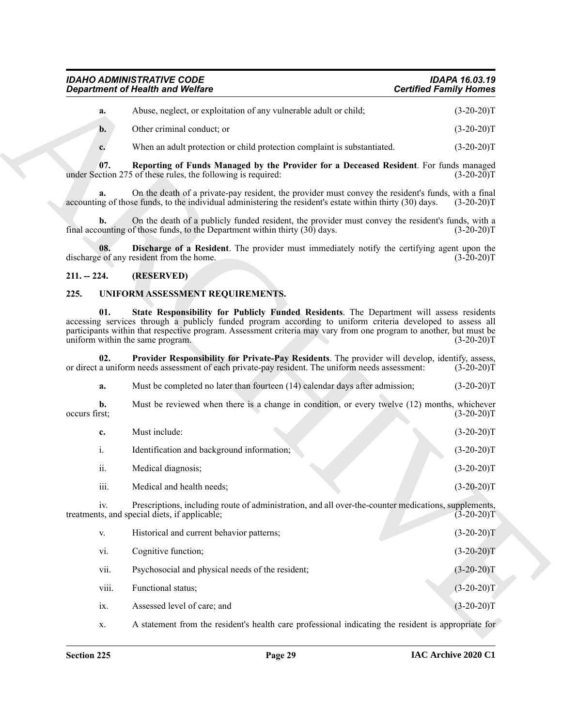**a.** Abuse, neglect, or exploitation of any vulnerable adult or child; (3-20-20)T

**b.** Other criminal conduct; or (3-20-20)T

**c.** When an adult protection or child protection complaint is substantiated. (3-20-20)T

**07. Reporting of Funds Managed by the Provider for a Deceased Resident**. For funds managed under Section 275 of these rules, the following is required: (3-20-20)T

**a.** On the death of a private-pay resident, the provider must convey the resident's funds, with a final accounting of those funds, to the individual administering the resident's estate within thirty (30) days. (3-20-20)T

**b.** On the death of a publicly funded resident, the provider must convey the resident's funds, with a final accounting of those funds, to the Department within thirty (30) days. (3-20-20)T

**08. Discharge of a Resident**. The provider must immediately notify the certifying agent upon the discharge of any resident from the home. (3-20-20)T

## 211. -- 224. (RESERVED)

## 225. UNIFORM ASSESSMENT REQUIREMENTS.

**01. State Responsibility for Publicly Funded Residents**. The Department will assess residents accessing services through a publicly funded program according to uniform criteria developed to assess all participants within that respective program. Assessment criteria may vary from one program to another, but must be uniform within the same program. (3-20-20)T

**02. Provider Responsibility for Private-Pay Residents**. The provider will develop, identify, assess, or direct a uniform needs assessment of each private-pay resident. The uniform needs assessment: (3-20-20)T

**a.** Must be completed no later than fourteen (14) calendar days after admission; (3-20-20)T

**b.** Must be reviewed when there is a change in condition, or every twelve (12) months, whichever occurs first; (3-20-20)T

**c.** Must include: (3-20-20)T

i. Identification and background information; (3-20-20)T

ii. Medical diagnosis; (3-20-20)T

iii. Medical and health needs; (3-20-20)T

iv. Prescriptions, including route of administration, and all over-the-counter medications, supplements, treatments, and special diets, if applicable; (3-20-20)T

v. Historical and current behavior patterns; (3-20-20)T

vi. Cognitive function; (3-20-20)T

vii. Psychosocial and physical needs of the resident; (3-20-20)T

viii. Functional status; (3-20-20)T

ix. Assessed level of care; and (3-20-20)T

x. A statement from the resident's health care professional indicating the resident is appropriate for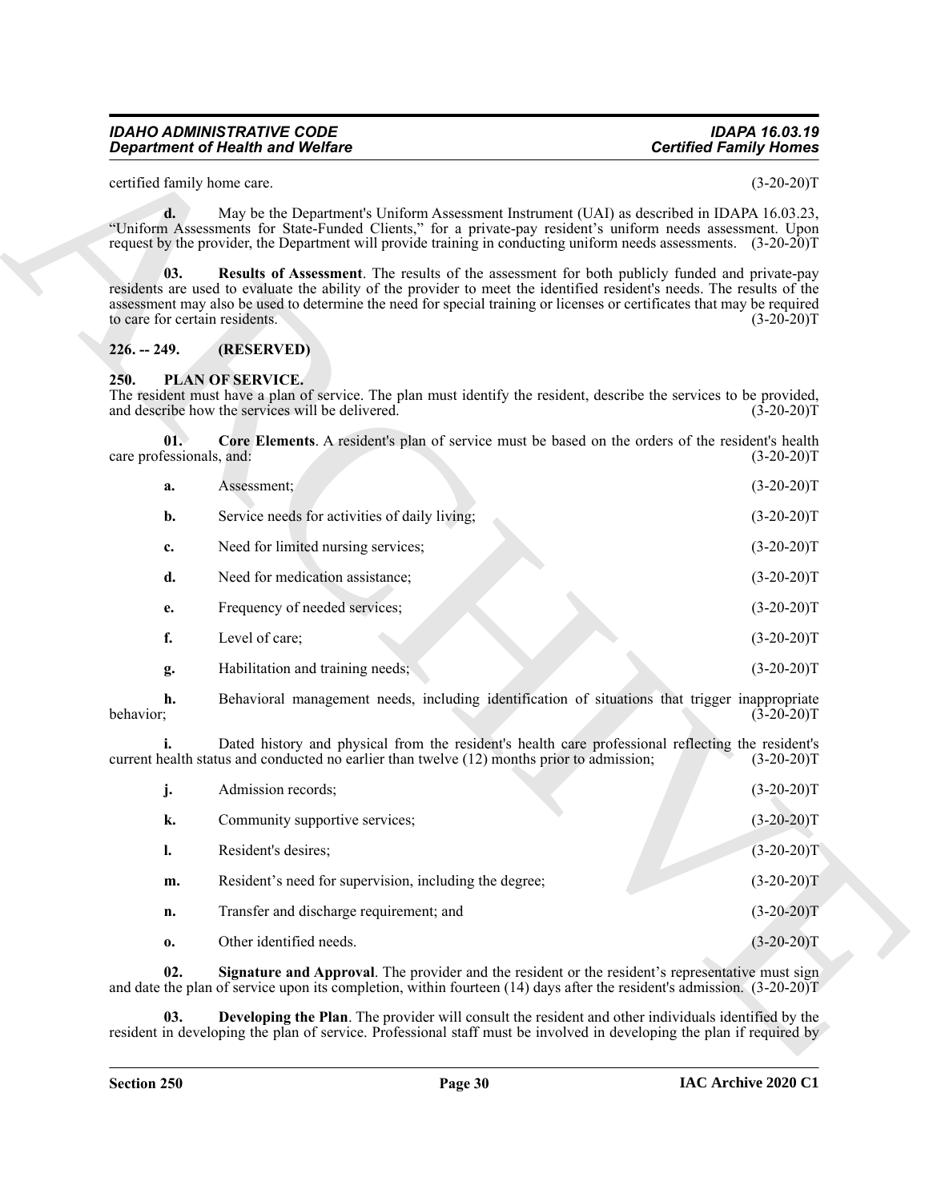certified family home care. (3-20-20)T

**d.** May be the Department's Uniform Assessment Instrument (UAI) as described in IDAPA 16.03.23, "Uniform Assessments for State-Funded Clients," for a private-pay resident's uniform needs assessment. Upon request by the provider, the Department will provide training in conducting uniform needs assessments. (3-20-20)T

**03. Results of Assessment**. The results of the assessment for both publicly funded and private-pay residents are used to evaluate the ability of the provider to meet the identified resident's needs. The results of the assessment may also be used to determine the need for special training or licenses or certificates that may be required to care for certain residents. (3-20-20)T

## 226. -- 249. (RESERVED)

## 250. PLAN OF SERVICE.

The resident must have a plan of service. The plan must identify the resident, describe the services to be provided, and describe how the services will be delivered. (3-20-20)T

**01. Core Elements**. A resident's plan of service must be based on the orders of the resident's health care professionals, and: (3-20-20)T

**a.** Assessment; (3-20-20)T

**b.** Service needs for activities of daily living; (3-20-20)T

**c.** Need for limited nursing services; (3-20-20)T

**d.** Need for medication assistance; (3-20-20)T

**e.** Frequency of needed services; (3-20-20)T

**f.** Level of care; (3-20-20)T

**g.** Habilitation and training needs; (3-20-20)T

**h.** Behavioral management needs, including identification of situations that trigger inappropriate behavior; (3-20-20)T

**i.** Dated history and physical from the resident's health care professional reflecting the resident's current health status and conducted no earlier than twelve (12) months prior to admission; (3-20-20)T

**j.** Admission records; (3-20-20)T

**k.** Community supportive services; (3-20-20)T

**l.** Resident's desires; (3-20-20)T

**m.** Resident's need for supervision, including the degree; (3-20-20)T

**n.** Transfer and discharge requirement; and (3-20-20)T

**o.** Other identified needs. (3-20-20)T

**02. Signature and Approval**. The provider and the resident or the resident's representative must sign and date the plan of service upon its completion, within fourteen (14) days after the resident's admission. (3-20-20)T

**03. Developing the Plan**. The provider will consult the resident and other individuals identified by the resident in developing the plan of service. Professional staff must be involved in developing the plan if required by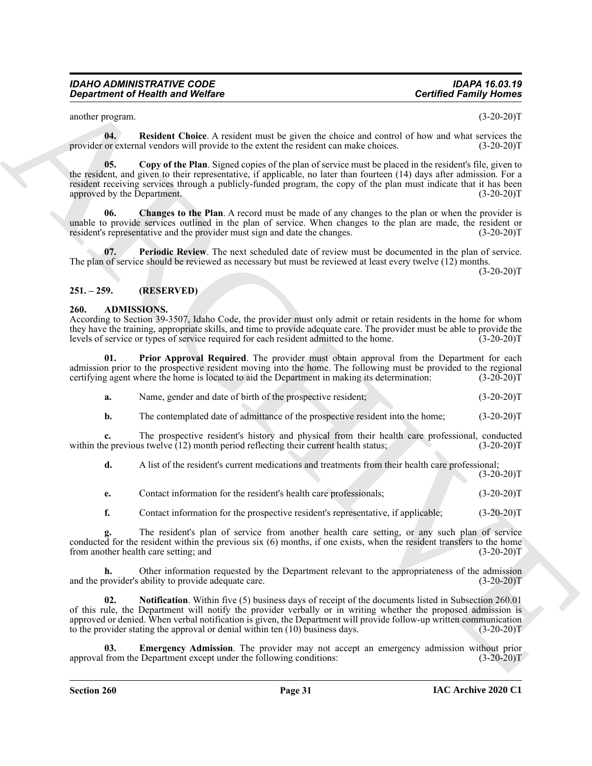another program. (3-20-20)T

**04. Resident Choice**. A resident must be given the choice and control of how and what services the provider or external vendors will provide to the extent the resident can make choices. (3-20-20)T

**05. Copy of the Plan**. Signed copies of the plan of service must be placed in the resident's file, given to the resident, and given to their representative, if applicable, no later than fourteen (14) days after admission. For a resident receiving services through a publicly-funded program, the copy of the plan must indicate that it has been approved by the Department. (3-20-20)T

**06. Changes to the Plan**. A record must be made of any changes to the plan or when the provider is unable to provide services outlined in the plan of service. When changes to the plan are made, the resident or resident's representative and the provider must sign and date the changes. (3-20-20)T

**07. Periodic Review**. The next scheduled date of review must be documented in the plan of service. The plan of service should be reviewed as necessary but must be reviewed at least every twelve (12) months. (3-20-20)T

## 251. – 259. (RESERVED)

## 260. ADMISSIONS.

According to Section 39-3507, Idaho Code, the provider must only admit or retain residents in the home for whom they have the training, appropriate skills, and time to provide adequate care. The provider must be able to provide the levels of service or types of service required for each resident admitted to the home. (3-20-20)T

**01. Prior Approval Required**. The provider must obtain approval from the Department for each admission prior to the prospective resident moving into the home. The following must be provided to the regional certifying agent where the home is located to aid the Department in making its determination: (3-20-20)T

**a.** Name, gender and date of birth of the prospective resident; (3-20-20)T

**b.** The contemplated date of admittance of the prospective resident into the home; (3-20-20)T

**c.** The prospective resident's history and physical from their health care professional, conducted within the previous twelve (12) month period reflecting their current health status; (3-20-20)T

**d.** A list of the resident's current medications and treatments from their health care professional; (3-20-20)T

**e.** Contact information for the resident's health care professionals; (3-20-20)T

**f.** Contact information for the prospective resident's representative, if applicable; (3-20-20)T

**g.** The resident's plan of service from another health care setting, or any such plan of service conducted for the resident within the previous six (6) months, if one exists, when the resident transfers to the home from another health care setting; and (3-20-20)T

**h.** Other information requested by the Department relevant to the appropriateness of the admission and the provider's ability to provide adequate care. (3-20-20)T

**02. Notification**. Within five (5) business days of receipt of the documents listed in Subsection 260.01 of this rule, the Department will notify the provider verbally or in writing whether the proposed admission is approved or denied. When verbal notification is given, the Department will provide follow-up written communication to the provider stating the approval or denial within ten (10) business days. (3-20-20)T

**03. Emergency Admission**. The provider may not accept an emergency admission without prior approval from the Department except under the following conditions: (3-20-20)T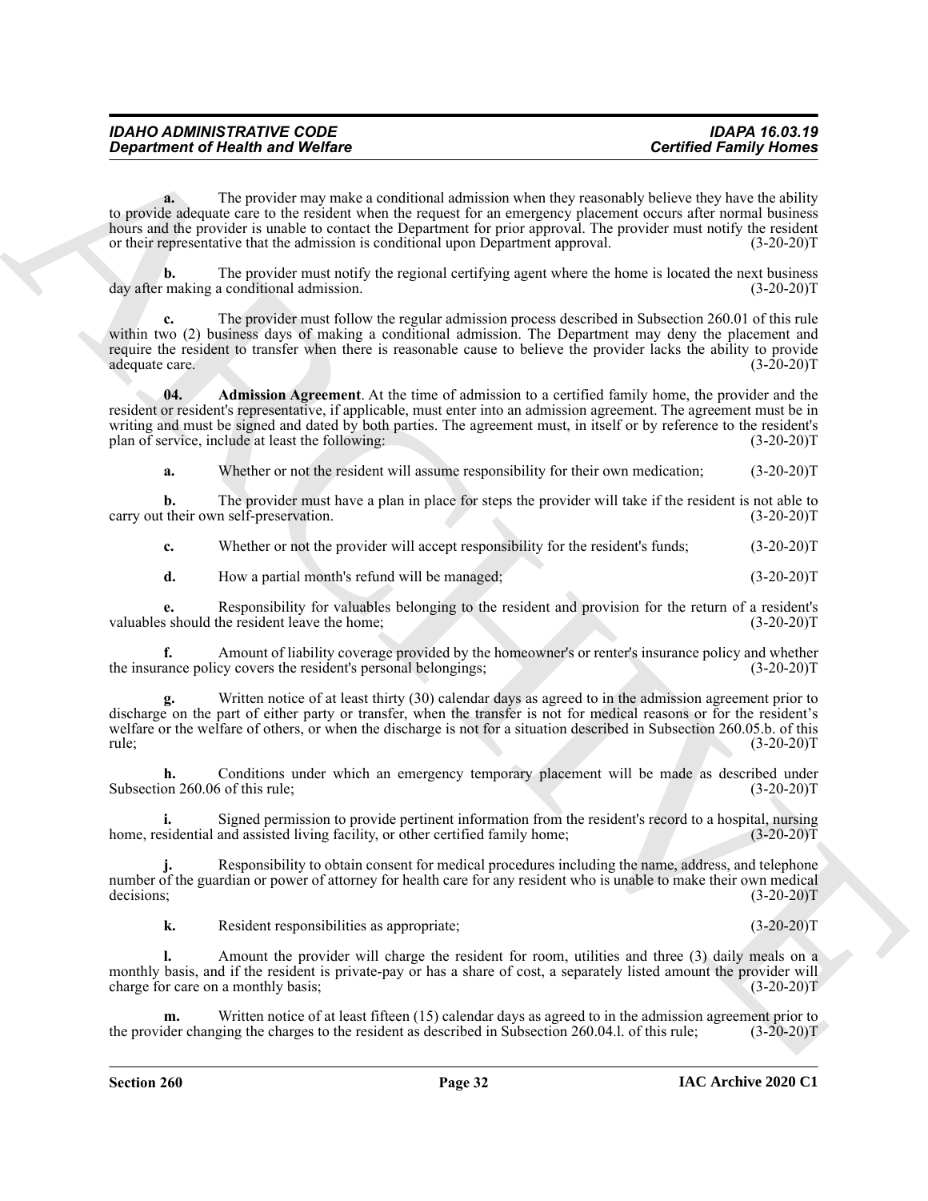**a.** The provider may make a conditional admission when they reasonably believe they have the ability to provide adequate care to the resident when the request for an emergency placement occurs after normal business hours and the provider is unable to contact the Department for prior approval. The provider must notify the resident or their representative that the admission is conditional upon Department approval. (3-20-20)T

**b.** The provider must notify the regional certifying agent where the home is located the next business day after making a conditional admission. (3-20-20)T

**c.** The provider must follow the regular admission process described in Subsection 260.01 of this rule within two (2) business days of making a conditional admission. The Department may deny the placement and require the resident to transfer when there is reasonable cause to believe the provider lacks the ability to provide adequate care. (3-20-20)T

**04. Admission Agreement**. At the time of admission to a certified family home, the provider and the resident or resident's representative, if applicable, must enter into an admission agreement. The agreement must be in writing and must be signed and dated by both parties. The agreement must, in itself or by reference to the resident's plan of service, include at least the following: (3-20-20)T

**a.** Whether or not the resident will assume responsibility for their own medication; (3-20-20)T

**b.** The provider must have a plan in place for steps the provider will take if the resident is not able to carry out their own self-preservation. (3-20-20)T

**c.** Whether or not the provider will accept responsibility for the resident's funds; (3-20-20)T

**d.** How a partial month's refund will be managed; (3-20-20)T

**e.** Responsibility for valuables belonging to the resident and provision for the return of a resident's valuables should the resident leave the home; (3-20-20)T

**f.** Amount of liability coverage provided by the homeowner's or renter's insurance policy and whether the insurance policy covers the resident's personal belongings; (3-20-20)T

**g.** Written notice of at least thirty (30) calendar days as agreed to in the admission agreement prior to discharge on the part of either party or transfer, when the transfer is not for medical reasons or for the resident's welfare or the welfare of others, or when the discharge is not for a situation described in Subsection 260.05.b. of this rule; (3-20-20)T

**h.** Conditions under which an emergency temporary placement will be made as described under Subsection 260.06 of this rule; (3-20-20)T

**i.** Signed permission to provide pertinent information from the resident's record to a hospital, nursing home, residential and assisted living facility, or other certified family home; (3-20-20)T

**j.** Responsibility to obtain consent for medical procedures including the name, address, and telephone number of the guardian or power of attorney for health care for any resident who is unable to make their own medical decisions; (3-20-20)T

**k.** Resident responsibilities as appropriate; (3-20-20)T

**l.** Amount the provider will charge the resident for room, utilities and three (3) daily meals on a monthly basis, and if the resident is private-pay or has a share of cost, a separately listed amount the provider will charge for care on a monthly basis; (3-20-20)T

**m.** Written notice of at least fifteen (15) calendar days as agreed to in the admission agreement prior to the provider changing the charges to the resident as described in Subsection 260.04.l. of this rule; (3-20-20)T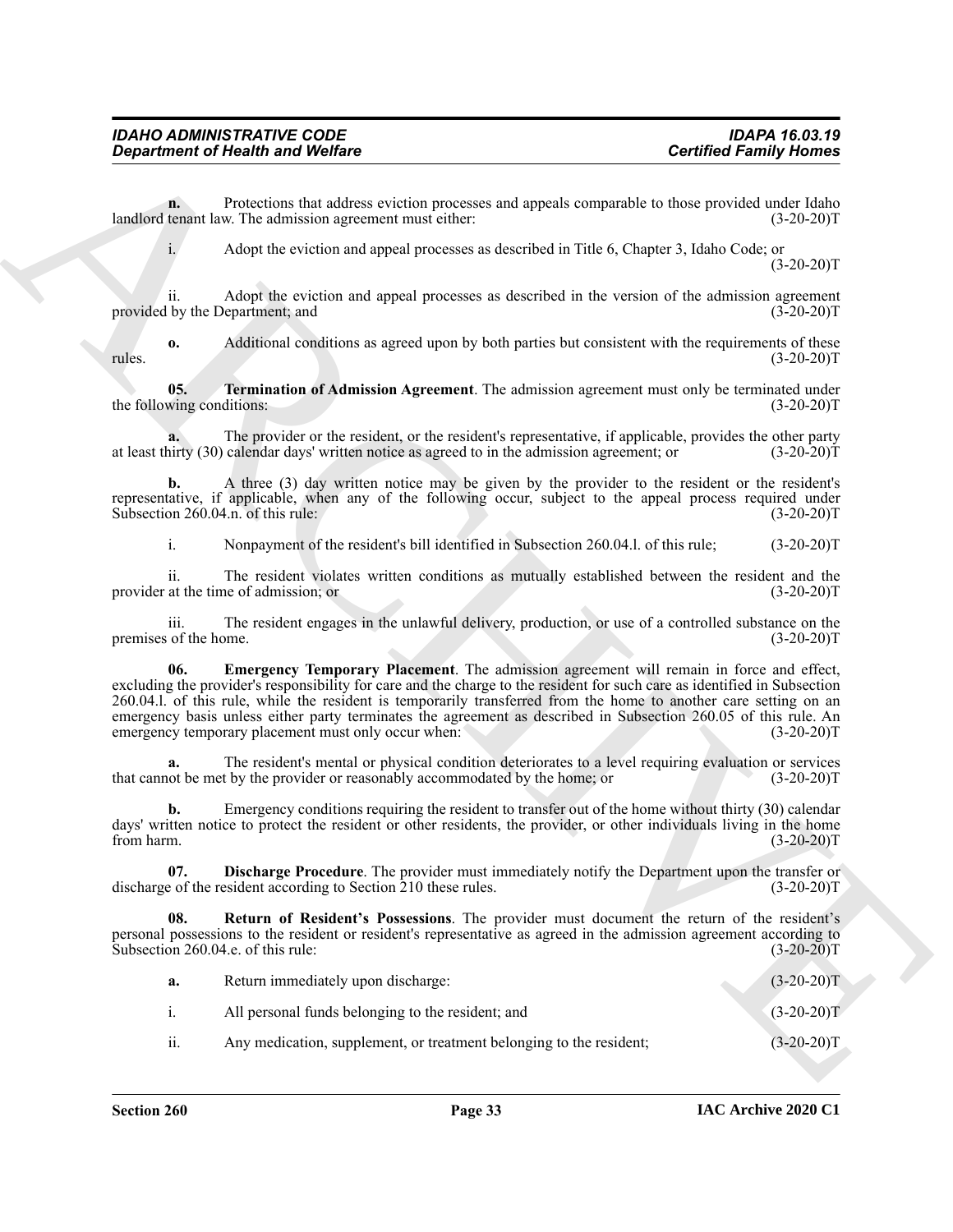**n.** Protections that address eviction processes and appeals comparable to those provided under Idaho landlord tenant law. The admission agreement must either: (3-20-20)T

i. Adopt the eviction and appeal processes as described in Title 6, Chapter 3, Idaho Code; or (3-20-20)T

ii. Adopt the eviction and appeal processes as described in the version of the admission agreement provided by the Department; and (3-20-20)T

**o.** Additional conditions as agreed upon by both parties but consistent with the requirements of these rules. (3-20-20)T

**05. Termination of Admission Agreement**. The admission agreement must only be terminated under the following conditions: (3-20-20)T

**a.** The provider or the resident, or the resident's representative, if applicable, provides the other party at least thirty (30) calendar days' written notice as agreed to in the admission agreement; or (3-20-20)T

**b.** A three (3) day written notice may be given by the provider to the resident or the resident's representative, if applicable, when any of the following occur, subject to the appeal process required under Subsection 260.04.n. of this rule: (3-20-20)T

i. Nonpayment of the resident's bill identified in Subsection 260.04.l. of this rule; (3-20-20)T

ii. The resident violates written conditions as mutually established between the resident and the provider at the time of admission; or (3-20-20)T

iii. The resident engages in the unlawful delivery, production, or use of a controlled substance on the premises of the home. (3-20-20)T

**06. Emergency Temporary Placement**. The admission agreement will remain in force and effect, excluding the provider's responsibility for care and the charge to the resident for such care as identified in Subsection 260.04.l. of this rule, while the resident is temporarily transferred from the home to another care setting on an emergency basis unless either party terminates the agreement as described in Subsection 260.05 of this rule. An emergency temporary placement must only occur when: (3-20-20)T

**a.** The resident's mental or physical condition deteriorates to a level requiring evaluation or services that cannot be met by the provider or reasonably accommodated by the home; or (3-20-20)T

**b.** Emergency conditions requiring the resident to transfer out of the home without thirty (30) calendar days' written notice to protect the resident or other residents, the provider, or other individuals living in the home from harm. (3-20-20)T

**07. Discharge Procedure**. The provider must immediately notify the Department upon the transfer or discharge of the resident according to Section 210 these rules. (3-20-20)T

**08. Return of Resident's Possessions**. The provider must document the return of the resident's personal possessions to the resident or resident's representative as agreed in the admission agreement according to Subsection 260.04.e. of this rule: (3-20-20)T

**a.** Return immediately upon discharge: (3-20-20)T

i. All personal funds belonging to the resident; and (3-20-20)T

ii. Any medication, supplement, or treatment belonging to the resident; (3-20-20)T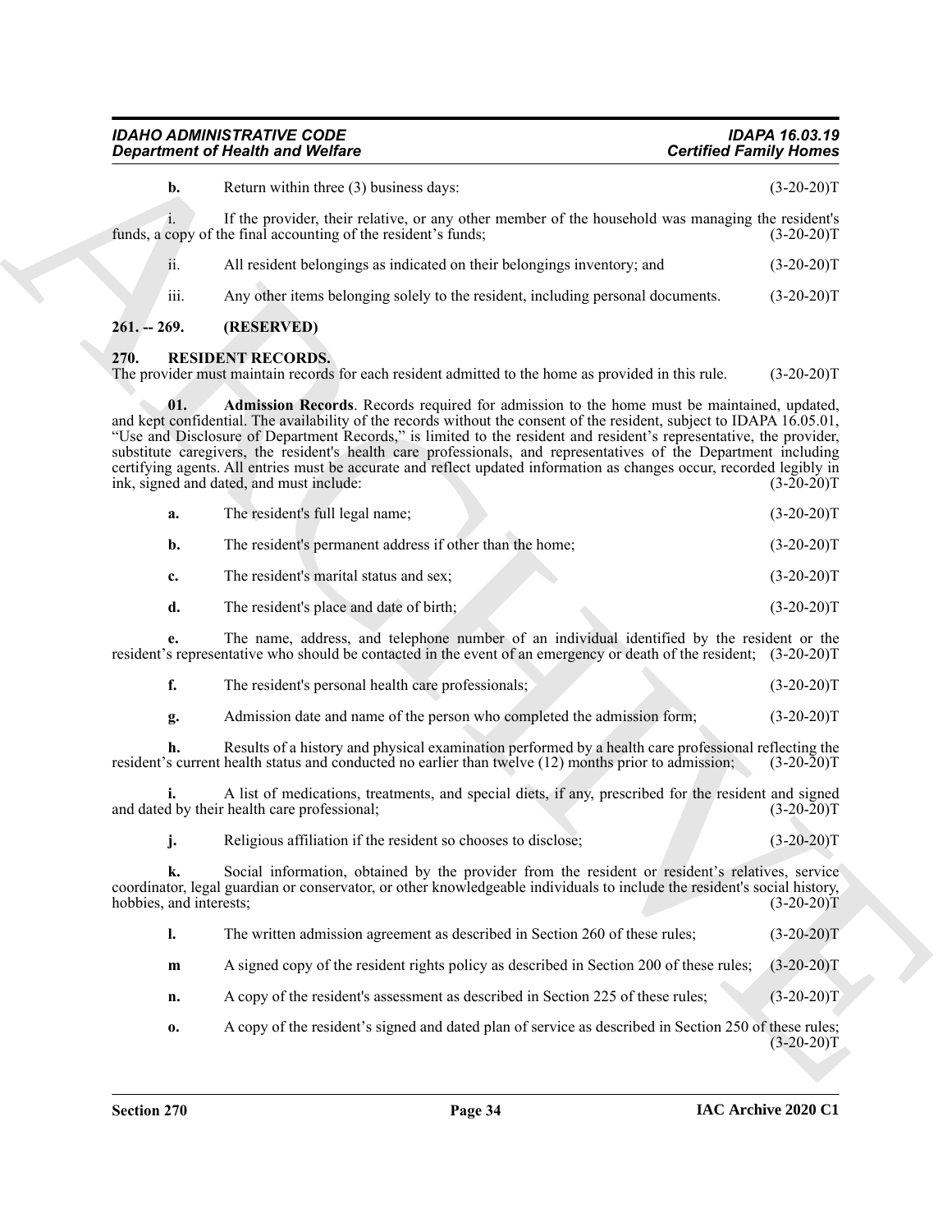**b.** Return within three (3) business days: (3-20-20)T

i. If the provider, their relative, or any other member of the household was managing the resident's funds, a copy of the final accounting of the resident's funds; (3-20-20)T

ii. All resident belongings as indicated on their belongings inventory; and (3-20-20)T

iii. Any other items belonging solely to the resident, including personal documents. (3-20-20)T

## 261. -- 269. (RESERVED)

## 270. RESIDENT RECORDS.

The provider must maintain records for each resident admitted to the home as provided in this rule. (3-20-20)T

**01. Admission Records**. Records required for admission to the home must be maintained, updated, and kept confidential. The availability of the records without the consent of the resident, subject to IDAPA 16.05.01, "Use and Disclosure of Department Records," is limited to the resident and resident's representative, the provider, substitute caregivers, the resident's health care professionals, and representatives of the Department including certifying agents. All entries must be accurate and reflect updated information as changes occur, recorded legibly in ink, signed and dated, and must include: (3-20-20)T

**a.** The resident's full legal name; (3-20-20)T

**b.** The resident's permanent address if other than the home; (3-20-20)T

**c.** The resident's marital status and sex; (3-20-20)T

**d.** The resident's place and date of birth; (3-20-20)T

**e.** The name, address, and telephone number of an individual identified by the resident or the resident's representative who should be contacted in the event of an emergency or death of the resident; (3-20-20)T

**f.** The resident's personal health care professionals; (3-20-20)T

**g.** Admission date and name of the person who completed the admission form; (3-20-20)T

**h.** Results of a history and physical examination performed by a health care professional reflecting the resident's current health status and conducted no earlier than twelve (12) months prior to admission; (3-20-20)T

**i.** A list of medications, treatments, and special diets, if any, prescribed for the resident and signed and dated by their health care professional; (3-20-20)T

**j.** Religious affiliation if the resident so chooses to disclose; (3-20-20)T

**k.** Social information, obtained by the provider from the resident or resident's relatives, service coordinator, legal guardian or conservator, or other knowledgeable individuals to include the resident's social history, hobbies, and interests; (3-20-20)T

**l.** The written admission agreement as described in Section 260 of these rules; (3-20-20)T

**m** A signed copy of the resident rights policy as described in Section 200 of these rules; (3-20-20)T

**n.** A copy of the resident's assessment as described in Section 225 of these rules; (3-20-20)T

**o.** A copy of the resident's signed and dated plan of service as described in Section 250 of these rules; (3-20-20)T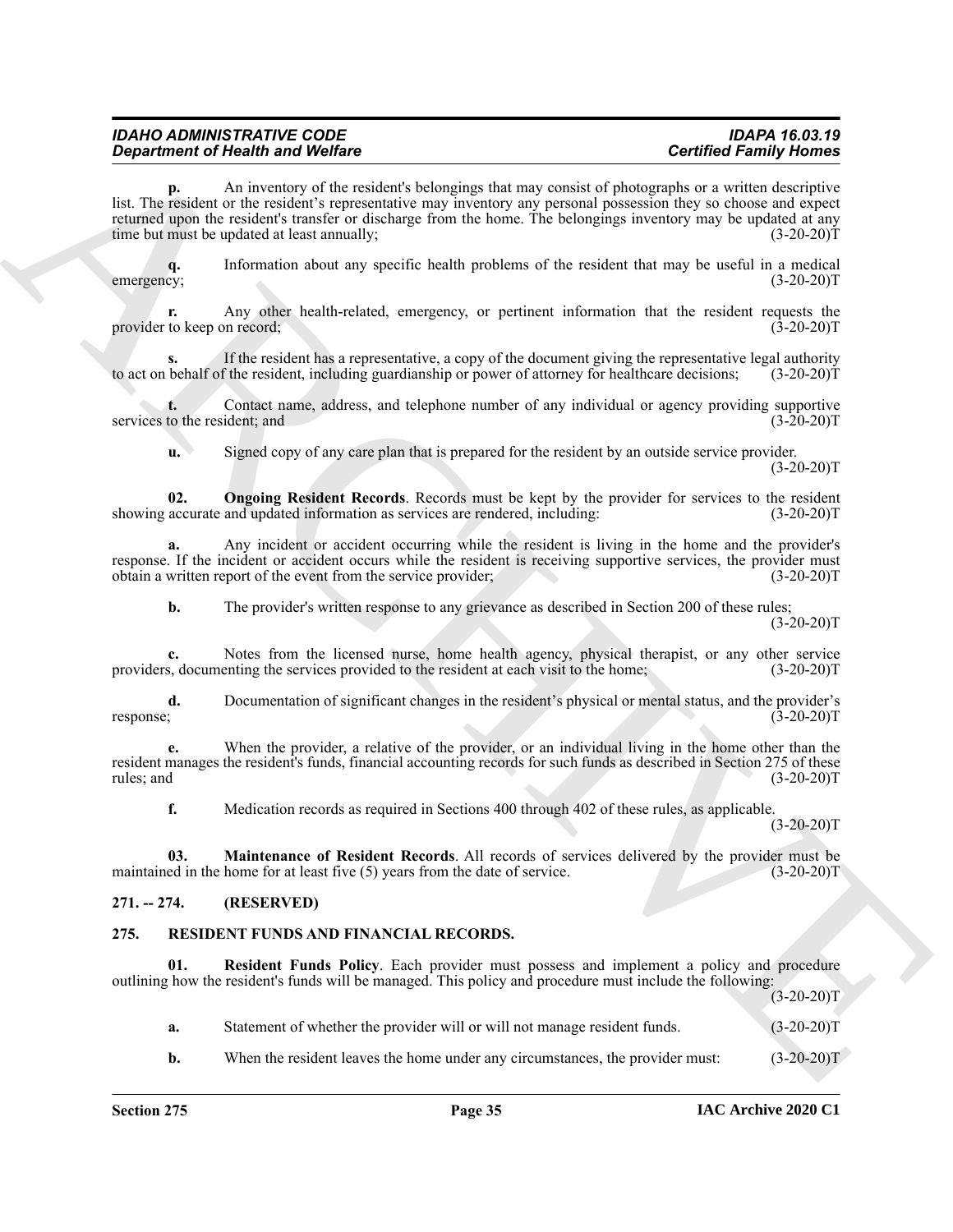**p.** An inventory of the resident's belongings that may consist of photographs or a written descriptive list. The resident or the resident's representative may inventory any personal possession they so choose and expect returned upon the resident's transfer or discharge from the home. The belongings inventory may be updated at any time but must be updated at least annually; (3-20-20)T

**q.** Information about any specific health problems of the resident that may be useful in a medical emergency; (3-20-20)T

**r.** Any other health-related, emergency, or pertinent information that the resident requests the provider to keep on record; (3-20-20)T

**s.** If the resident has a representative, a copy of the document giving the representative legal authority to act on behalf of the resident, including guardianship or power of attorney for healthcare decisions; (3-20-20)T

**t.** Contact name, address, and telephone number of any individual or agency providing supportive services to the resident; and (3-20-20)T

**u.** Signed copy of any care plan that is prepared for the resident by an outside service provider. (3-20-20)T

**02. Ongoing Resident Records**. Records must be kept by the provider for services to the resident showing accurate and updated information as services are rendered, including: (3-20-20)T

**a.** Any incident or accident occurring while the resident is living in the home and the provider's response. If the incident or accident occurs while the resident is receiving supportive services, the provider must obtain a written report of the event from the service provider; (3-20-20)T

**b.** The provider's written response to any grievance as described in Section 200 of these rules; (3-20-20)T

**c.** Notes from the licensed nurse, home health agency, physical therapist, or any other service providers, documenting the services provided to the resident at each visit to the home; (3-20-20)T

**d.** Documentation of significant changes in the resident's physical or mental status, and the provider's response; (3-20-20)T

**e.** When the provider, a relative of the provider, or an individual living in the home other than the resident manages the resident's funds, financial accounting records for such funds as described in Section 275 of these rules; and (3-20-20)T

**f.** Medication records as required in Sections 400 through 402 of these rules, as applicable. (3-20-20)T

**03. Maintenance of Resident Records**. All records of services delivered by the provider must be maintained in the home for at least five (5) years from the date of service. (3-20-20)T

## 271. -- 274. (RESERVED)

## 275. RESIDENT FUNDS AND FINANCIAL RECORDS.

**01. Resident Funds Policy**. Each provider must possess and implement a policy and procedure outlining how the resident's funds will be managed. This policy and procedure must include the following: (3-20-20)T

**a.** Statement of whether the provider will or will not manage resident funds. (3-20-20)T

**b.** When the resident leaves the home under any circumstances, the provider must: (3-20-20)T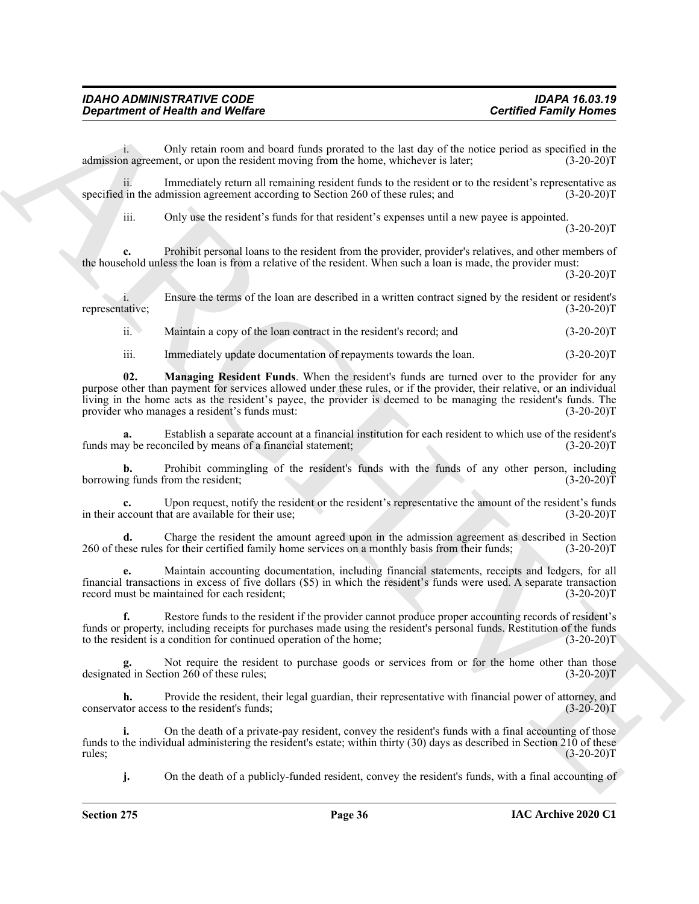i. Only retain room and board funds prorated to the last day of the notice period as specified in the admission agreement, or upon the resident moving from the home, whichever is later; (3-20-20)T

ii. Immediately return all remaining resident funds to the resident or to the resident's representative as specified in the admission agreement according to Section 260 of these rules; and (3-20-20)T

iii. Only use the resident's funds for that resident's expenses until a new payee is appointed. (3-20-20)T

**c.** Prohibit personal loans to the resident from the provider, provider's relatives, and other members of the household unless the loan is from a relative of the resident. When such a loan is made, the provider must: (3-20-20)T

i. Ensure the terms of the loan are described in a written contract signed by the resident or resident's representative; (3-20-20)T

ii. Maintain a copy of the loan contract in the resident's record; and (3-20-20)T

iii. Immediately update documentation of repayments towards the loan. (3-20-20)T

**02. Managing Resident Funds**. When the resident's funds are turned over to the provider for any purpose other than payment for services allowed under these rules, or if the provider, their relative, or an individual living in the home acts as the resident's payee, the provider is deemed to be managing the resident's funds. The provider who manages a resident's funds must: (3-20-20)T

**a.** Establish a separate account at a financial institution for each resident to which use of the resident's funds may be reconciled by means of a financial statement; (3-20-20)T

**b.** Prohibit commingling of the resident's funds with the funds of any other person, including borrowing funds from the resident; (3-20-20)T

**c.** Upon request, notify the resident or the resident's representative the amount of the resident's funds in their account that are available for their use; (3-20-20)T

**d.** Charge the resident the amount agreed upon in the admission agreement as described in Section 260 of these rules for their certified family home services on a monthly basis from their funds; (3-20-20)T

**e.** Maintain accounting documentation, including financial statements, receipts and ledgers, for all financial transactions in excess of five dollars ($5) in which the resident's funds were used. A separate transaction record must be maintained for each resident; (3-20-20)T

**f.** Restore funds to the resident if the provider cannot produce proper accounting records of resident's funds or property, including receipts for purchases made using the resident's personal funds. Restitution of the funds to the resident is a condition for continued operation of the home; (3-20-20)T

**g.** Not require the resident to purchase goods or services from or for the home other than those designated in Section 260 of these rules; (3-20-20)T

**h.** Provide the resident, their legal guardian, their representative with financial power of attorney, and conservator access to the resident's funds; (3-20-20)T

**i.** On the death of a private-pay resident, convey the resident's funds with a final accounting of those funds to the individual administering the resident's estate; within thirty (30) days as described in Section 210 of these rules; (3-20-20)T

**j.** On the death of a publicly-funded resident, convey the resident's funds, with a final accounting of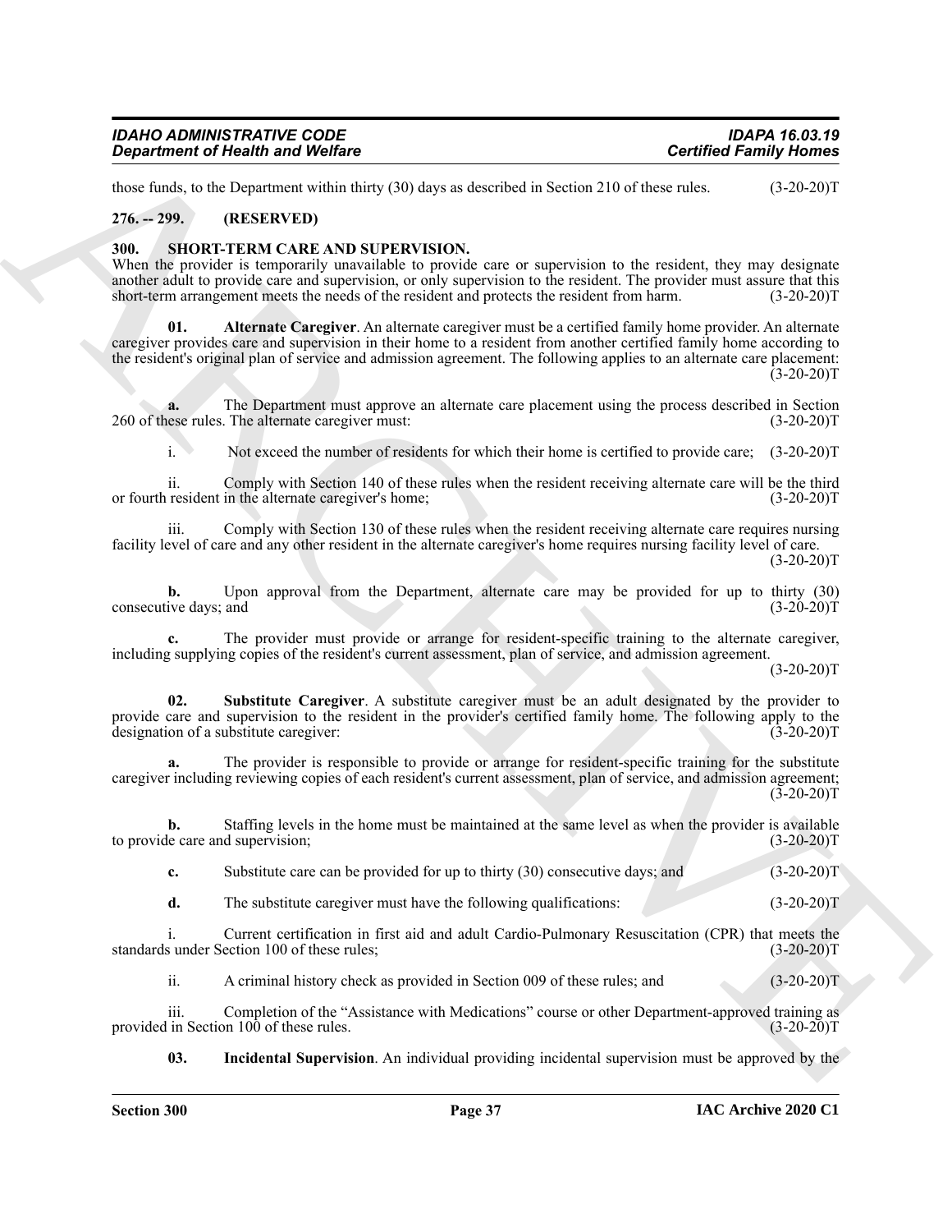those funds, to the Department within thirty (30) days as described in Section 210 of these rules. (3-20-20)T

**276. -- 299. (RESERVED)**

**300. SHORT-TERM CARE AND SUPERVISION.**

When the provider is temporarily unavailable to provide care or supervision to the resident, they may designate another adult to provide care and supervision, or only supervision to the resident. The provider must assure that this short-term arrangement meets the needs of the resident and protects the resident from harm. (3-20-20)T

**01. Alternate Caregiver**. An alternate caregiver must be a certified family home provider. An alternate caregiver provides care and supervision in their home to a resident from another certified family home according to the resident's original plan of service and admission agreement. The following applies to an alternate care placement: (3-20-20)T

**a.** The Department must approve an alternate care placement using the process described in Section 260 of these rules. The alternate caregiver must: (3-20-20)T

i. Not exceed the number of residents for which their home is certified to provide care; (3-20-20)T

ii. Comply with Section 140 of these rules when the resident receiving alternate care will be the third or fourth resident in the alternate caregiver's home; (3-20-20)T

iii. Comply with Section 130 of these rules when the resident receiving alternate care requires nursing facility level of care and any other resident in the alternate caregiver's home requires nursing facility level of care. (3-20-20)T

**b.** Upon approval from the Department, alternate care may be provided for up to thirty (30) consecutive days; and (3-20-20)T

**c.** The provider must provide or arrange for resident-specific training to the alternate caregiver, including supplying copies of the resident's current assessment, plan of service, and admission agreement. (3-20-20)T

**02. Substitute Caregiver**. A substitute caregiver must be an adult designated by the provider to provide care and supervision to the resident in the provider's certified family home. The following apply to the designation of a substitute caregiver: (3-20-20)T

**a.** The provider is responsible to provide or arrange for resident-specific training for the substitute caregiver including reviewing copies of each resident's current assessment, plan of service, and admission agreement; (3-20-20)T

**b.** Staffing levels in the home must be maintained at the same level as when the provider is available to provide care and supervision; (3-20-20)T

**c.** Substitute care can be provided for up to thirty (30) consecutive days; and (3-20-20)T

**d.** The substitute caregiver must have the following qualifications: (3-20-20)T

i. Current certification in first aid and adult Cardio-Pulmonary Resuscitation (CPR) that meets the standards under Section 100 of these rules; (3-20-20)T

ii. A criminal history check as provided in Section 009 of these rules; and (3-20-20)T

iii. Completion of the "Assistance with Medications" course or other Department-approved training as provided in Section 100 of these rules. (3-20-20)T

**03. Incidental Supervision**. An individual providing incidental supervision must be approved by the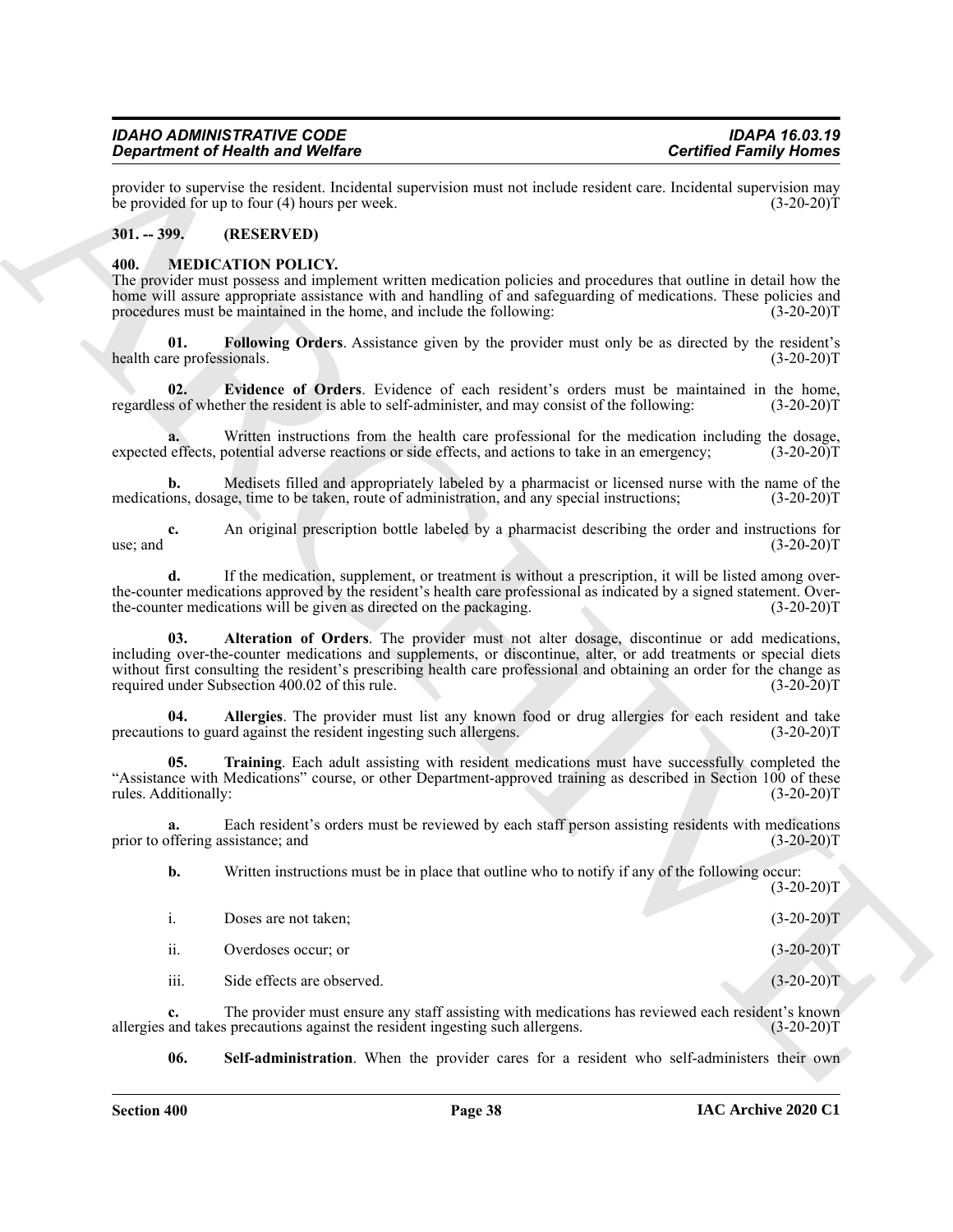provider to supervise the resident. Incidental supervision must not include resident care. Incidental supervision may be provided for up to four (4) hours per week. (3-20-20)T

**301. -- 399. (RESERVED)**

**400. MEDICATION POLICY.**

The provider must possess and implement written medication policies and procedures that outline in detail how the home will assure appropriate assistance with and handling of and safeguarding of medications. These policies and procedures must be maintained in the home, and include the following: (3-20-20)T

**01. Following Orders**. Assistance given by the provider must only be as directed by the resident's health care professionals. (3-20-20)T

**02. Evidence of Orders**. Evidence of each resident's orders must be maintained in the home, regardless of whether the resident is able to self-administer, and may consist of the following: (3-20-20)T

**a.** Written instructions from the health care professional for the medication including the dosage, expected effects, potential adverse reactions or side effects, and actions to take in an emergency; (3-20-20)T

**b.** Medisets filled and appropriately labeled by a pharmacist or licensed nurse with the name of the medications, dosage, time to be taken, route of administration, and any special instructions; (3-20-20)T

**c.** An original prescription bottle labeled by a pharmacist describing the order and instructions for use; and (3-20-20)T

**d.** If the medication, supplement, or treatment is without a prescription, it will be listed among over-the-counter medications approved by the resident's health care professional as indicated by a signed statement. Over-the-counter medications will be given as directed on the packaging. (3-20-20)T

**03. Alteration of Orders**. The provider must not alter dosage, discontinue or add medications, including over-the-counter medications and supplements, or discontinue, alter, or add treatments or special diets without first consulting the resident's prescribing health care professional and obtaining an order for the change as required under Subsection 400.02 of this rule. (3-20-20)T

**04. Allergies**. The provider must list any known food or drug allergies for each resident and take precautions to guard against the resident ingesting such allergens. (3-20-20)T

**05. Training**. Each adult assisting with resident medications must have successfully completed the "Assistance with Medications" course, or other Department-approved training as described in Section 100 of these rules. Additionally: (3-20-20)T

**a.** Each resident's orders must be reviewed by each staff person assisting residents with medications prior to offering assistance; and (3-20-20)T

**b.** Written instructions must be in place that outline who to notify if any of the following occur: (3-20-20)T

i. Doses are not taken; (3-20-20)T

ii. Overdoses occur; or (3-20-20)T

iii. Side effects are observed. (3-20-20)T

**c.** The provider must ensure any staff assisting with medications has reviewed each resident's known allergies and takes precautions against the resident ingesting such allergens. (3-20-20)T

**06. Self-administration**. When the provider cares for a resident who self-administers their own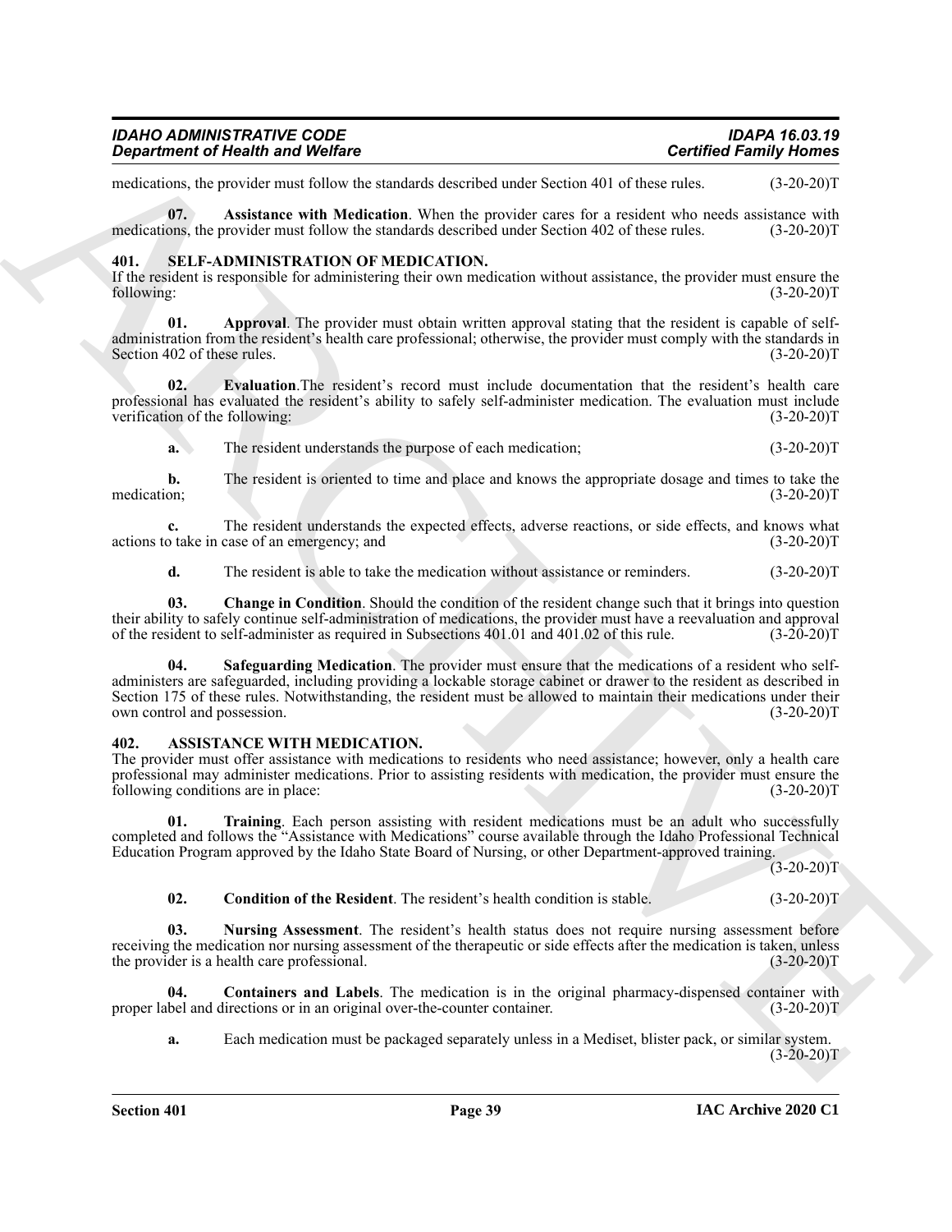medications, the provider must follow the standards described under Section 401 of these rules. (3-20-20)T

**07. Assistance with Medication**. When the provider cares for a resident who needs assistance with medications, the provider must follow the standards described under Section 402 of these rules. (3-20-20)T

## 401. SELF-ADMINISTRATION OF MEDICATION.

If the resident is responsible for administering their own medication without assistance, the provider must ensure the following: (3-20-20)T

**01. Approval**. The provider must obtain written approval stating that the resident is capable of self-administration from the resident's health care professional; otherwise, the provider must comply with the standards in Section 402 of these rules. (3-20-20)T

**02. Evaluation**.The resident's record must include documentation that the resident's health care professional has evaluated the resident's ability to safely self-administer medication. The evaluation must include verification of the following: (3-20-20)T

**a.** The resident understands the purpose of each medication; (3-20-20)T

**b.** The resident is oriented to time and place and knows the appropriate dosage and times to take the medication; (3-20-20)T

**c.** The resident understands the expected effects, adverse reactions, or side effects, and knows what actions to take in case of an emergency; and (3-20-20)T

**d.** The resident is able to take the medication without assistance or reminders. (3-20-20)T

**03. Change in Condition**. Should the condition of the resident change such that it brings into question their ability to safely continue self-administration of medications, the provider must have a reevaluation and approval of the resident to self-administer as required in Subsections 401.01 and 401.02 of this rule. (3-20-20)T

**04. Safeguarding Medication**. The provider must ensure that the medications of a resident who self-administers are safeguarded, including providing a lockable storage cabinet or drawer to the resident as described in Section 175 of these rules. Notwithstanding, the resident must be allowed to maintain their medications under their own control and possession. (3-20-20)T

## 402. ASSISTANCE WITH MEDICATION.

The provider must offer assistance with medications to residents who need assistance; however, only a health care professional may administer medications. Prior to assisting residents with medication, the provider must ensure the following conditions are in place: (3-20-20)T

**01. Training**. Each person assisting with resident medications must be an adult who successfully completed and follows the "Assistance with Medications" course available through the Idaho Professional Technical Education Program approved by the Idaho State Board of Nursing, or other Department-approved training. (3-20-20)T

**02. Condition of the Resident**. The resident's health condition is stable. (3-20-20)T

**03. Nursing Assessment**. The resident's health status does not require nursing assessment before receiving the medication nor nursing assessment of the therapeutic or side effects after the medication is taken, unless the provider is a health care professional. (3-20-20)T

**04. Containers and Labels**. The medication is in the original pharmacy-dispensed container with proper label and directions or in an original over-the-counter container. (3-20-20)T

**a.** Each medication must be packaged separately unless in a Mediset, blister pack, or similar system. (3-20-20)T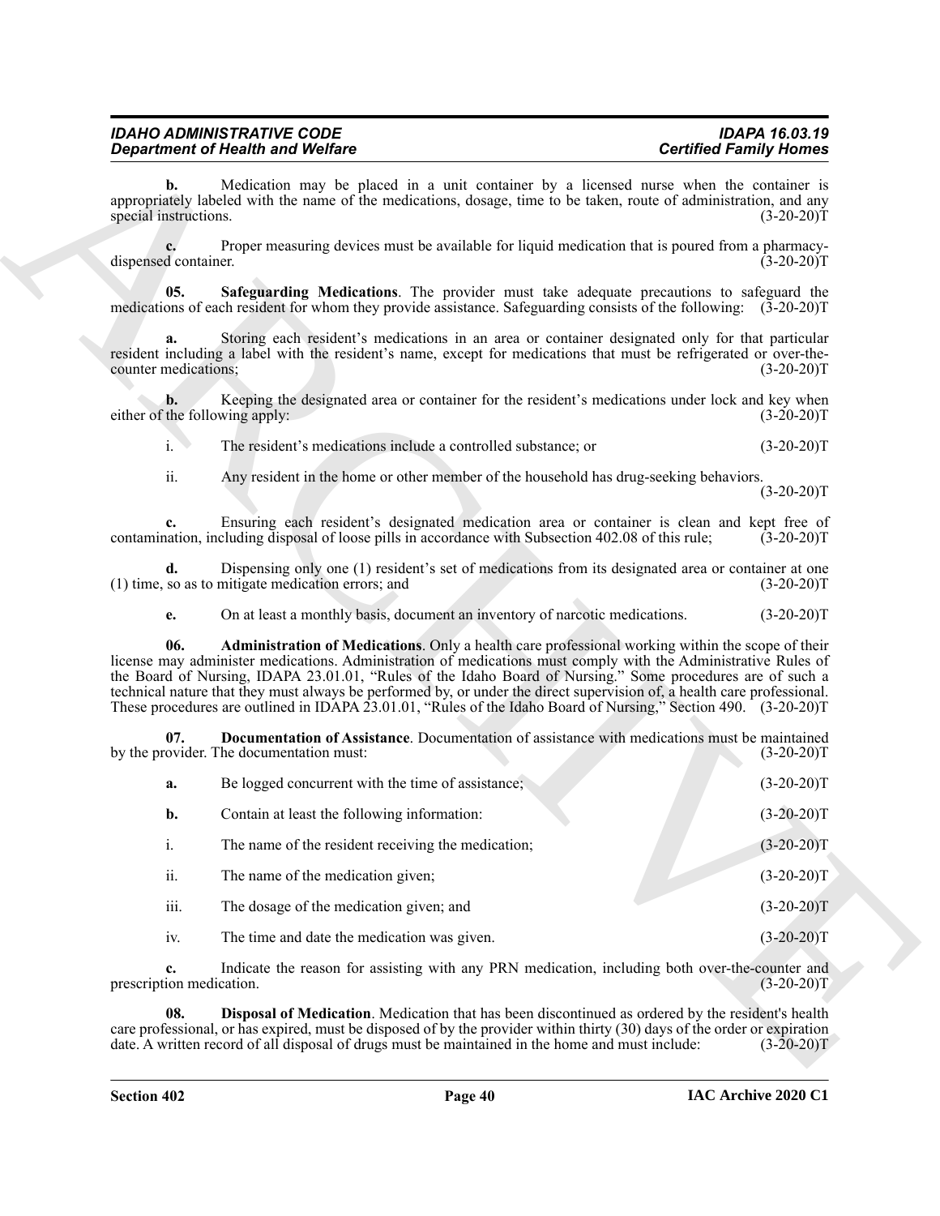**b.** Medication may be placed in a unit container by a licensed nurse when the container is appropriately labeled with the name of the medications, dosage, time to be taken, route of administration, and any special instructions. (3-20-20)T

**c.** Proper measuring devices must be available for liquid medication that is poured from a pharmacy-dispensed container. (3-20-20)T

**05. Safeguarding Medications**. The provider must take adequate precautions to safeguard the medications of each resident for whom they provide assistance. Safeguarding consists of the following: (3-20-20)T

**a.** Storing each resident's medications in an area or container designated only for that particular resident including a label with the resident's name, except for medications that must be refrigerated or over-the-counter medications; (3-20-20)T

**b.** Keeping the designated area or container for the resident's medications under lock and key when either of the following apply: (3-20-20)T

i. The resident's medications include a controlled substance; or (3-20-20)T

ii. Any resident in the home or other member of the household has drug-seeking behaviors. (3-20-20)T

**c.** Ensuring each resident's designated medication area or container is clean and kept free of contamination, including disposal of loose pills in accordance with Subsection 402.08 of this rule; (3-20-20)T

**d.** Dispensing only one (1) resident's set of medications from its designated area or container at one (1) time, so as to mitigate medication errors; and (3-20-20)T

**e.** On at least a monthly basis, document an inventory of narcotic medications. (3-20-20)T

**06. Administration of Medications**. Only a health care professional working within the scope of their license may administer medications. Administration of medications must comply with the Administrative Rules of the Board of Nursing, IDAPA 23.01.01, "Rules of the Idaho Board of Nursing." Some procedures are of such a technical nature that they must always be performed by, or under the direct supervision of, a health care professional. These procedures are outlined in IDAPA 23.01.01, "Rules of the Idaho Board of Nursing," Section 490. (3-20-20)T

**07. Documentation of Assistance**. Documentation of assistance with medications must be maintained by the provider. The documentation must: (3-20-20)T

**a.** Be logged concurrent with the time of assistance; (3-20-20)T

**b.** Contain at least the following information: (3-20-20)T

i. The name of the resident receiving the medication; (3-20-20)T

ii. The name of the medication given; (3-20-20)T

iii. The dosage of the medication given; and (3-20-20)T

iv. The time and date the medication was given. (3-20-20)T

**c.** Indicate the reason for assisting with any PRN medication, including both over-the-counter and prescription medication. (3-20-20)T

**08. Disposal of Medication**. Medication that has been discontinued as ordered by the resident's health care professional, or has expired, must be disposed of by the provider within thirty (30) days of the order or expiration date. A written record of all disposal of drugs must be maintained in the home and must include: (3-20-20)T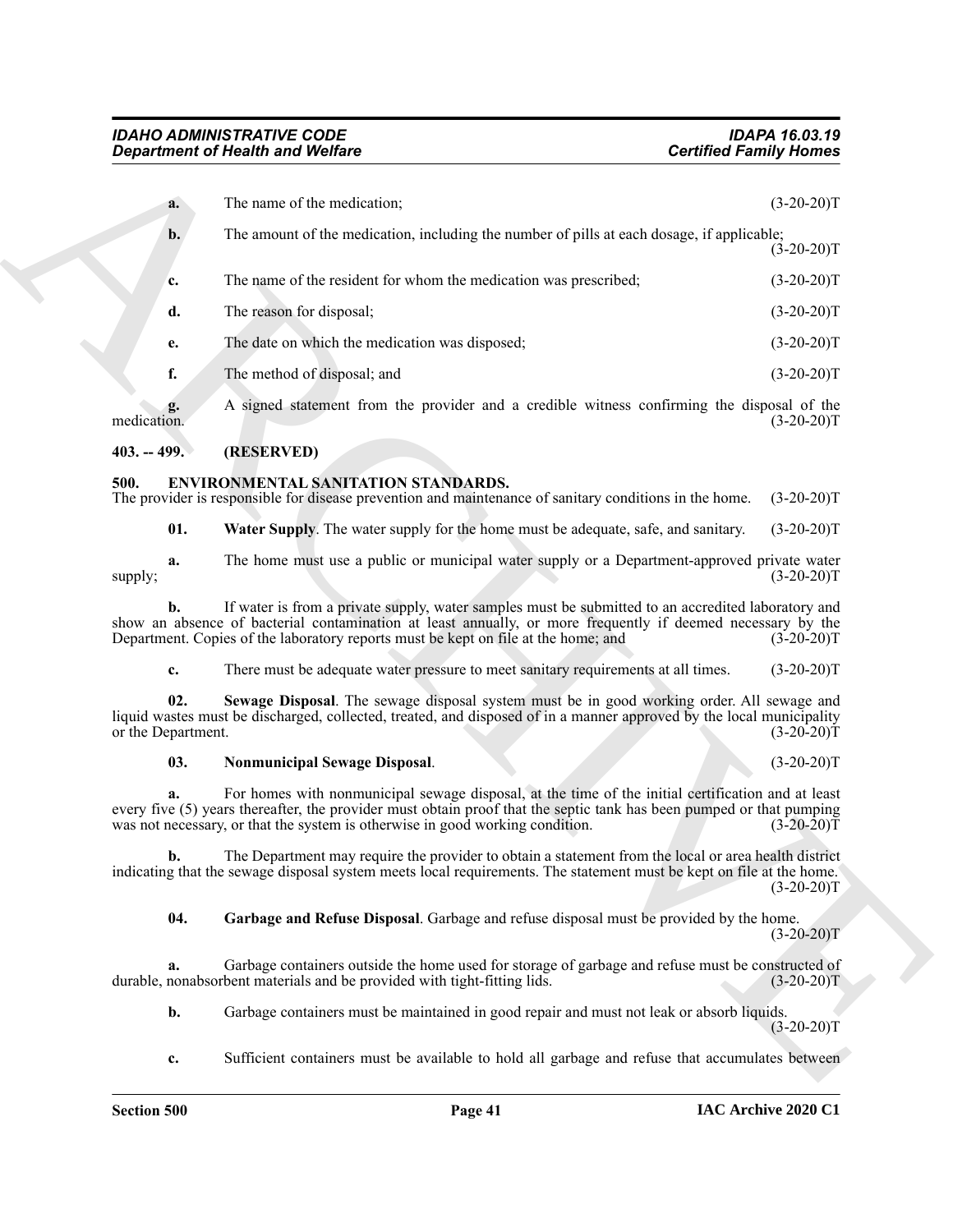**a.** The name of the medication; (3-20-20)T

**b.** The amount of the medication, including the number of pills at each dosage, if applicable; (3-20-20)T

**c.** The name of the resident for whom the medication was prescribed; (3-20-20)T

**d.** The reason for disposal; (3-20-20)T

**e.** The date on which the medication was disposed; (3-20-20)T

**f.** The method of disposal; and (3-20-20)T

**g.** A signed statement from the provider and a credible witness confirming the disposal of the medication. (3-20-20)T

## 403. -- 499. (RESERVED)

## 500. ENVIRONMENTAL SANITATION STANDARDS.

The provider is responsible for disease prevention and maintenance of sanitary conditions in the home. (3-20-20)T

**01. Water Supply**. The water supply for the home must be adequate, safe, and sanitary. (3-20-20)T

**a.** The home must use a public or municipal water supply or a Department-approved private water supply; (3-20-20)T

**b.** If water is from a private supply, water samples must be submitted to an accredited laboratory and show an absence of bacterial contamination at least annually, or more frequently if deemed necessary by the Department. Copies of the laboratory reports must be kept on file at the home; and (3-20-20)T

**c.** There must be adequate water pressure to meet sanitary requirements at all times. (3-20-20)T

**02. Sewage Disposal**. The sewage disposal system must be in good working order. All sewage and liquid wastes must be discharged, collected, treated, and disposed of in a manner approved by the local municipality or the Department. (3-20-20)T

**03. Nonmunicipal Sewage Disposal**. (3-20-20)T

**a.** For homes with nonmunicipal sewage disposal, at the time of the initial certification and at least every five (5) years thereafter, the provider must obtain proof that the septic tank has been pumped or that pumping was not necessary, or that the system is otherwise in good working condition. (3-20-20)T

**b.** The Department may require the provider to obtain a statement from the local or area health district indicating that the sewage disposal system meets local requirements. The statement must be kept on file at the home. (3-20-20)T

**04. Garbage and Refuse Disposal**. Garbage and refuse disposal must be provided by the home. (3-20-20)T

**a.** Garbage containers outside the home used for storage of garbage and refuse must be constructed of durable, nonabsorbent materials and be provided with tight-fitting lids. (3-20-20)T

**b.** Garbage containers must be maintained in good repair and must not leak or absorb liquids. (3-20-20)T

**c.** Sufficient containers must be available to hold all garbage and refuse that accumulates between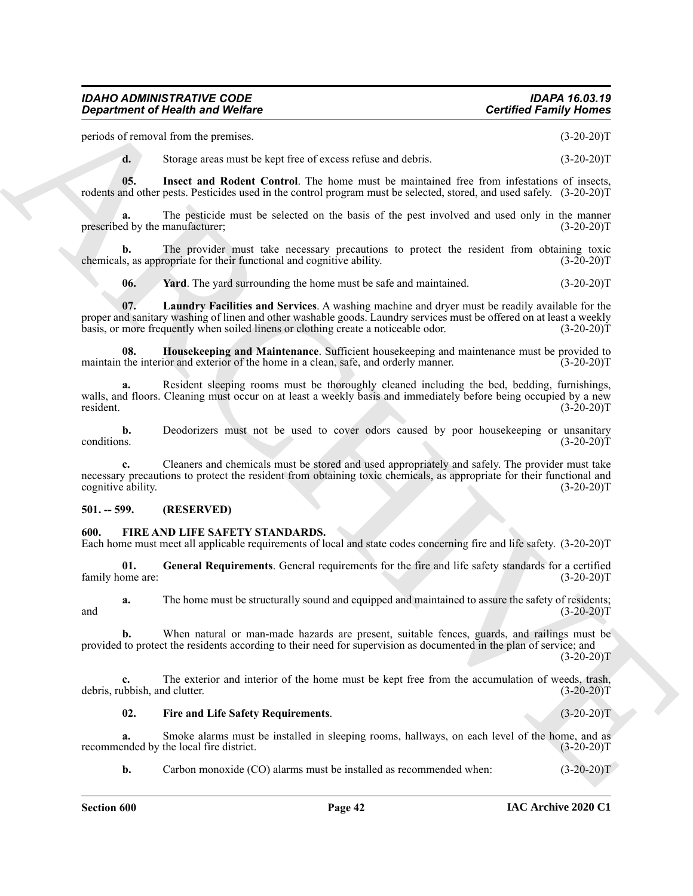periods of removal from the premises. (3-20-20)T

**d.** Storage areas must be kept free of excess refuse and debris. (3-20-20)T

**05. Insect and Rodent Control**. The home must be maintained free from infestations of insects, rodents and other pests. Pesticides used in the control program must be selected, stored, and used safely. (3-20-20)T

**a.** The pesticide must be selected on the basis of the pest involved and used only in the manner prescribed by the manufacturer; (3-20-20)T

**b.** The provider must take necessary precautions to protect the resident from obtaining toxic chemicals, as appropriate for their functional and cognitive ability. (3-20-20)T

**06. Yard**. The yard surrounding the home must be safe and maintained. (3-20-20)T

**07. Laundry Facilities and Services**. A washing machine and dryer must be readily available for the proper and sanitary washing of linen and other washable goods. Laundry services must be offered on at least a weekly basis, or more frequently when soiled linens or clothing create a noticeable odor. (3-20-20)T

**08. Housekeeping and Maintenance**. Sufficient housekeeping and maintenance must be provided to maintain the interior and exterior of the home in a clean, safe, and orderly manner. (3-20-20)T

**a.** Resident sleeping rooms must be thoroughly cleaned including the bed, bedding, furnishings, walls, and floors. Cleaning must occur on at least a weekly basis and immediately before being occupied by a new resident. (3-20-20)T

**b.** Deodorizers must not be used to cover odors caused by poor housekeeping or unsanitary conditions. (3-20-20)T

**c.** Cleaners and chemicals must be stored and used appropriately and safely. The provider must take necessary precautions to protect the resident from obtaining toxic chemicals, as appropriate for their functional and cognitive ability. (3-20-20)T

## 501. -- 599. (RESERVED)

## 600. FIRE AND LIFE SAFETY STANDARDS.

Each home must meet all applicable requirements of local and state codes concerning fire and life safety. (3-20-20)T

**01. General Requirements**. General requirements for the fire and life safety standards for a certified family home are: (3-20-20)T

**a.** The home must be structurally sound and equipped and maintained to assure the safety of residents; and (3-20-20)T

**b.** When natural or man-made hazards are present, suitable fences, guards, and railings must be provided to protect the residents according to their need for supervision as documented in the plan of service; and (3-20-20)T

**c.** The exterior and interior of the home must be kept free from the accumulation of weeds, trash, debris, rubbish, and clutter. (3-20-20)T

**02. Fire and Life Safety Requirements**. (3-20-20)T

**a.** Smoke alarms must be installed in sleeping rooms, hallways, on each level of the home, and as recommended by the local fire district. (3-20-20)T

**b.** Carbon monoxide (CO) alarms must be installed as recommended when: (3-20-20)T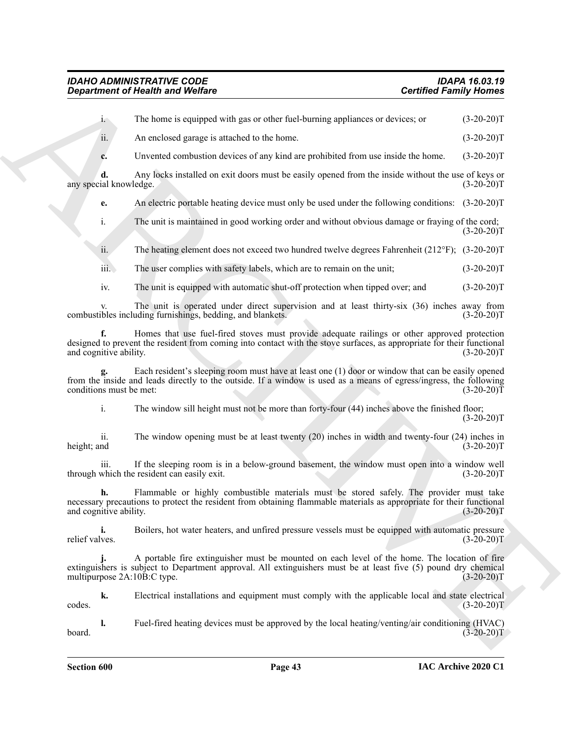i. The home is equipped with gas or other fuel-burning appliances or devices; or (3-20-20)T

ii. An enclosed garage is attached to the home. (3-20-20)T

**c.** Unvented combustion devices of any kind are prohibited from use inside the home. (3-20-20)T

**d.** Any locks installed on exit doors must be easily opened from the inside without the use of keys or any special knowledge. (3-20-20)T

**e.** An electric portable heating device must only be used under the following conditions: (3-20-20)T

i. The unit is maintained in good working order and without obvious damage or fraying of the cord; (3-20-20)T

ii. The heating element does not exceed two hundred twelve degrees Fahrenheit (212°F); (3-20-20)T

iii. The user complies with safety labels, which are to remain on the unit; (3-20-20)T

iv. The unit is equipped with automatic shut-off protection when tipped over; and (3-20-20)T

v. The unit is operated under direct supervision and at least thirty-six (36) inches away from combustibles including furnishings, bedding, and blankets. (3-20-20)T

**f.** Homes that use fuel-fired stoves must provide adequate railings or other approved protection designed to prevent the resident from coming into contact with the stove surfaces, as appropriate for their functional and cognitive ability. (3-20-20)T

**g.** Each resident's sleeping room must have at least one (1) door or window that can be easily opened from the inside and leads directly to the outside. If a window is used as a means of egress/ingress, the following conditions must be met: (3-20-20)T

i. The window sill height must not be more than forty-four (44) inches above the finished floor; (3-20-20)T

ii. The window opening must be at least twenty (20) inches in width and twenty-four (24) inches in height; and (3-20-20)T

iii. If the sleeping room is in a below-ground basement, the window must open into a window well through which the resident can easily exit. (3-20-20)T

**h.** Flammable or highly combustible materials must be stored safely. The provider must take necessary precautions to protect the resident from obtaining flammable materials as appropriate for their functional and cognitive ability. (3-20-20)T

**i.** Boilers, hot water heaters, and unfired pressure vessels must be equipped with automatic pressure relief valves. (3-20-20)T

**j.** A portable fire extinguisher must be mounted on each level of the home. The location of fire extinguishers is subject to Department approval. All extinguishers must be at least five (5) pound dry chemical multipurpose 2A:10B:C type. (3-20-20)T

**k.** Electrical installations and equipment must comply with the applicable local and state electrical codes. (3-20-20)T

**l.** Fuel-fired heating devices must be approved by the local heating/venting/air conditioning (HVAC) board. (3-20-20)T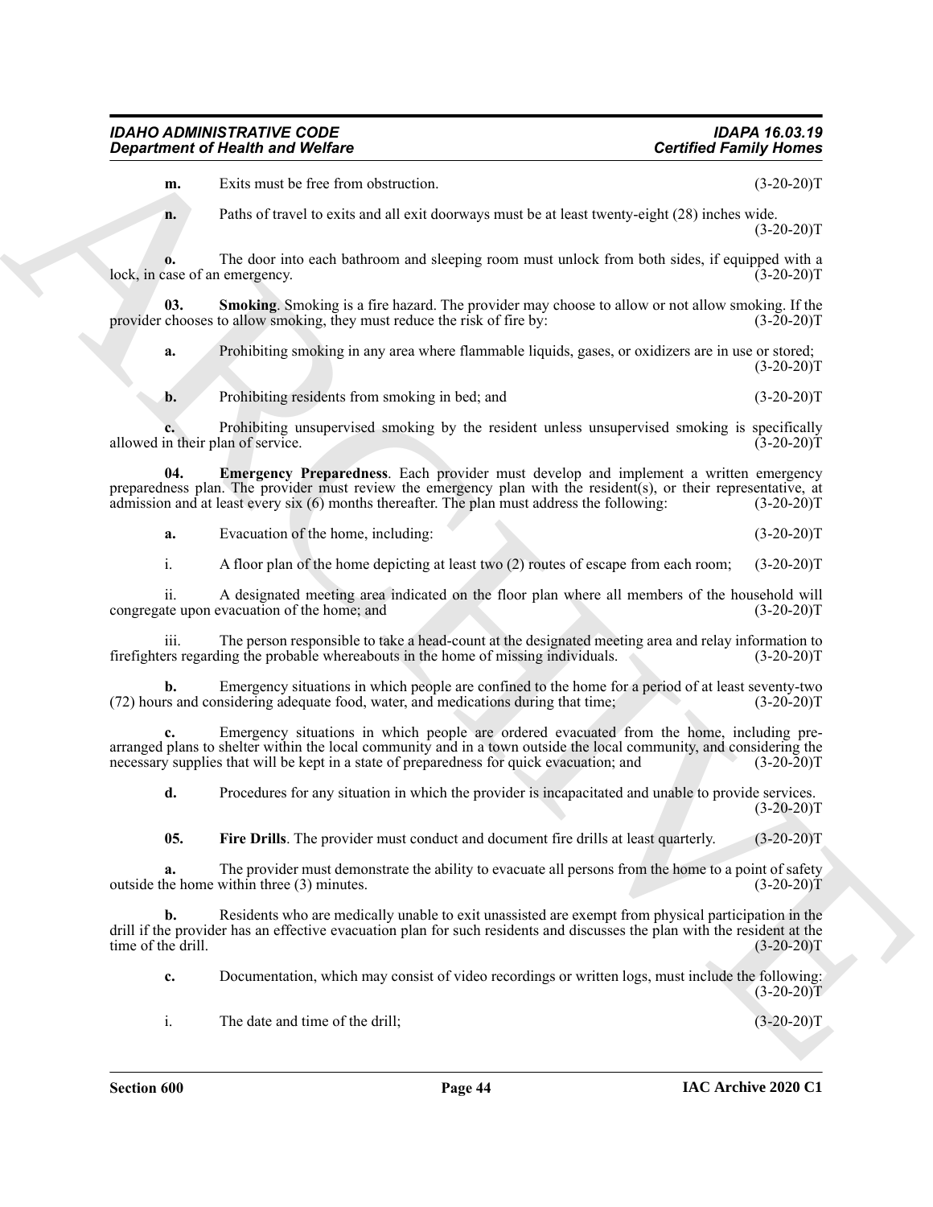**m.** Exits must be free from obstruction. (3-20-20)T

**n.** Paths of travel to exits and all exit doorways must be at least twenty-eight (28) inches wide. (3-20-20)T

**o.** The door into each bathroom and sleeping room must unlock from both sides, if equipped with a lock, in case of an emergency. (3-20-20)T

**03. Smoking**. Smoking is a fire hazard. The provider may choose to allow or not allow smoking. If the provider chooses to allow smoking, they must reduce the risk of fire by: (3-20-20)T

**a.** Prohibiting smoking in any area where flammable liquids, gases, or oxidizers are in use or stored; (3-20-20)T

**b.** Prohibiting residents from smoking in bed; and (3-20-20)T

**c.** Prohibiting unsupervised smoking by the resident unless unsupervised smoking is specifically allowed in their plan of service. (3-20-20)T

**04. Emergency Preparedness**. Each provider must develop and implement a written emergency preparedness plan. The provider must review the emergency plan with the resident(s), or their representative, at admission and at least every six (6) months thereafter. The plan must address the following: (3-20-20)T

**a.** Evacuation of the home, including: (3-20-20)T

i. A floor plan of the home depicting at least two (2) routes of escape from each room; (3-20-20)T

ii. A designated meeting area indicated on the floor plan where all members of the household will congregate upon evacuation of the home; and (3-20-20)T

iii. The person responsible to take a head-count at the designated meeting area and relay information to firefighters regarding the probable whereabouts in the home of missing individuals. (3-20-20)T

**b.** Emergency situations in which people are confined to the home for a period of at least seventy-two (72) hours and considering adequate food, water, and medications during that time; (3-20-20)T

**c.** Emergency situations in which people are ordered evacuated from the home, including pre-arranged plans to shelter within the local community and in a town outside the local community, and considering the necessary supplies that will be kept in a state of preparedness for quick evacuation; and (3-20-20)T

**d.** Procedures for any situation in which the provider is incapacitated and unable to provide services. (3-20-20)T

**05. Fire Drills**. The provider must conduct and document fire drills at least quarterly. (3-20-20)T

**a.** The provider must demonstrate the ability to evacuate all persons from the home to a point of safety outside the home within three (3) minutes. (3-20-20)T

**b.** Residents who are medically unable to exit unassisted are exempt from physical participation in the drill if the provider has an effective evacuation plan for such residents and discusses the plan with the resident at the time of the drill. (3-20-20)T

**c.** Documentation, which may consist of video recordings or written logs, must include the following: (3-20-20)T

i. The date and time of the drill; (3-20-20)T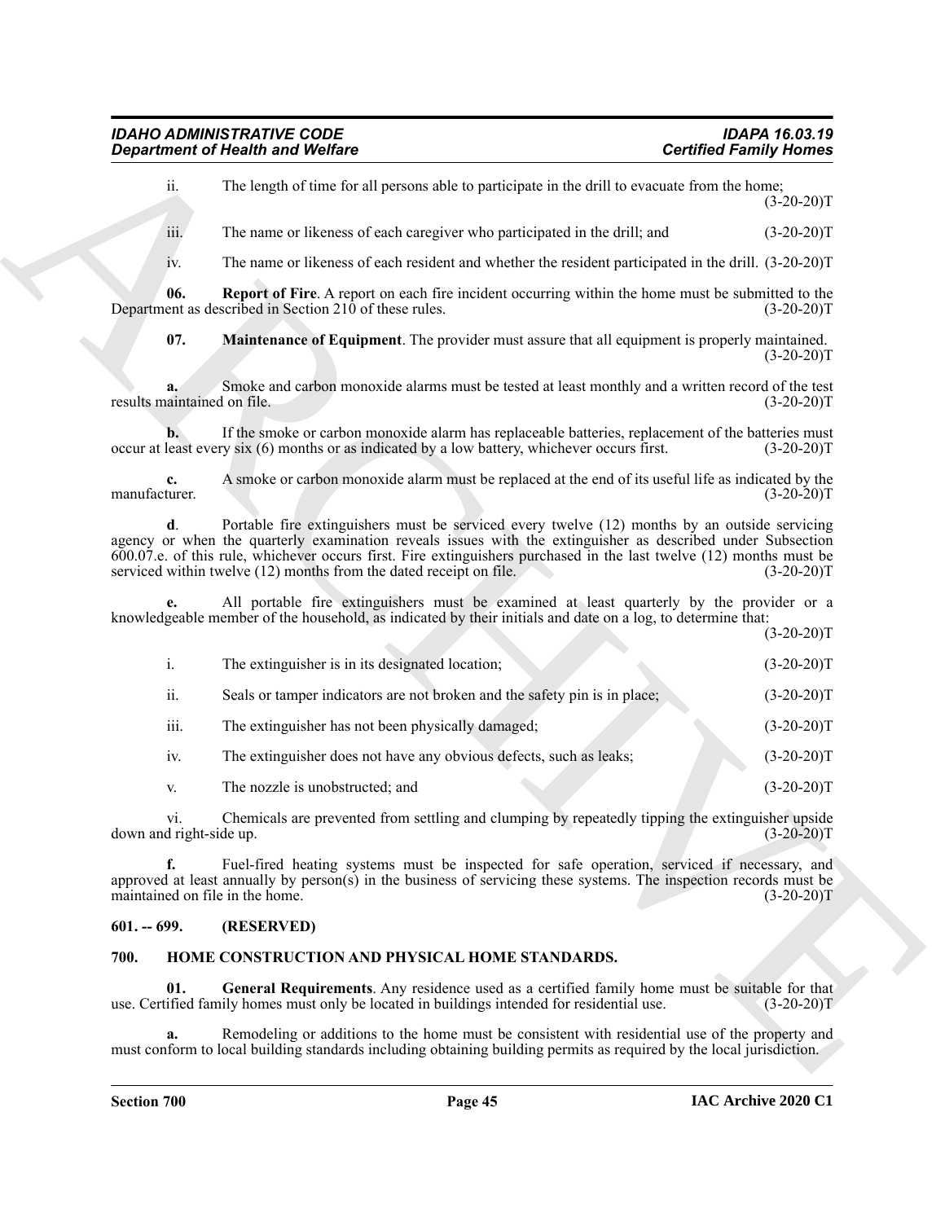ii. The length of time for all persons able to participate in the drill to evacuate from the home; (3-20-20)T

iii. The name or likeness of each caregiver who participated in the drill; and (3-20-20)T

iv. The name or likeness of each resident and whether the resident participated in the drill. (3-20-20)T

**06. Report of Fire**. A report on each fire incident occurring within the home must be submitted to the Department as described in Section 210 of these rules. (3-20-20)T

**07. Maintenance of Equipment**. The provider must assure that all equipment is properly maintained. (3-20-20)T

**a.** Smoke and carbon monoxide alarms must be tested at least monthly and a written record of the test results maintained on file. (3-20-20)T

**b.** If the smoke or carbon monoxide alarm has replaceable batteries, replacement of the batteries must occur at least every six (6) months or as indicated by a low battery, whichever occurs first. (3-20-20)T

**c.** A smoke or carbon monoxide alarm must be replaced at the end of its useful life as indicated by the manufacturer. (3-20-20)T

**d**. Portable fire extinguishers must be serviced every twelve (12) months by an outside servicing agency or when the quarterly examination reveals issues with the extinguisher as described under Subsection 600.07.e. of this rule, whichever occurs first. Fire extinguishers purchased in the last twelve (12) months must be serviced within twelve (12) months from the dated receipt on file. (3-20-20)T

**e.** All portable fire extinguishers must be examined at least quarterly by the provider or a knowledgeable member of the household, as indicated by their initials and date on a log, to determine that: (3-20-20)T

i. The extinguisher is in its designated location; (3-20-20)T

ii. Seals or tamper indicators are not broken and the safety pin is in place; (3-20-20)T

iii. The extinguisher has not been physically damaged; (3-20-20)T

iv. The extinguisher does not have any obvious defects, such as leaks; (3-20-20)T

v. The nozzle is unobstructed; and (3-20-20)T

vi. Chemicals are prevented from settling and clumping by repeatedly tipping the extinguisher upside down and right-side up. (3-20-20)T

**f.** Fuel-fired heating systems must be inspected for safe operation, serviced if necessary, and approved at least annually by person(s) in the business of servicing these systems. The inspection records must be maintained on file in the home. (3-20-20)T

## 601. -- 699. (RESERVED)

## 700. HOME CONSTRUCTION AND PHYSICAL HOME STANDARDS.

**01. General Requirements**. Any residence used as a certified family home must be suitable for that use. Certified family homes must only be located in buildings intended for residential use. (3-20-20)T

**a.** Remodeling or additions to the home must be consistent with residential use of the property and must conform to local building standards including obtaining building permits as required by the local jurisdiction.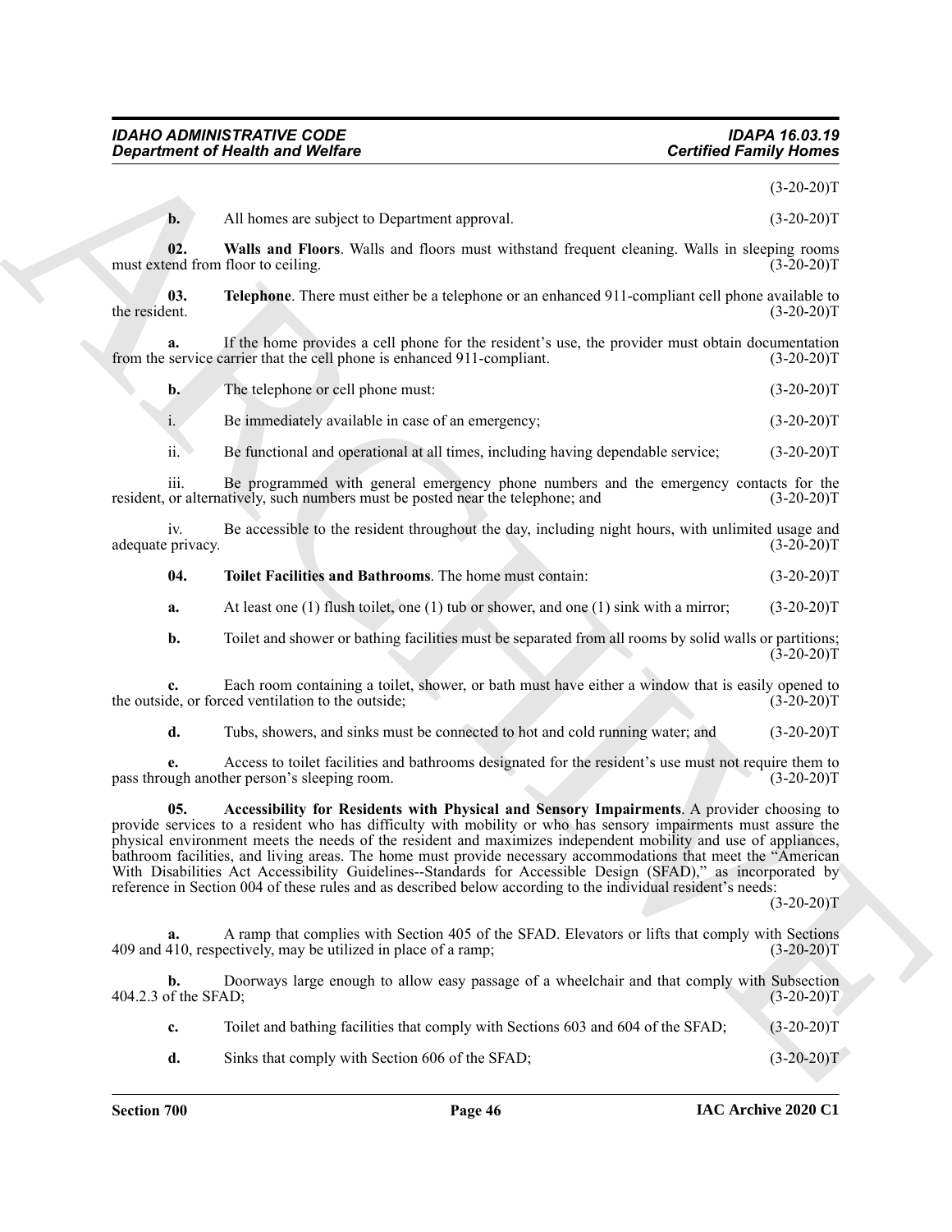(3-20-20)T

**b.** All homes are subject to Department approval. (3-20-20)T

**02. Walls and Floors**. Walls and floors must withstand frequent cleaning. Walls in sleeping rooms must extend from floor to ceiling. (3-20-20)T

**03. Telephone**. There must either be a telephone or an enhanced 911-compliant cell phone available to the resident. (3-20-20)T

**a.** If the home provides a cell phone for the resident's use, the provider must obtain documentation from the service carrier that the cell phone is enhanced 911-compliant. (3-20-20)T

**b.** The telephone or cell phone must: (3-20-20)T

i. Be immediately available in case of an emergency; (3-20-20)T

ii. Be functional and operational at all times, including having dependable service; (3-20-20)T

iii. Be programmed with general emergency phone numbers and the emergency contacts for the resident, or alternatively, such numbers must be posted near the telephone; and (3-20-20)T

iv. Be accessible to the resident throughout the day, including night hours, with unlimited usage and adequate privacy. (3-20-20)T

**04. Toilet Facilities and Bathrooms**. The home must contain: (3-20-20)T

**a.** At least one (1) flush toilet, one (1) tub or shower, and one (1) sink with a mirror; (3-20-20)T

**b.** Toilet and shower or bathing facilities must be separated from all rooms by solid walls or partitions; (3-20-20)T

**c.** Each room containing a toilet, shower, or bath must have either a window that is easily opened to the outside, or forced ventilation to the outside; (3-20-20)T

**d.** Tubs, showers, and sinks must be connected to hot and cold running water; and (3-20-20)T

**e.** Access to toilet facilities and bathrooms designated for the resident's use must not require them to pass through another person's sleeping room. (3-20-20)T

**05. Accessibility for Residents with Physical and Sensory Impairments**. A provider choosing to provide services to a resident who has difficulty with mobility or who has sensory impairments must assure the physical environment meets the needs of the resident and maximizes independent mobility and use of appliances, bathroom facilities, and living areas. The home must provide necessary accommodations that meet the "American With Disabilities Act Accessibility Guidelines--Standards for Accessible Design (SFAD)," as incorporated by reference in Section 004 of these rules and as described below according to the individual resident's needs: (3-20-20)T

**a.** A ramp that complies with Section 405 of the SFAD. Elevators or lifts that comply with Sections 409 and 410, respectively, may be utilized in place of a ramp; (3-20-20)T

**b.** Doorways large enough to allow easy passage of a wheelchair and that comply with Subsection 404.2.3 of the SFAD; (3-20-20)T

**c.** Toilet and bathing facilities that comply with Sections 603 and 604 of the SFAD; (3-20-20)T

**d.** Sinks that comply with Section 606 of the SFAD; (3-20-20)T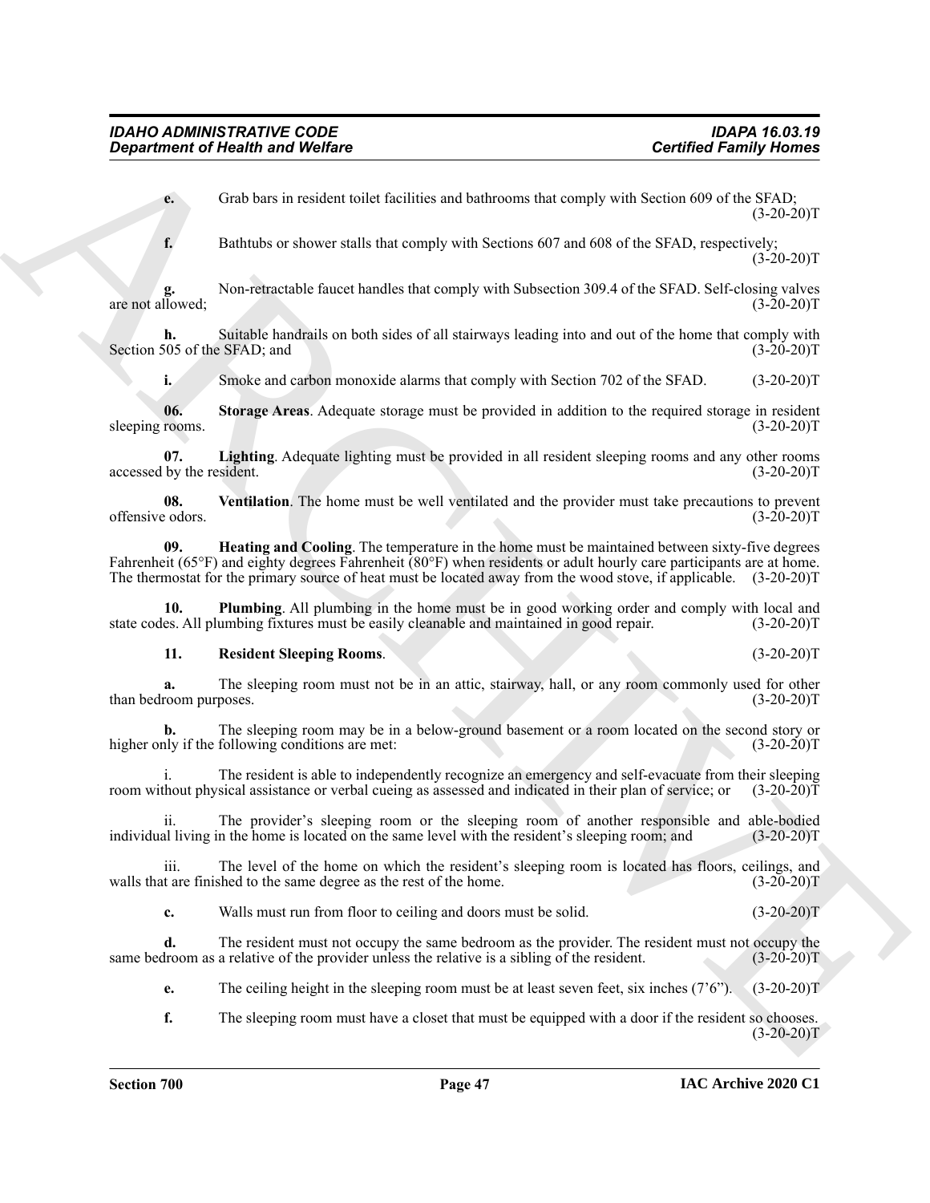**e.** Grab bars in resident toilet facilities and bathrooms that comply with Section 609 of the SFAD; (3-20-20)T

**f.** Bathtubs or shower stalls that comply with Sections 607 and 608 of the SFAD, respectively; (3-20-20)T

**g.** Non-retractable faucet handles that comply with Subsection 309.4 of the SFAD. Self-closing valves are not allowed; (3-20-20)T

**h.** Suitable handrails on both sides of all stairways leading into and out of the home that comply with Section 505 of the SFAD; and (3-20-20)T

**i.** Smoke and carbon monoxide alarms that comply with Section 702 of the SFAD. (3-20-20)T

**06. Storage Areas**. Adequate storage must be provided in addition to the required storage in resident sleeping rooms. (3-20-20)T

**07. Lighting**. Adequate lighting must be provided in all resident sleeping rooms and any other rooms accessed by the resident. (3-20-20)T

**08. Ventilation**. The home must be well ventilated and the provider must take precautions to prevent offensive odors. (3-20-20)T

**09. Heating and Cooling**. The temperature in the home must be maintained between sixty-five degrees Fahrenheit (65°F) and eighty degrees Fahrenheit (80°F) when residents or adult hourly care participants are at home. The thermostat for the primary source of heat must be located away from the wood stove, if applicable. (3-20-20)T

**10. Plumbing**. All plumbing in the home must be in good working order and comply with local and state codes. All plumbing fixtures must be easily cleanable and maintained in good repair. (3-20-20)T

**11. Resident Sleeping Rooms**. (3-20-20)T

**a.** The sleeping room must not be in an attic, stairway, hall, or any room commonly used for other than bedroom purposes. (3-20-20)T

**b.** The sleeping room may be in a below-ground basement or a room located on the second story or higher only if the following conditions are met: (3-20-20)T

i. The resident is able to independently recognize an emergency and self-evacuate from their sleeping room without physical assistance or verbal cueing as assessed and indicated in their plan of service; or (3-20-20)T

ii. The provider's sleeping room or the sleeping room of another responsible and able-bodied individual living in the home is located on the same level with the resident's sleeping room; and (3-20-20)T

iii. The level of the home on which the resident's sleeping room is located has floors, ceilings, and walls that are finished to the same degree as the rest of the home. (3-20-20)T

**c.** Walls must run from floor to ceiling and doors must be solid. (3-20-20)T

**d.** The resident must not occupy the same bedroom as the provider. The resident must not occupy the same bedroom as a relative of the provider unless the relative is a sibling of the resident. (3-20-20)T

**e.** The ceiling height in the sleeping room must be at least seven feet, six inches (7'6"). (3-20-20)T

**f.** The sleeping room must have a closet that must be equipped with a door if the resident so chooses. (3-20-20)T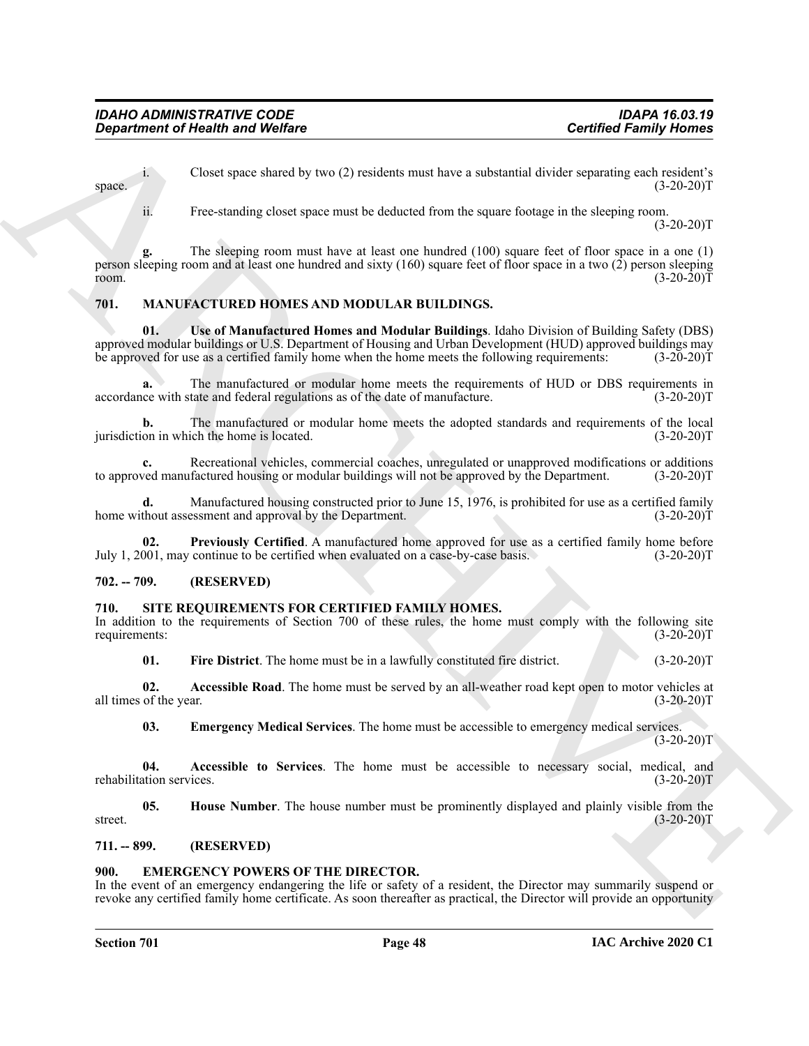i. Closet space shared by two (2) residents must have a substantial divider separating each resident's space. (3-20-20)T

ii. Free-standing closet space must be deducted from the square footage in the sleeping room. (3-20-20)T

**g.** The sleeping room must have at least one hundred (100) square feet of floor space in a one (1) person sleeping room and at least one hundred and sixty (160) square feet of floor space in a two (2) person sleeping room. (3-20-20)T

## 701. MANUFACTURED HOMES AND MODULAR BUILDINGS.

**01. Use of Manufactured Homes and Modular Buildings**. Idaho Division of Building Safety (DBS) approved modular buildings or U.S. Department of Housing and Urban Development (HUD) approved buildings may be approved for use as a certified family home when the home meets the following requirements: (3-20-20)T

**a.** The manufactured or modular home meets the requirements of HUD or DBS requirements in accordance with state and federal regulations as of the date of manufacture. (3-20-20)T

**b.** The manufactured or modular home meets the adopted standards and requirements of the local jurisdiction in which the home is located. (3-20-20)T

**c.** Recreational vehicles, commercial coaches, unregulated or unapproved modifications or additions to approved manufactured housing or modular buildings will not be approved by the Department. (3-20-20)T

**d.** Manufactured housing constructed prior to June 15, 1976, is prohibited for use as a certified family home without assessment and approval by the Department. (3-20-20)T

**02. Previously Certified**. A manufactured home approved for use as a certified family home before July 1, 2001, may continue to be certified when evaluated on a case-by-case basis. (3-20-20)T

## 702. -- 709. (RESERVED)

## 710. SITE REQUIREMENTS FOR CERTIFIED FAMILY HOMES.

In addition to the requirements of Section 700 of these rules, the home must comply with the following site requirements: (3-20-20)T

**01. Fire District**. The home must be in a lawfully constituted fire district. (3-20-20)T

**02. Accessible Road**. The home must be served by an all-weather road kept open to motor vehicles at all times of the year. (3-20-20)T

**03. Emergency Medical Services**. The home must be accessible to emergency medical services. (3-20-20)T

**04. Accessible to Services**. The home must be accessible to necessary social, medical, and rehabilitation services. (3-20-20)T

**05. House Number**. The house number must be prominently displayed and plainly visible from the street. (3-20-20)T

## 711. -- 899. (RESERVED)

## 900. EMERGENCY POWERS OF THE DIRECTOR.

In the event of an emergency endangering the life or safety of a resident, the Director may summarily suspend or revoke any certified family home certificate. As soon thereafter as practical, the Director will provide an opportunity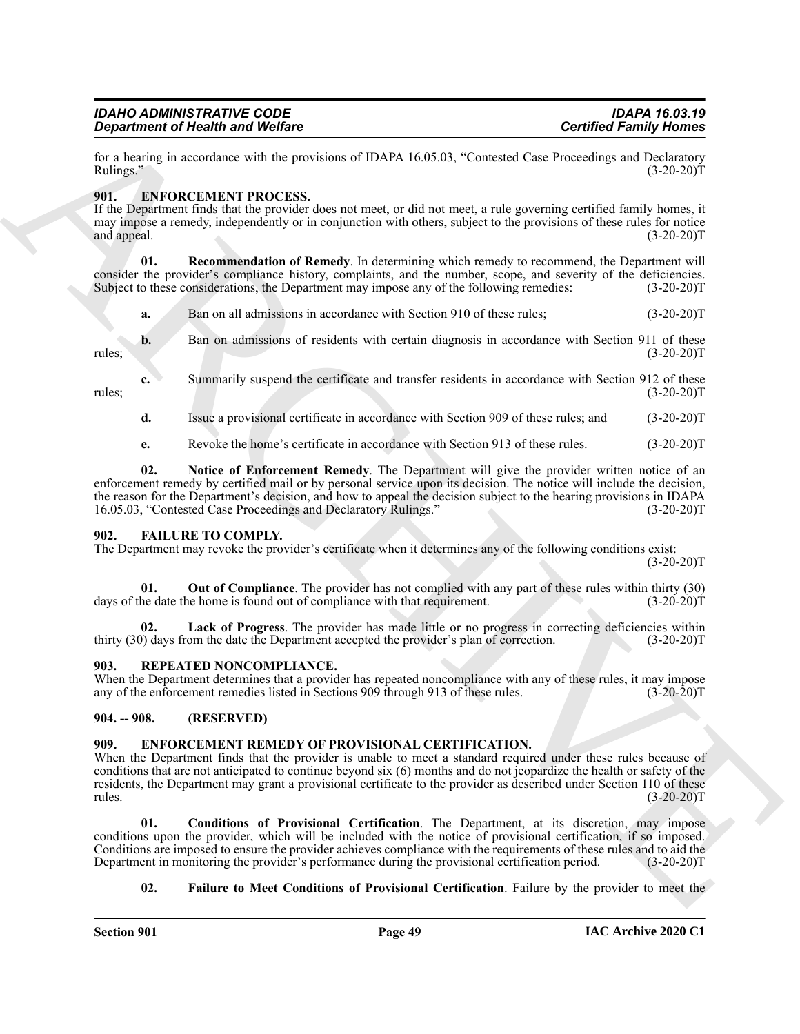for a hearing in accordance with the provisions of IDAPA 16.05.03, "Contested Case Proceedings and Declaratory Rulings." (3-20-20)T

### 901. ENFORCEMENT PROCESS.

If the Department finds that the provider does not meet, or did not meet, a rule governing certified family homes, it may impose a remedy, independently or in conjunction with others, subject to the provisions of these rules for notice and appeal. (3-20-20)T

**01. Recommendation of Remedy**. In determining which remedy to recommend, the Department will consider the provider's compliance history, complaints, and the number, scope, and severity of the deficiencies. Subject to these considerations, the Department may impose any of the following remedies: (3-20-20)T

**a.** Ban on all admissions in accordance with Section 910 of these rules; (3-20-20)T

**b.** Ban on admissions of residents with certain diagnosis in accordance with Section 911 of these rules; (3-20-20)T

**c.** Summarily suspend the certificate and transfer residents in accordance with Section 912 of these rules; (3-20-20)T

**d.** Issue a provisional certificate in accordance with Section 909 of these rules; and (3-20-20)T

**e.** Revoke the home's certificate in accordance with Section 913 of these rules. (3-20-20)T

**02. Notice of Enforcement Remedy**. The Department will give the provider written notice of an enforcement remedy by certified mail or by personal service upon its decision. The notice will include the decision, the reason for the Department's decision, and how to appeal the decision subject to the hearing provisions in IDAPA 16.05.03, "Contested Case Proceedings and Declaratory Rulings." (3-20-20)T

### 902. FAILURE TO COMPLY.

The Department may revoke the provider's certificate when it determines any of the following conditions exist: (3-20-20)T

**01. Out of Compliance**. The provider has not complied with any part of these rules within thirty (30) days of the date the home is found out of compliance with that requirement. (3-20-20)T

**02. Lack of Progress**. The provider has made little or no progress in correcting deficiencies within thirty (30) days from the date the Department accepted the provider's plan of correction. (3-20-20)T

### 903. REPEATED NONCOMPLIANCE.

When the Department determines that a provider has repeated noncompliance with any of these rules, it may impose any of the enforcement remedies listed in Sections 909 through 913 of these rules. (3-20-20)T

### 904. -- 908. (RESERVED)

### 909. ENFORCEMENT REMEDY OF PROVISIONAL CERTIFICATION.

When the Department finds that the provider is unable to meet a standard required under these rules because of conditions that are not anticipated to continue beyond six (6) months and do not jeopardize the health or safety of the residents, the Department may grant a provisional certificate to the provider as described under Section 110 of these rules. (3-20-20)T

**01. Conditions of Provisional Certification**. The Department, at its discretion, may impose conditions upon the provider, which will be included with the notice of provisional certification, if so imposed. Conditions are imposed to ensure the provider achieves compliance with the requirements of these rules and to aid the Department in monitoring the provider's performance during the provisional certification period. (3-20-20)T

**02. Failure to Meet Conditions of Provisional Certification**. Failure by the provider to meet the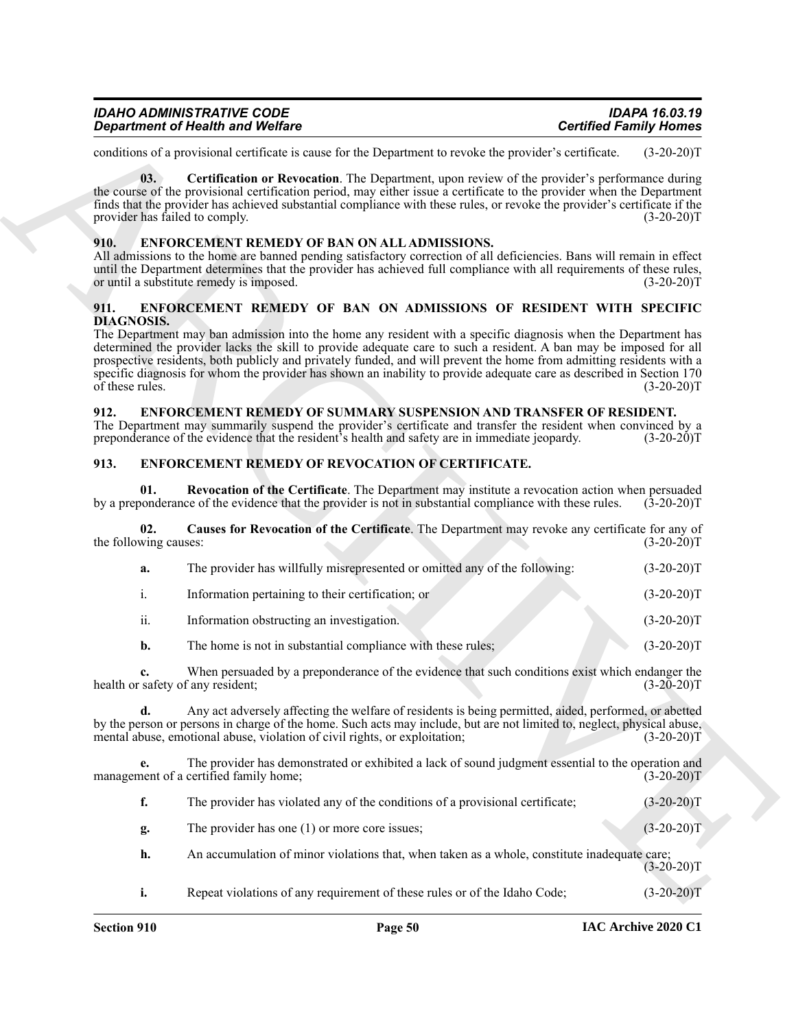conditions of a provisional certificate is cause for the Department to revoke the provider's certificate. (3-20-20)T

**03. Certification or Revocation**. The Department, upon review of the provider's performance during the course of the provisional certification period, may either issue a certificate to the provider when the Department finds that the provider has achieved substantial compliance with these rules, or revoke the provider's certificate if the provider has failed to comply. (3-20-20)T

## 910. ENFORCEMENT REMEDY OF BAN ON ALL ADMISSIONS.

All admissions to the home are banned pending satisfactory correction of all deficiencies. Bans will remain in effect until the Department determines that the provider has achieved full compliance with all requirements of these rules, or until a substitute remedy is imposed. (3-20-20)T

## 911. ENFORCEMENT REMEDY OF BAN ON ADMISSIONS OF RESIDENT WITH SPECIFIC DIAGNOSIS.

The Department may ban admission into the home any resident with a specific diagnosis when the Department has determined the provider lacks the skill to provide adequate care to such a resident. A ban may be imposed for all prospective residents, both publicly and privately funded, and will prevent the home from admitting residents with a specific diagnosis for whom the provider has shown an inability to provide adequate care as described in Section 170 of these rules. (3-20-20)T

## 912. ENFORCEMENT REMEDY OF SUMMARY SUSPENSION AND TRANSFER OF RESIDENT.

The Department may summarily suspend the provider's certificate and transfer the resident when convinced by a preponderance of the evidence that the resident's health and safety are in immediate jeopardy. (3-20-20)T

## 913. ENFORCEMENT REMEDY OF REVOCATION OF CERTIFICATE.

**01. Revocation of the Certificate**. The Department may institute a revocation action when persuaded by a preponderance of the evidence that the provider is not in substantial compliance with these rules. (3-20-20)T

**02. Causes for Revocation of the Certificate**. The Department may revoke any certificate for any of the following causes: (3-20-20)T

**a.** The provider has willfully misrepresented or omitted any of the following: (3-20-20)T

i. Information pertaining to their certification; or (3-20-20)T

ii. Information obstructing an investigation. (3-20-20)T

**b.** The home is not in substantial compliance with these rules; (3-20-20)T

**c.** When persuaded by a preponderance of the evidence that such conditions exist which endanger the health or safety of any resident; (3-20-20)T

**d.** Any act adversely affecting the welfare of residents is being permitted, aided, performed, or abetted by the person or persons in charge of the home. Such acts may include, but are not limited to, neglect, physical abuse, mental abuse, emotional abuse, violation of civil rights, or exploitation; (3-20-20)T

**e.** The provider has demonstrated or exhibited a lack of sound judgment essential to the operation and management of a certified family home; (3-20-20)T

**f.** The provider has violated any of the conditions of a provisional certificate; (3-20-20)T

**g.** The provider has one (1) or more core issues; (3-20-20)T

**h.** An accumulation of minor violations that, when taken as a whole, constitute inadequate care; (3-20-20)T

**i.** Repeat violations of any requirement of these rules or of the Idaho Code; (3-20-20)T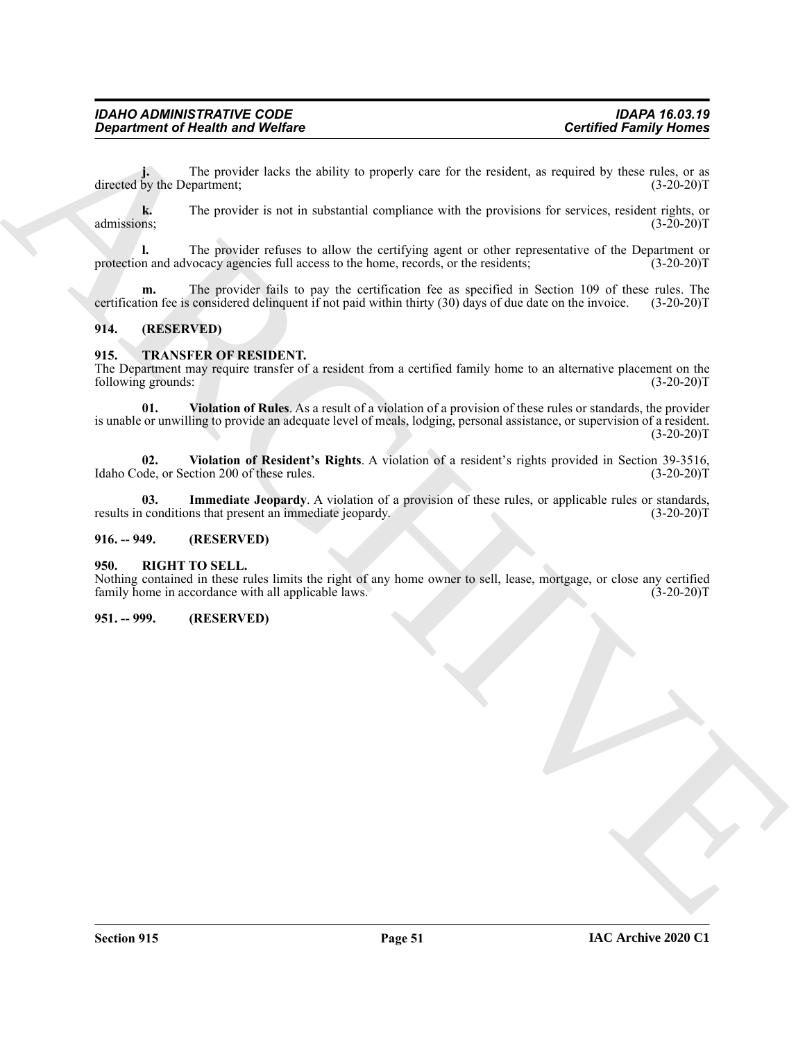**j.** The provider lacks the ability to properly care for the resident, as required by these rules, or as directed by the Department; (3-20-20)T

**k.** The provider is not in substantial compliance with the provisions for services, resident rights, or admissions; (3-20-20)T

**l.** The provider refuses to allow the certifying agent or other representative of the Department or protection and advocacy agencies full access to the home, records, or the residents; (3-20-20)T

**m.** The provider fails to pay the certification fee as specified in Section 109 of these rules. The certification fee is considered delinquent if not paid within thirty (30) days of due date on the invoice. (3-20-20)T

## 914. (RESERVED)

## 915. TRANSFER OF RESIDENT.

The Department may require transfer of a resident from a certified family home to an alternative placement on the following grounds: (3-20-20)T

**01. Violation of Rules**. As a result of a violation of a provision of these rules or standards, the provider is unable or unwilling to provide an adequate level of meals, lodging, personal assistance, or supervision of a resident. (3-20-20)T

**02. Violation of Resident's Rights**. A violation of a resident's rights provided in Section 39-3516, Idaho Code, or Section 200 of these rules. (3-20-20)T

**03. Immediate Jeopardy**. A violation of a provision of these rules, or applicable rules or standards, results in conditions that present an immediate jeopardy. (3-20-20)T

## 916. -- 949. (RESERVED)

## 950. RIGHT TO SELL.

Nothing contained in these rules limits the right of any home owner to sell, lease, mortgage, or close any certified family home in accordance with all applicable laws. (3-20-20)T

## 951. -- 999. (RESERVED)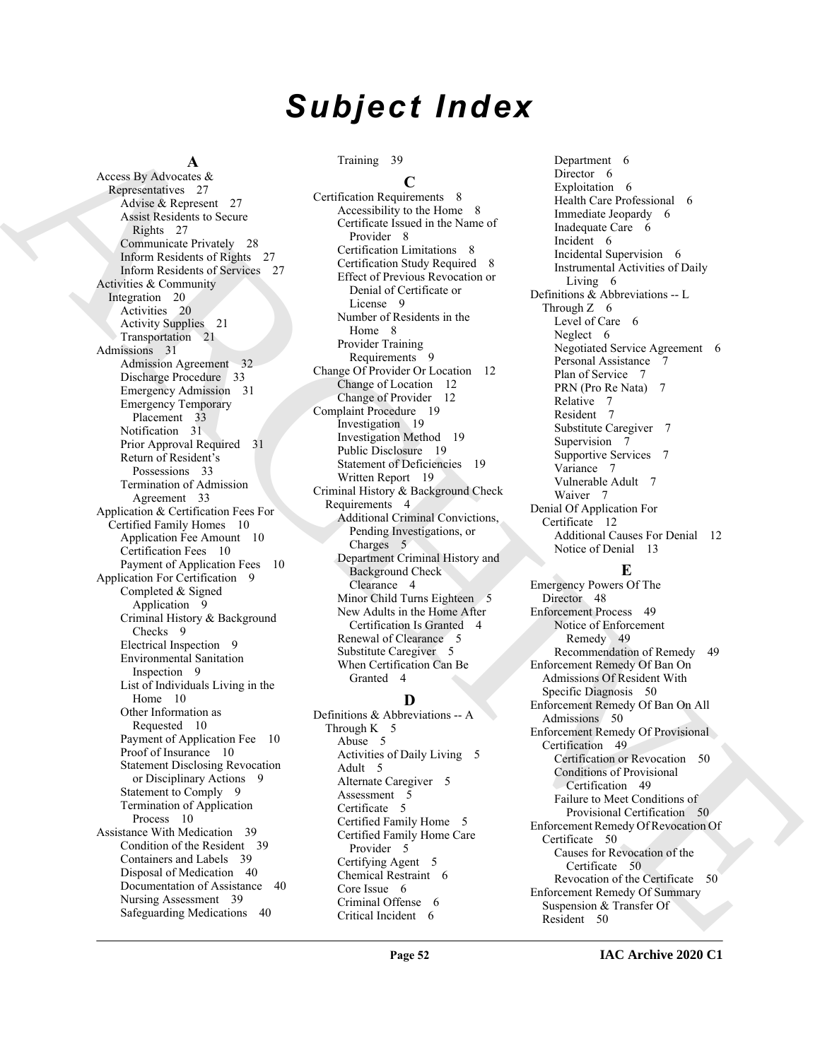# Subject Index

**A**

Access By Advocates & Representatives 27
- Advise & Represent 27
- Assist Residents to Secure Rights 27
- Communicate Privately 28
- Inform Residents of Rights 27
- Inform Residents of Services 27

Activities & Community Integration 20
- Activities 20
- Activity Supplies 21
- Transportation 21

Admissions 31
- Admission Agreement 32
- Discharge Procedure 33
- Emergency Admission 31
- Emergency Temporary Placement 33
- Notification 31
- Prior Approval Required 31
- Return of Resident's Possessions 33
- Termination of Admission Agreement 33

Application & Certification Fees For Certified Family Homes 10
- Application Fee Amount 10
- Certification Fees 10
- Payment of Application Fees 10

Application For Certification 9
- Completed & Signed Application 9
- Criminal History & Background Checks 9
- Electrical Inspection 9
- Environmental Sanitation Inspection 9
- List of Individuals Living in the Home 10
- Other Information as Requested 10
- Payment of Application Fee 10
- Proof of Insurance 10
- Statement Disclosing Revocation or Disciplinary Actions 9
- Statement to Comply 9
- Termination of Application Process 10

Assistance With Medication 39
- Condition of the Resident 39
- Containers and Labels 39
- Disposal of Medication 40
- Documentation of Assistance 40
- Nursing Assessment 39
- Safeguarding Medications 40
- Training 39

**C**

Certification Requirements 8
- Accessibility to the Home 8
- Certificate Issued in the Name of Provider 8
- Certification Limitations 8
- Certification Study Required 8
- Effect of Previous Revocation or Denial of Certificate or License 9
- Number of Residents in the Home 8
- Provider Training Requirements 9

Change Of Provider Or Location 12
- Change of Location 12
- Change of Provider 12

Complaint Procedure 19
- Investigation 19
- Investigation Method 19
- Public Disclosure 19
- Statement of Deficiencies 19
- Written Report 19

Criminal History & Background Check Requirements 4
- Additional Criminal Convictions, Pending Investigations, or Charges 5
- Department Criminal History and Background Check Clearance 4
- Minor Child Turns Eighteen 5
- New Adults in the Home After Certification Is Granted 4
- Renewal of Clearance 5
- Substitute Caregiver 5
- When Certification Can Be Granted 4

**D**

Definitions & Abbreviations -- A Through K 5
- Abuse 5
- Activities of Daily Living 5
- Adult 5
- Alternate Caregiver 5
- Assessment 5
- Certificate 5
- Certified Family Home 5
- Certified Family Home Care Provider 5
- Certifying Agent 5
- Chemical Restraint 6
- Core Issue 6
- Criminal Offense 6
- Critical Incident 6
- Department 6
- Director 6
- Exploitation 6
- Health Care Professional 6
- Immediate Jeopardy 6
- Inadequate Care 6
- Incident 6
- Incidental Supervision 6
- Instrumental Activities of Daily Living 6

Definitions & Abbreviations -- L Through Z 6
- Level of Care 6
- Neglect 6
- Negotiated Service Agreement 6
- Personal Assistance 7
- Plan of Service 7
- PRN (Pro Re Nata) 7
- Relative 7
- Resident 7
- Substitute Caregiver 7
- Supervision 7
- Supportive Services 7
- Variance 7
- Vulnerable Adult 7
- Waiver 7

Denial Of Application For Certificate 12
- Additional Causes For Denial 12
- Notice of Denial 13

**E**

Emergency Powers Of The Director 48

Enforcement Process 49
- Notice of Enforcement Remedy 49
- Recommendation of Remedy 49

Enforcement Remedy Of Ban On Admissions Of Resident With Specific Diagnosis 50

Enforcement Remedy Of Ban On All Admissions 50

Enforcement Remedy Of Provisional Certification 49
- Certification or Revocation 50
- Conditions of Provisional Certification 49
- Failure to Meet Conditions of Provisional Certification 50

Enforcement Remedy Of Revocation Of Certificate 50
- Causes for Revocation of the Certificate 50
- Revocation of the Certificate 50

Enforcement Remedy Of Summary Suspension & Transfer Of Resident 50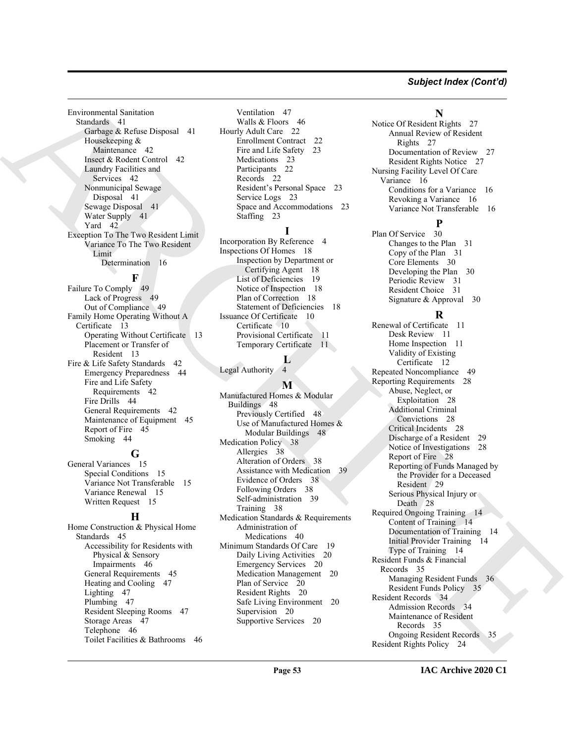## Subject Index (Cont'd)

Environmental Sanitation Standards 41
- Garbage & Refuse Disposal 41
- Housekeeping & Maintenance 42
- Insect & Rodent Control 42
- Laundry Facilities and Services 42
- Nonmunicipal Sewage Disposal 41
- Sewage Disposal 41
- Water Supply 41
- Yard 42

Exception To The Two Resident Limit
- Variance To The Two Resident Limit
  - Determination 16

### F

Failure To Comply 49
- Lack of Progress 49
- Out of Compliance 49

Family Home Operating Without A Certificate 13
- Operating Without Certificate 13
- Placement or Transfer of Resident 13

Fire & Life Safety Standards 42
- Emergency Preparedness 44
- Fire and Life Safety Requirements 42
- Fire Drills 44
- General Requirements 42
- Maintenance of Equipment 45
- Report of Fire 45
- Smoking 44

### G

General Variances 15
- Special Conditions 15
- Variance Not Transferable 15
- Variance Renewal 15
- Written Request 15

### H

Home Construction & Physical Home Standards 45
- Accessibility for Residents with Physical & Sensory Impairments 46
- General Requirements 45
- Heating and Cooling 47
- Lighting 47
- Plumbing 47
- Resident Sleeping Rooms 47
- Storage Areas 47
- Telephone 46
- Toilet Facilities & Bathrooms 46
- Ventilation 47
- Walls & Floors 46

Hourly Adult Care 22
- Enrollment Contract 22
- Fire and Life Safety 23
- Medications 23
- Participants 22
- Records 22
- Resident's Personal Space 23
- Service Logs 23
- Space and Accommodations 23
- Staffing 23

### I

Incorporation By Reference 4

Inspections Of Homes 18
- Inspection by Department or Certifying Agent 18
- List of Deficiencies 19
- Notice of Inspection 18
- Plan of Correction 18
- Statement of Deficiencies 18

Issuance Of Certificate 10
- Certificate 10
- Provisional Certificate 11
- Temporary Certificate 11

### L

Legal Authority 4

### M

Manufactured Homes & Modular Buildings 48
- Previously Certified 48
- Use of Manufactured Homes & Modular Buildings 48

Medication Policy 38
- Allergies 38
- Alteration of Orders 38
- Assistance with Medication 39
- Evidence of Orders 38
- Following Orders 38
- Self-administration 39
- Training 38

Medication Standards & Requirements
- Administration of Medications 40

Minimum Standards Of Care 19
- Daily Living Activities 20
- Emergency Services 20
- Medication Management 20
- Plan of Service 20
- Resident Rights 20
- Safe Living Environment 20
- Supervision 20
- Supportive Services 20

### N

Notice Of Resident Rights 27
- Annual Review of Resident Rights 27
- Documentation of Review 27
- Resident Rights Notice 27

Nursing Facility Level Of Care Variance 16
- Conditions for a Variance 16
- Revoking a Variance 16
- Variance Not Transferable 16

### P

Plan Of Service 30
- Changes to the Plan 31
- Copy of the Plan 31
- Core Elements 30
- Developing the Plan 30
- Periodic Review 31
- Resident Choice 31
- Signature & Approval 30

### R

Renewal of Certificate 11
- Desk Review 11
- Home Inspection 11
- Validity of Existing Certificate 12

Repeated Noncompliance 49

Reporting Requirements 28
- Abuse, Neglect, or Exploitation 28
- Additional Criminal Convictions 28
- Critical Incidents 28
- Discharge of a Resident 29
- Notice of Investigations 28
- Report of Fire 28
- Reporting of Funds Managed by the Provider for a Deceased Resident 29
- Serious Physical Injury or Death 28

Required Ongoing Training 14
- Content of Training 14
- Documentation of Training 14
- Initial Provider Training 14
- Type of Training 14

Resident Funds & Financial Records 35
- Managing Resident Funds 36
- Resident Funds Policy 35

Resident Records 34
- Admission Records 34
- Maintenance of Resident Records 35
- Ongoing Resident Records 35

Resident Rights Policy 24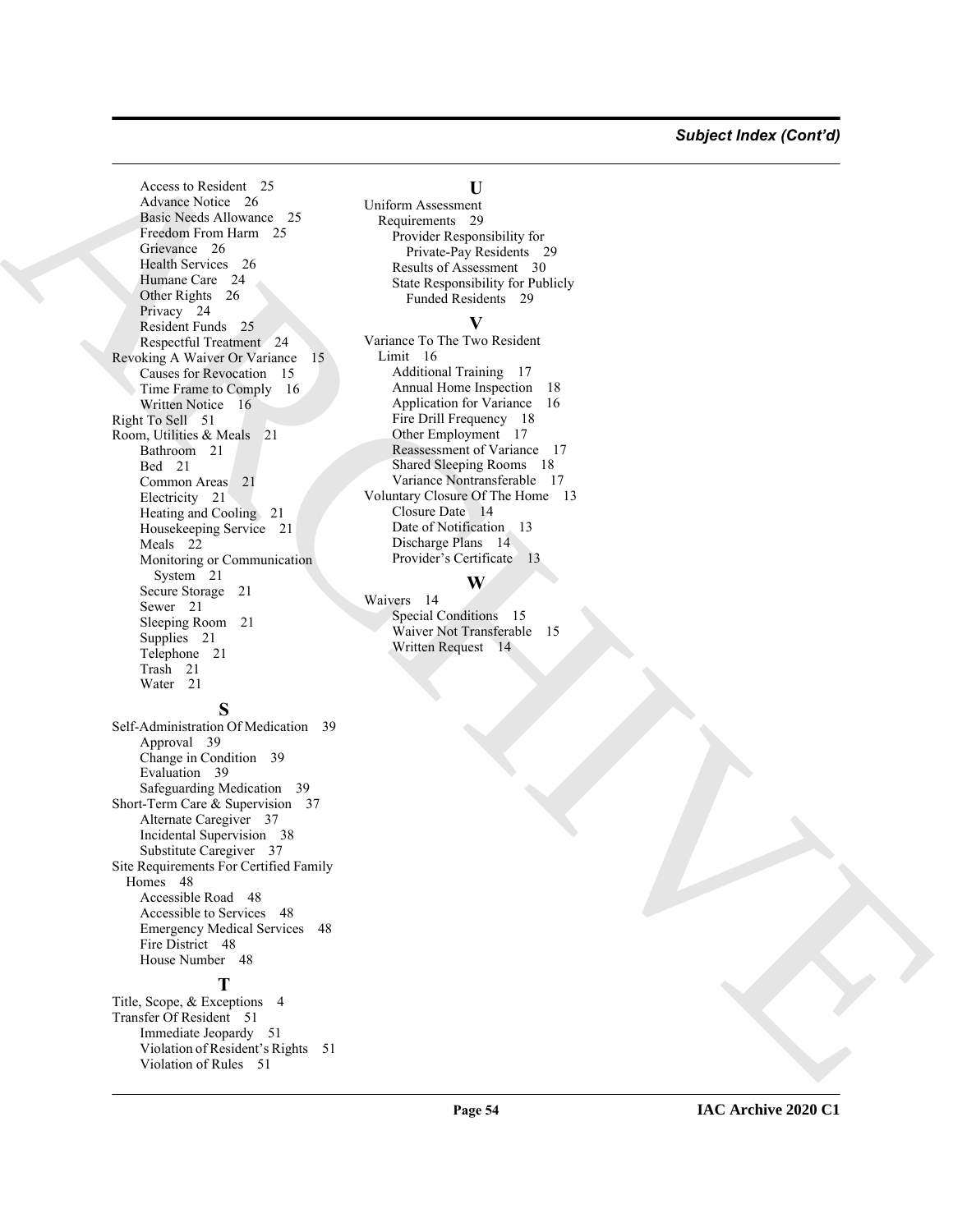Access to Resident 25
Advance Notice 26
Basic Needs Allowance 25
Freedom From Harm 25
Grievance 26
Health Services 26
Humane Care 24
Other Rights 26
Privacy 24
Resident Funds 25
Respectful Treatment 24

Revoking A Waiver Or Variance 15
Causes for Revocation 15
Time Frame to Comply 16
Written Notice 16

Right To Sell 51

Room, Utilities & Meals 21
Bathroom 21
Bed 21
Common Areas 21
Electricity 21
Heating and Cooling 21
Housekeeping Service 21
Meals 22
Monitoring or Communication System 21
Secure Storage 21
Sewer 21
Sleeping Room 21
Supplies 21
Telephone 21
Trash 21
Water 21

## S

Self-Administration Of Medication 39
Approval 39
Change in Condition 39
Evaluation 39
Safeguarding Medication 39

Short-Term Care & Supervision 37
Alternate Caregiver 37
Incidental Supervision 38
Substitute Caregiver 37

Site Requirements For Certified Family Homes 48
Accessible Road 48
Accessible to Services 48
Emergency Medical Services 48
Fire District 48
House Number 48

## T

Title, Scope, & Exceptions 4

Transfer Of Resident 51
Immediate Jeopardy 51
Violation of Resident's Rights 51
Violation of Rules 51

## U

Uniform Assessment Requirements 29
Provider Responsibility for Private-Pay Residents 29
Results of Assessment 30
State Responsibility for Publicly Funded Residents 29

## V

Variance To The Two Resident Limit 16
Additional Training 17
Annual Home Inspection 18
Application for Variance 16
Fire Drill Frequency 18
Other Employment 17
Reassessment of Variance 17
Shared Sleeping Rooms 18
Variance Nontransferable 17

Voluntary Closure Of The Home 13
Closure Date 14
Date of Notification 13
Discharge Plans 14
Provider's Certificate 13

## W

Waivers 14
Special Conditions 15
Waiver Not Transferable 15
Written Request 14